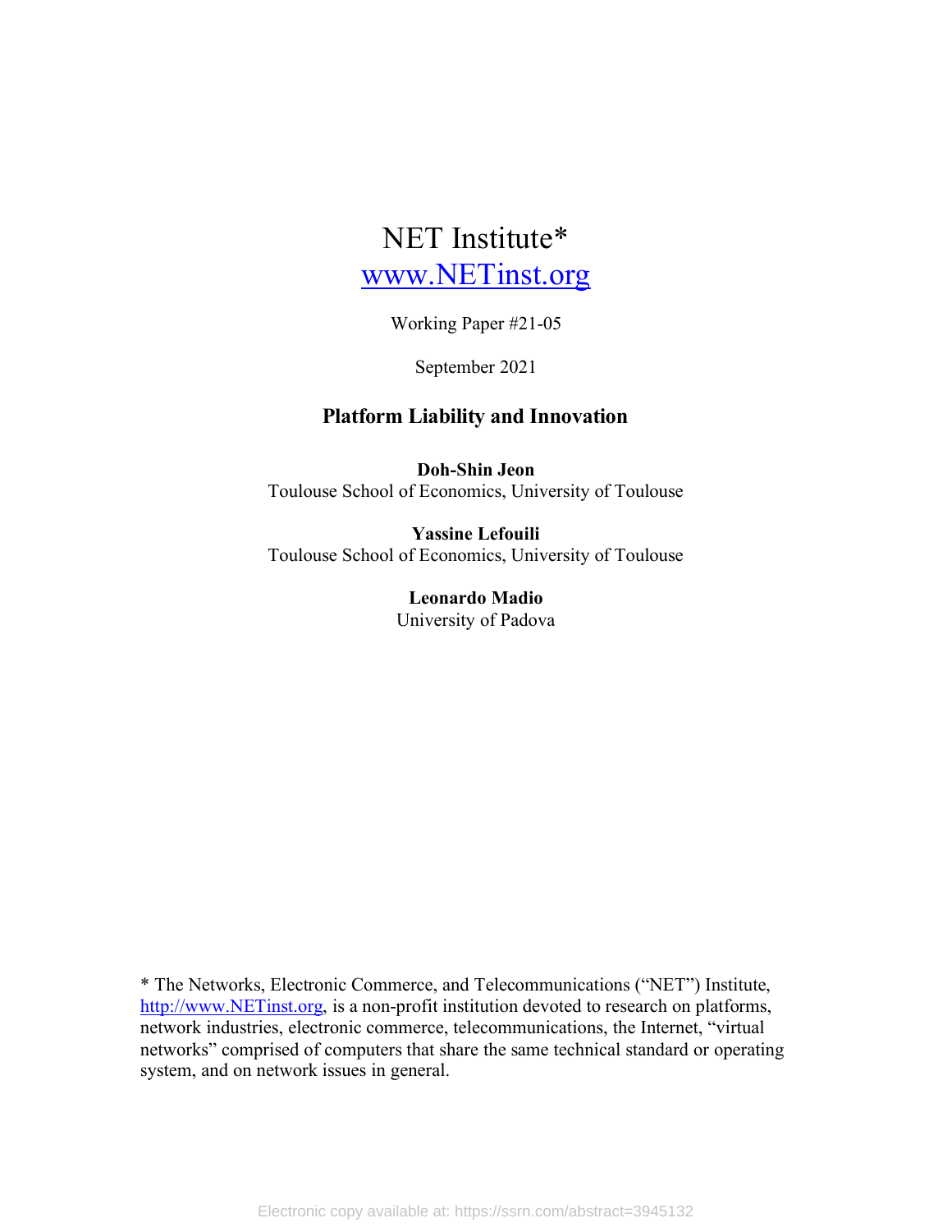# NET Institute*

www.NETinst.org

Working Paper #21-05

September 2021

## Platform Liability and Innovation

**Doh-Shin Jeon**
Toulouse School of Economics, University of Toulouse

**Yassine Lefouili**
Toulouse School of Economics, University of Toulouse

**Leonardo Madio**
University of Padova

* The Networks, Electronic Commerce, and Telecommunications ("NET") Institute, http://www.NETinst.org, is a non-profit institution devoted to research on platforms, network industries, electronic commerce, telecommunications, the Internet, "virtual networks" comprised of computers that share the same technical standard or operating system, and on network issues in general.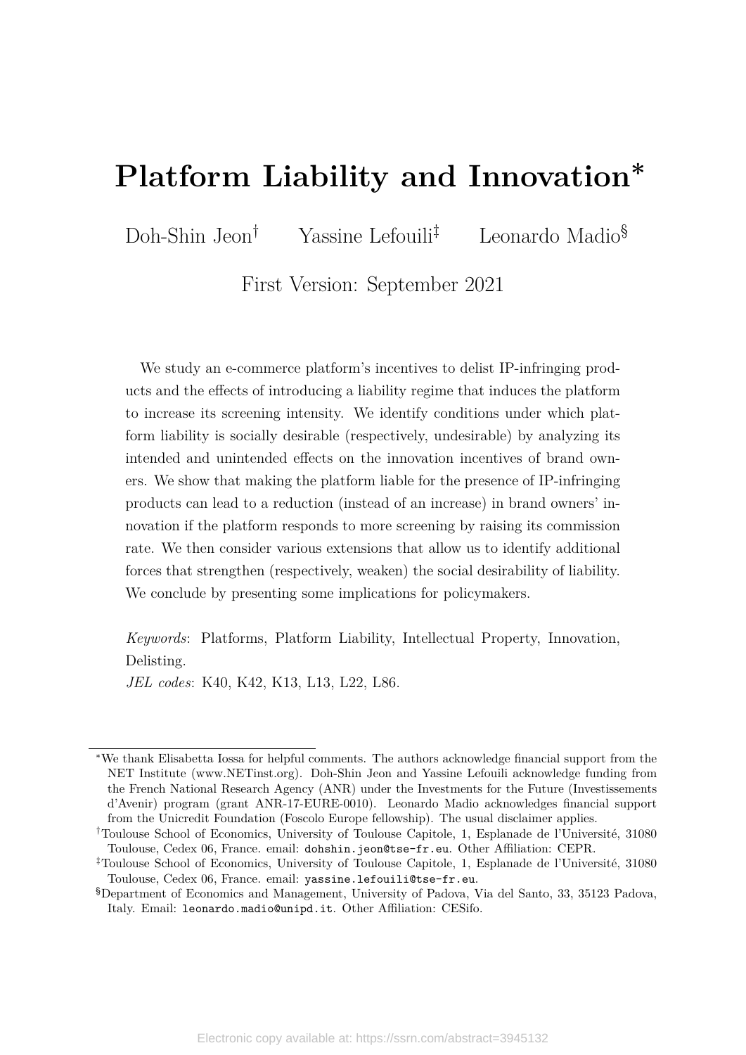# Platform Liability and Innovation*

Doh-Shin Jeon[†] Yassine Lefouili[‡] Leonardo Madio[§]

First Version: September 2021

We study an e-commerce platform's incentives to delist IP-infringing products and the effects of introducing a liability regime that induces the platform to increase its screening intensity. We identify conditions under which platform liability is socially desirable (respectively, undesirable) by analyzing its intended and unintended effects on the innovation incentives of brand owners. We show that making the platform liable for the presence of IP-infringing products can lead to a reduction (instead of an increase) in brand owners' innovation if the platform responds to more screening by raising its commission rate. We then consider various extensions that allow us to identify additional forces that strengthen (respectively, weaken) the social desirability of liability. We conclude by presenting some implications for policymakers.

*Keywords*: Platforms, Platform Liability, Intellectual Property, Innovation, Delisting.

*JEL codes*: K40, K42, K13, L13, L22, L86.

---

*We thank Elisabetta Iossa for helpful comments. The authors acknowledge financial support from the NET Institute (www.NETinst.org). Doh-Shin Jeon and Yassine Lefouili acknowledge funding from the French National Research Agency (ANR) under the Investments for the Future (Investissements d'Avenir) program (grant ANR-17-EURE-0010). Leonardo Madio acknowledges financial support from the Unicredit Foundation (Foscolo Europe fellowship). The usual disclaimer applies.

[†]Toulouse School of Economics, University of Toulouse Capitole, 1, Esplanade de l'Université, 31080 Toulouse, Cedex 06, France. email: dohshin.jeon@tse-fr.eu. Other Affiliation: CEPR.

[‡]Toulouse School of Economics, University of Toulouse Capitole, 1, Esplanade de l'Université, 31080 Toulouse, Cedex 06, France. email: yassine.lefouili@tse-fr.eu.

[§]Department of Economics and Management, University of Padova, Via del Santo, 33, 35123 Padova, Italy. Email: leonardo.madio@unipd.it. Other Affiliation: CESifo.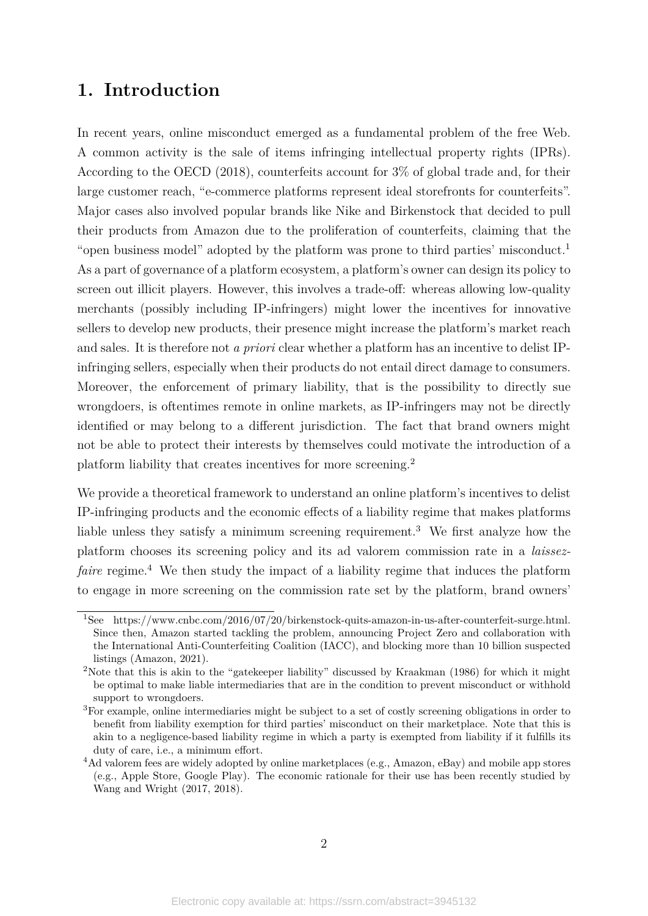# 1. Introduction

In recent years, online misconduct emerged as a fundamental problem of the free Web. A common activity is the sale of items infringing intellectual property rights (IPRs). According to the OECD (2018), counterfeits account for 3% of global trade and, for their large customer reach, "e-commerce platforms represent ideal storefronts for counterfeits". Major cases also involved popular brands like Nike and Birkenstock that decided to pull their products from Amazon due to the proliferation of counterfeits, claiming that the "open business model" adopted by the platform was prone to third parties' misconduct.[1] As a part of governance of a platform ecosystem, a platform's owner can design its policy to screen out illicit players. However, this involves a trade-off: whereas allowing low-quality merchants (possibly including IP-infringers) might lower the incentives for innovative sellers to develop new products, their presence might increase the platform's market reach and sales. It is therefore not *a priori* clear whether a platform has an incentive to delist IP-infringing sellers, especially when their products do not entail direct damage to consumers. Moreover, the enforcement of primary liability, that is the possibility to directly sue wrongdoers, is oftentimes remote in online markets, as IP-infringers may not be directly identified or may belong to a different jurisdiction. The fact that brand owners might not be able to protect their interests by themselves could motivate the introduction of a platform liability that creates incentives for more screening.[2]

We provide a theoretical framework to understand an online platform's incentives to delist IP-infringing products and the economic effects of a liability regime that makes platforms liable unless they satisfy a minimum screening requirement.[3] We first analyze how the platform chooses its screening policy and its ad valorem commission rate in a *laissez-faire* regime.[4] We then study the impact of a liability regime that induces the platform to engage in more screening on the commission rate set by the platform, brand owners'

[1] See https://www.cnbc.com/2016/07/20/birkenstock-quits-amazon-in-us-after-counterfeit-surge.html. Since then, Amazon started tackling the problem, announcing Project Zero and collaboration with the International Anti-Counterfeiting Coalition (IACC), and blocking more than 10 billion suspected listings (Amazon, 2021).

[2] Note that this is akin to the "gatekeeper liability" discussed by Kraakman (1986) for which it might be optimal to make liable intermediaries that are in the condition to prevent misconduct or withhold support to wrongdoers.

[3] For example, online intermediaries might be subject to a set of costly screening obligations in order to benefit from liability exemption for third parties' misconduct on their marketplace. Note that this is akin to a negligence-based liability regime in which a party is exempted from liability if it fulfills its duty of care, i.e., a minimum effort.

[4] Ad valorem fees are widely adopted by online marketplaces (e.g., Amazon, eBay) and mobile app stores (e.g., Apple Store, Google Play). The economic rationale for their use has been recently studied by Wang and Wright (2017, 2018).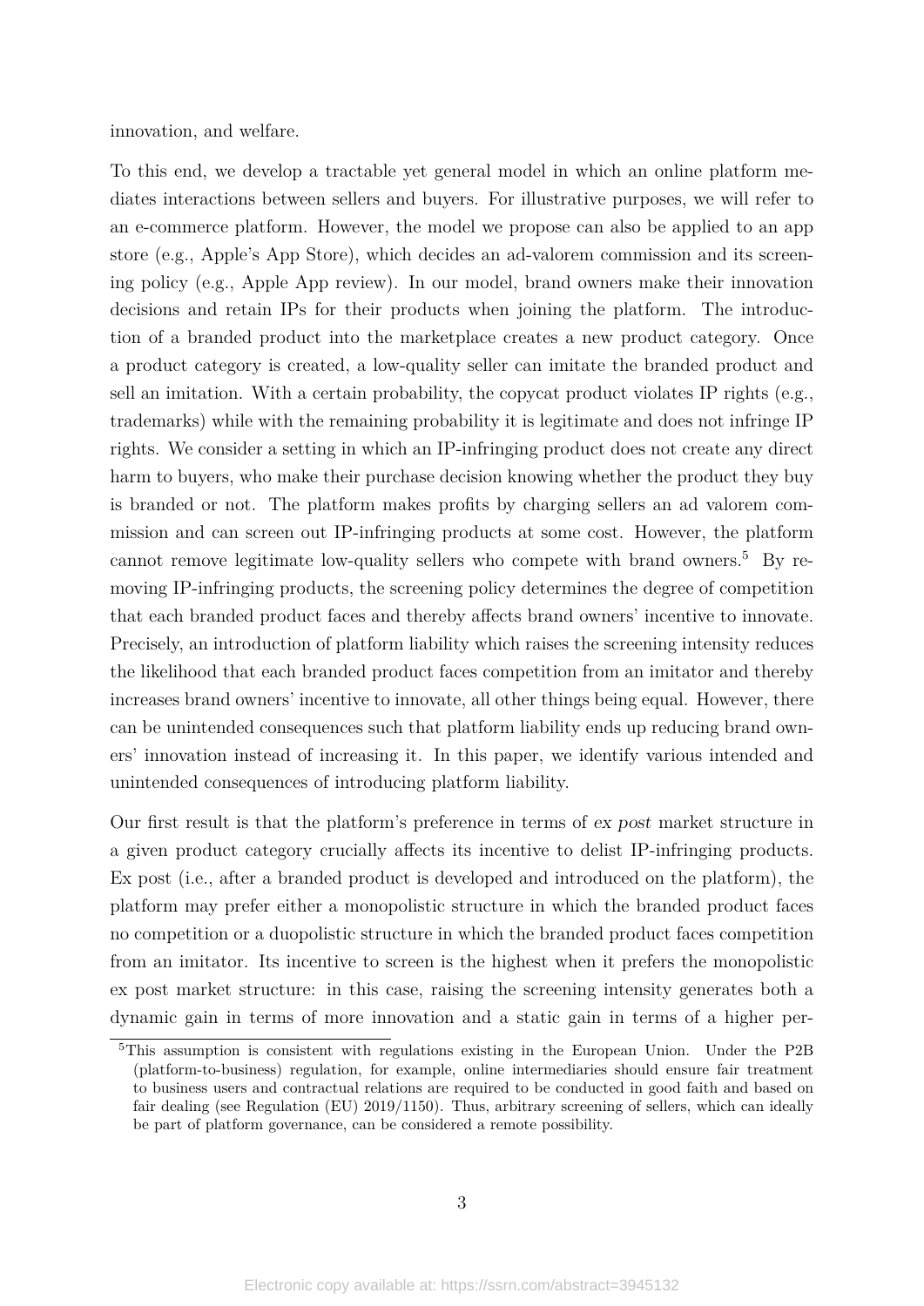innovation, and welfare.

To this end, we develop a tractable yet general model in which an online platform mediates interactions between sellers and buyers. For illustrative purposes, we will refer to an e-commerce platform. However, the model we propose can also be applied to an app store (e.g., Apple's App Store), which decides an ad-valorem commission and its screening policy (e.g., Apple App review). In our model, brand owners make their innovation decisions and retain IPs for their products when joining the platform. The introduction of a branded product into the marketplace creates a new product category. Once a product category is created, a low-quality seller can imitate the branded product and sell an imitation. With a certain probability, the copycat product violates IP rights (e.g., trademarks) while with the remaining probability it is legitimate and does not infringe IP rights. We consider a setting in which an IP-infringing product does not create any direct harm to buyers, who make their purchase decision knowing whether the product they buy is branded or not. The platform makes profits by charging sellers an ad valorem commission and can screen out IP-infringing products at some cost. However, the platform cannot remove legitimate low-quality sellers who compete with brand owners.[5] By removing IP-infringing products, the screening policy determines the degree of competition that each branded product faces and thereby affects brand owners' incentive to innovate. Precisely, an introduction of platform liability which raises the screening intensity reduces the likelihood that each branded product faces competition from an imitator and thereby increases brand owners' incentive to innovate, all other things being equal. However, there can be unintended consequences such that platform liability ends up reducing brand owners' innovation instead of increasing it. In this paper, we identify various intended and unintended consequences of introducing platform liability.

Our first result is that the platform's preference in terms of *ex post* market structure in a given product category crucially affects its incentive to delist IP-infringing products. Ex post (i.e., after a branded product is developed and introduced on the platform), the platform may prefer either a monopolistic structure in which the branded product faces no competition or a duopolistic structure in which the branded product faces competition from an imitator. Its incentive to screen is the highest when it prefers the monopolistic ex post market structure: in this case, raising the screening intensity generates both a dynamic gain in terms of more innovation and a static gain in terms of a higher per-

[5] This assumption is consistent with regulations existing in the European Union. Under the P2B (platform-to-business) regulation, for example, online intermediaries should ensure fair treatment to business users and contractual relations are required to be conducted in good faith and based on fair dealing (see Regulation (EU) 2019/1150). Thus, arbitrary screening of sellers, which can ideally be part of platform governance, can be considered a remote possibility.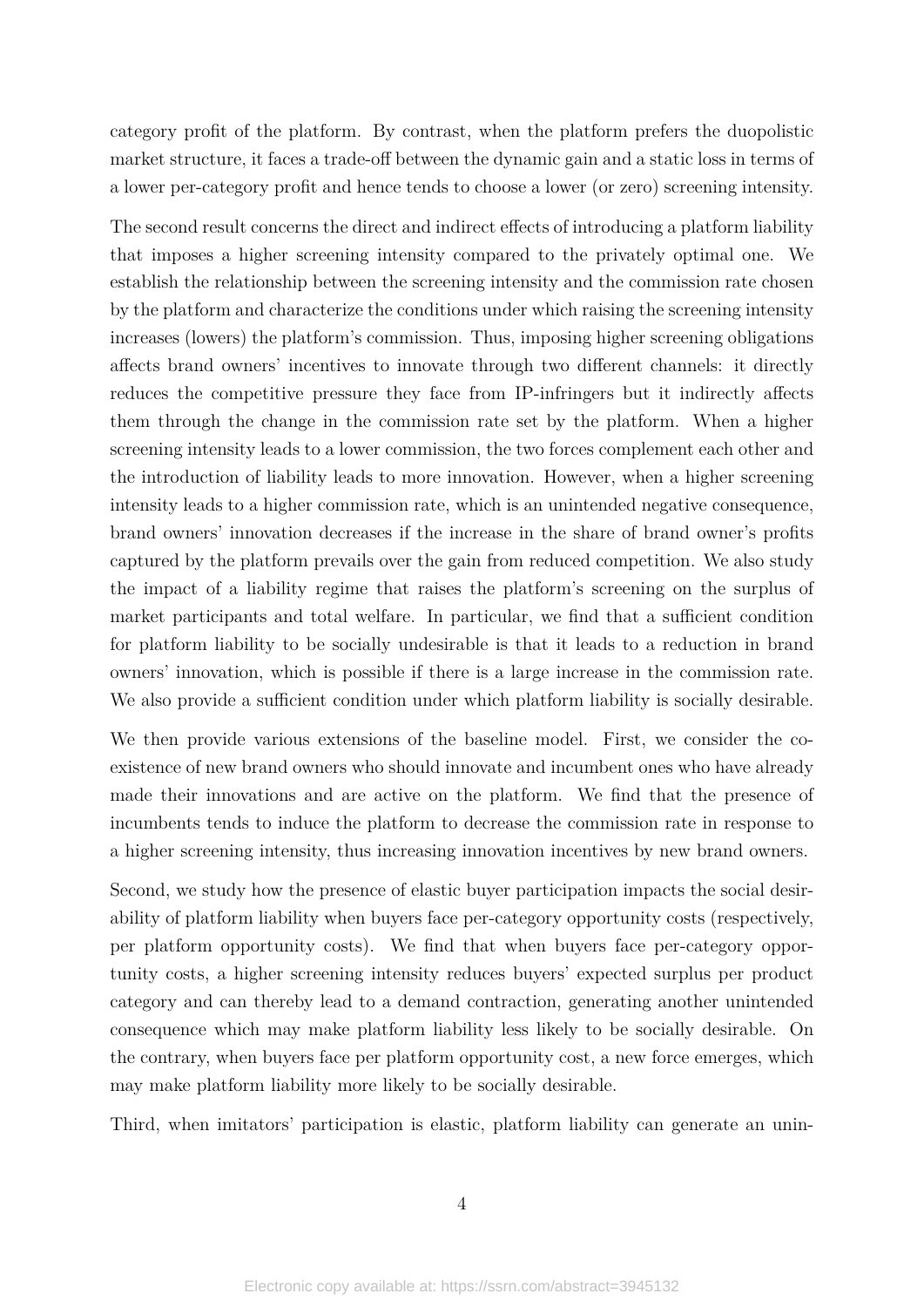category profit of the platform. By contrast, when the platform prefers the duopolistic market structure, it faces a trade-off between the dynamic gain and a static loss in terms of a lower per-category profit and hence tends to choose a lower (or zero) screening intensity.

The second result concerns the direct and indirect effects of introducing a platform liability that imposes a higher screening intensity compared to the privately optimal one. We establish the relationship between the screening intensity and the commission rate chosen by the platform and characterize the conditions under which raising the screening intensity increases (lowers) the platform's commission. Thus, imposing higher screening obligations affects brand owners' incentives to innovate through two different channels: it directly reduces the competitive pressure they face from IP-infringers but it indirectly affects them through the change in the commission rate set by the platform. When a higher screening intensity leads to a lower commission, the two forces complement each other and the introduction of liability leads to more innovation. However, when a higher screening intensity leads to a higher commission rate, which is an unintended negative consequence, brand owners' innovation decreases if the increase in the share of brand owner's profits captured by the platform prevails over the gain from reduced competition. We also study the impact of a liability regime that raises the platform's screening on the surplus of market participants and total welfare. In particular, we find that a sufficient condition for platform liability to be socially undesirable is that it leads to a reduction in brand owners' innovation, which is possible if there is a large increase in the commission rate. We also provide a sufficient condition under which platform liability is socially desirable.

We then provide various extensions of the baseline model. First, we consider the co-existence of new brand owners who should innovate and incumbent ones who have already made their innovations and are active on the platform. We find that the presence of incumbents tends to induce the platform to decrease the commission rate in response to a higher screening intensity, thus increasing innovation incentives by new brand owners.

Second, we study how the presence of elastic buyer participation impacts the social desirability of platform liability when buyers face per-category opportunity costs (respectively, per platform opportunity costs). We find that when buyers face per-category opportunity costs, a higher screening intensity reduces buyers' expected surplus per product category and can thereby lead to a demand contraction, generating another unintended consequence which may make platform liability less likely to be socially desirable. On the contrary, when buyers face per platform opportunity cost, a new force emerges, which may make platform liability more likely to be socially desirable.

Third, when imitators' participation is elastic, platform liability can generate an unin-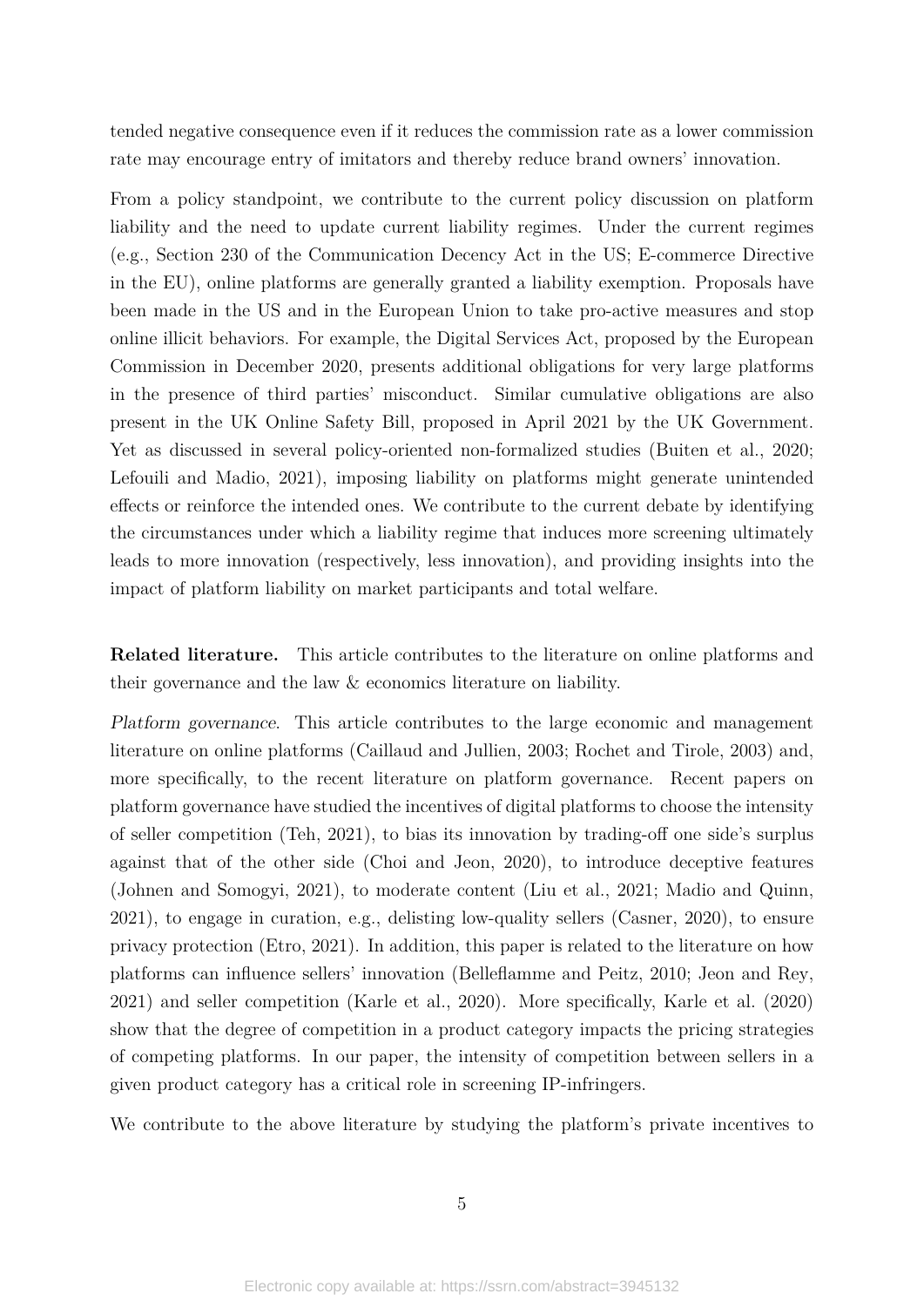tended negative consequence even if it reduces the commission rate as a lower commission rate may encourage entry of imitators and thereby reduce brand owners' innovation.

From a policy standpoint, we contribute to the current policy discussion on platform liability and the need to update current liability regimes. Under the current regimes (e.g., Section 230 of the Communication Decency Act in the US; E-commerce Directive in the EU), online platforms are generally granted a liability exemption. Proposals have been made in the US and in the European Union to take pro-active measures and stop online illicit behaviors. For example, the Digital Services Act, proposed by the European Commission in December 2020, presents additional obligations for very large platforms in the presence of third parties' misconduct. Similar cumulative obligations are also present in the UK Online Safety Bill, proposed in April 2021 by the UK Government. Yet as discussed in several policy-oriented non-formalized studies (Buiten et al., 2020; Lefouili and Madio, 2021), imposing liability on platforms might generate unintended effects or reinforce the intended ones. We contribute to the current debate by identifying the circumstances under which a liability regime that induces more screening ultimately leads to more innovation (respectively, less innovation), and providing insights into the impact of platform liability on market participants and total welfare.

**Related literature.** This article contributes to the literature on online platforms and their governance and the law & economics literature on liability.

*Platform governance*. This article contributes to the large economic and management literature on online platforms (Caillaud and Jullien, 2003; Rochet and Tirole, 2003) and, more specifically, to the recent literature on platform governance. Recent papers on platform governance have studied the incentives of digital platforms to choose the intensity of seller competition (Teh, 2021), to bias its innovation by trading-off one side's surplus against that of the other side (Choi and Jeon, 2020), to introduce deceptive features (Johnen and Somogyi, 2021), to moderate content (Liu et al., 2021; Madio and Quinn, 2021), to engage in curation, e.g., delisting low-quality sellers (Casner, 2020), to ensure privacy protection (Etro, 2021). In addition, this paper is related to the literature on how platforms can influence sellers' innovation (Belleflamme and Peitz, 2010; Jeon and Rey, 2021) and seller competition (Karle et al., 2020). More specifically, Karle et al. (2020) show that the degree of competition in a product category impacts the pricing strategies of competing platforms. In our paper, the intensity of competition between sellers in a given product category has a critical role in screening IP-infringers.

We contribute to the above literature by studying the platform's private incentives to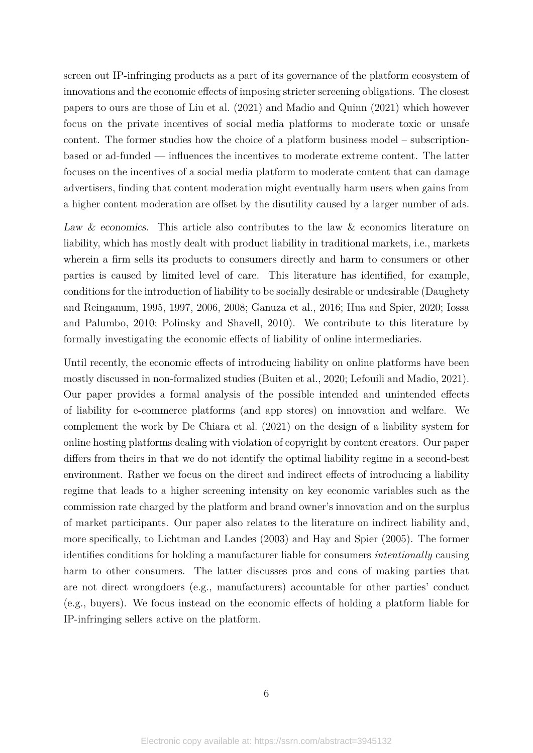screen out IP-infringing products as a part of its governance of the platform ecosystem of innovations and the economic effects of imposing stricter screening obligations. The closest papers to ours are those of Liu et al. (2021) and Madio and Quinn (2021) which however focus on the private incentives of social media platforms to moderate toxic or unsafe content. The former studies how the choice of a platform business model – subscription-based or ad-funded — influences the incentives to moderate extreme content. The latter focuses on the incentives of a social media platform to moderate content that can damage advertisers, finding that content moderation might eventually harm users when gains from a higher content moderation are offset by the disutility caused by a larger number of ads.

*Law & economics*. This article also contributes to the law & economics literature on liability, which has mostly dealt with product liability in traditional markets, i.e., markets wherein a firm sells its products to consumers directly and harm to consumers or other parties is caused by limited level of care. This literature has identified, for example, conditions for the introduction of liability to be socially desirable or undesirable (Daughety and Reinganum, 1995, 1997, 2006, 2008; Ganuza et al., 2016; Hua and Spier, 2020; Iossa and Palumbo, 2010; Polinsky and Shavell, 2010). We contribute to this literature by formally investigating the economic effects of liability of online intermediaries.

Until recently, the economic effects of introducing liability on online platforms have been mostly discussed in non-formalized studies (Buiten et al., 2020; Lefouili and Madio, 2021). Our paper provides a formal analysis of the possible intended and unintended effects of liability for e-commerce platforms (and app stores) on innovation and welfare. We complement the work by De Chiara et al. (2021) on the design of a liability system for online hosting platforms dealing with violation of copyright by content creators. Our paper differs from theirs in that we do not identify the optimal liability regime in a second-best environment. Rather we focus on the direct and indirect effects of introducing a liability regime that leads to a higher screening intensity on key economic variables such as the commission rate charged by the platform and brand owner's innovation and on the surplus of market participants. Our paper also relates to the literature on indirect liability and, more specifically, to Lichtman and Landes (2003) and Hay and Spier (2005). The former identifies conditions for holding a manufacturer liable for consumers *intentionally* causing harm to other consumers. The latter discusses pros and cons of making parties that are not direct wrongdoers (e.g., manufacturers) accountable for other parties' conduct (e.g., buyers). We focus instead on the economic effects of holding a platform liable for IP-infringing sellers active on the platform.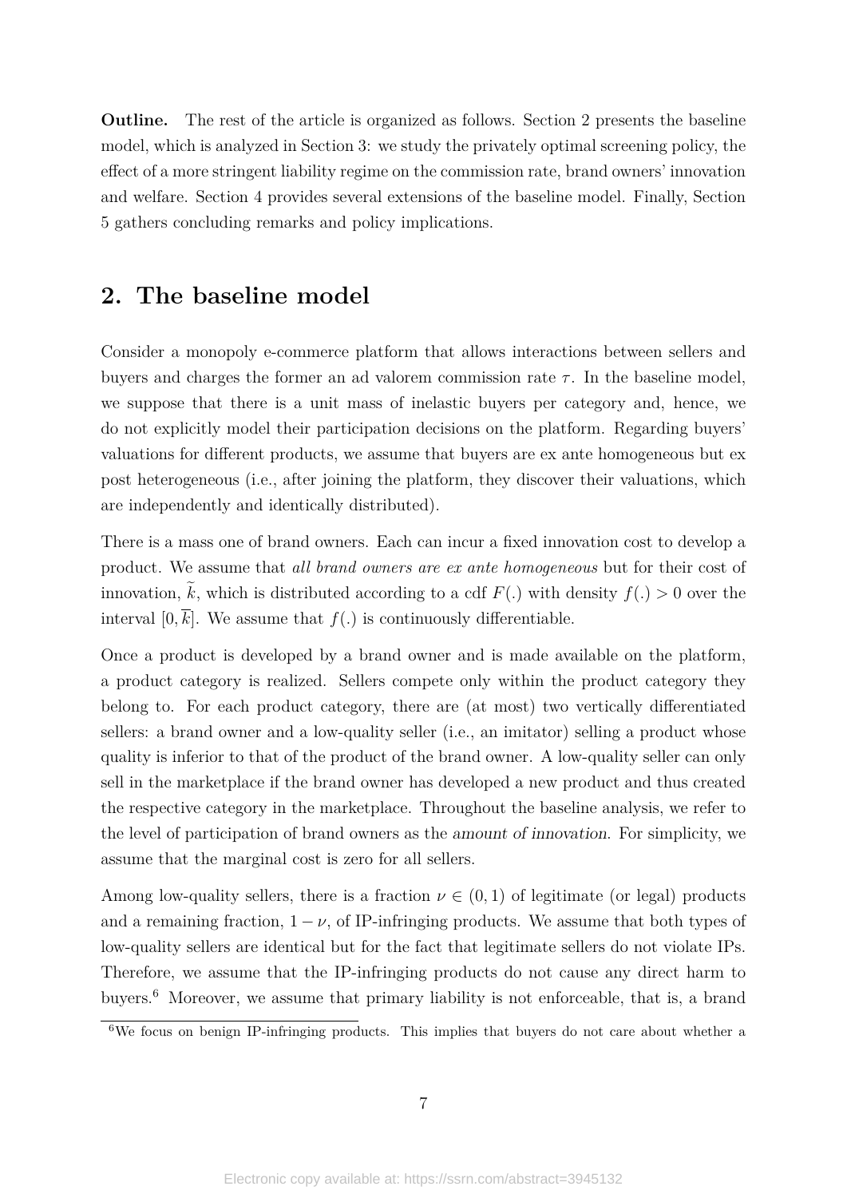**Outline.** The rest of the article is organized as follows. Section 2 presents the baseline model, which is analyzed in Section 3: we study the privately optimal screening policy, the effect of a more stringent liability regime on the commission rate, brand owners' innovation and welfare. Section 4 provides several extensions of the baseline model. Finally, Section 5 gathers concluding remarks and policy implications.

## 2. The baseline model

Consider a monopoly e-commerce platform that allows interactions between sellers and buyers and charges the former an ad valorem commission rate $\tau$. In the baseline model, we suppose that there is a unit mass of inelastic buyers per category and, hence, we do not explicitly model their participation decisions on the platform. Regarding buyers' valuations for different products, we assume that buyers are ex ante homogeneous but ex post heterogeneous (i.e., after joining the platform, they discover their valuations, which are independently and identically distributed).

There is a mass one of brand owners. Each can incur a fixed innovation cost to develop a product. We assume that *all brand owners are ex ante homogeneous* but for their cost of innovation, $\widetilde{k}$, which is distributed according to a cdf $F(.)$ with density $f(.) > 0$ over the interval $[0, \overline{k}]$. We assume that $f(.)$ is continuously differentiable.

Once a product is developed by a brand owner and is made available on the platform, a product category is realized. Sellers compete only within the product category they belong to. For each product category, there are (at most) two vertically differentiated sellers: a brand owner and a low-quality seller (i.e., an imitator) selling a product whose quality is inferior to that of the product of the brand owner. A low-quality seller can only sell in the marketplace if the brand owner has developed a new product and thus created the respective category in the marketplace. Throughout the baseline analysis, we refer to the level of participation of brand owners as the *amount of innovation*. For simplicity, we assume that the marginal cost is zero for all sellers.

Among low-quality sellers, there is a fraction $\nu \in (0, 1)$ of legitimate (or legal) products and a remaining fraction, $1 - \nu$, of IP-infringing products. We assume that both types of low-quality sellers are identical but for the fact that legitimate sellers do not violate IPs. Therefore, we assume that the IP-infringing products do not cause any direct harm to buyers.[6] Moreover, we assume that primary liability is not enforceable, that is, a brand

[6] We focus on benign IP-infringing products. This implies that buyers do not care about whether a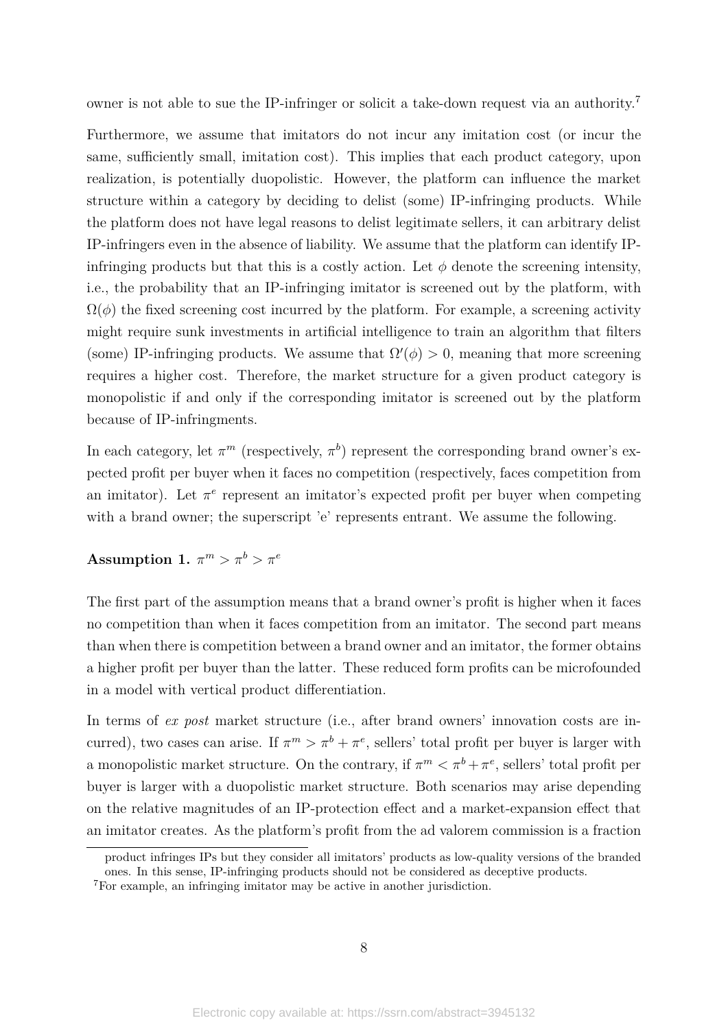owner is not able to sue the IP-infringer or solicit a take-down request via an authority.[7]

Furthermore, we assume that imitators do not incur any imitation cost (or incur the same, sufficiently small, imitation cost). This implies that each product category, upon realization, is potentially duopolistic. However, the platform can influence the market structure within a category by deciding to delist (some) IP-infringing products. While the platform does not have legal reasons to delist legitimate sellers, it can arbitrary delist IP-infringers even in the absence of liability. We assume that the platform can identify IP-infringing products but that this is a costly action. Let $\phi$ denote the screening intensity, i.e., the probability that an IP-infringing imitator is screened out by the platform, with $\Omega(\phi)$ the fixed screening cost incurred by the platform. For example, a screening activity might require sunk investments in artificial intelligence to train an algorithm that filters (some) IP-infringing products. We assume that $\Omega'(\phi) > 0$, meaning that more screening requires a higher cost. Therefore, the market structure for a given product category is monopolistic if and only if the corresponding imitator is screened out by the platform because of IP-infringments.

In each category, let $\pi^m$ (respectively, $\pi^b$) represent the corresponding brand owner's expected profit per buyer when it faces no competition (respectively, faces competition from an imitator). Let $\pi^e$ represent an imitator's expected profit per buyer when competing with a brand owner; the superscript 'e' represents entrant. We assume the following.

**Assumption 1.** $\pi^m > \pi^b > \pi^e$

The first part of the assumption means that a brand owner's profit is higher when it faces no competition than when it faces competition from an imitator. The second part means than when there is competition between a brand owner and an imitator, the former obtains a higher profit per buyer than the latter. These reduced form profits can be microfounded in a model with vertical product differentiation.

In terms of *ex post* market structure (i.e., after brand owners' innovation costs are incurred), two cases can arise. If $\pi^m > \pi^b + \pi^e$, sellers' total profit per buyer is larger with a monopolistic market structure. On the contrary, if $\pi^m < \pi^b + \pi^e$, sellers' total profit per buyer is larger with a duopolistic market structure. Both scenarios may arise depending on the relative magnitudes of an IP-protection effect and a market-expansion effect that an imitator creates. As the platform's profit from the ad valorem commission is a fraction

product infringes IPs but they consider all imitators' products as low-quality versions of the branded ones. In this sense, IP-infringing products should not be considered as deceptive products.

[7] For example, an infringing imitator may be active in another jurisdiction.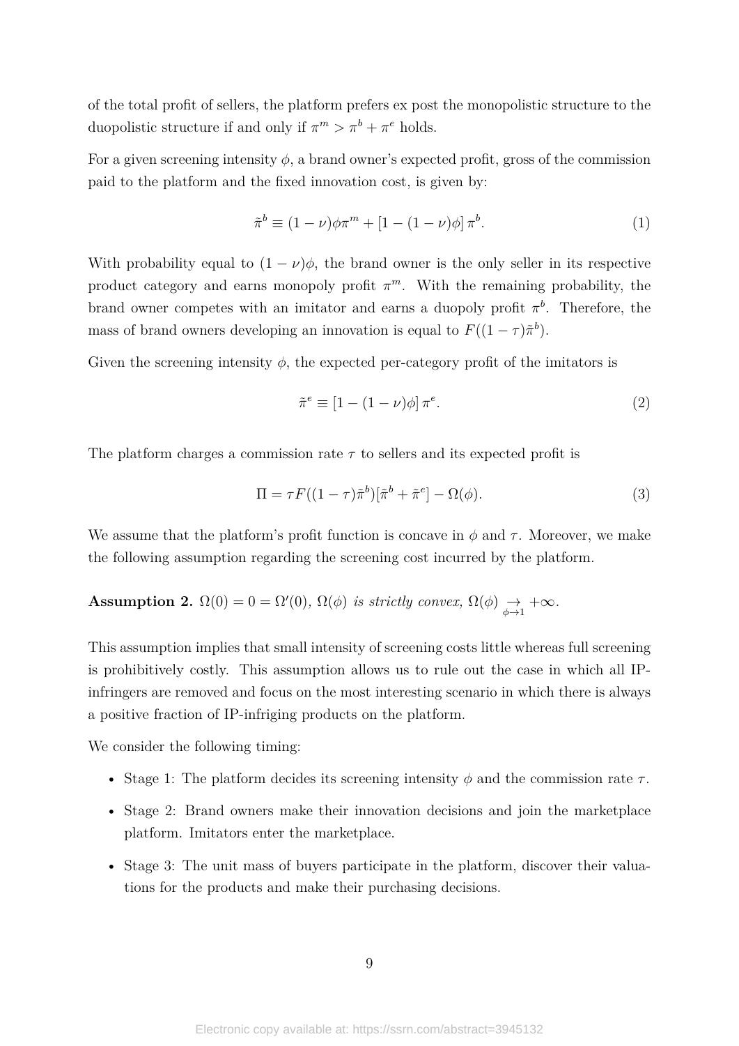of the total profit of sellers, the platform prefers ex post the monopolistic structure to the duopolistic structure if and only if $\pi^m > \pi^b + \pi^e$ holds.

For a given screening intensity $\phi$, a brand owner's expected profit, gross of the commission paid to the platform and the fixed innovation cost, is given by:

$$\tilde{\pi}^b \equiv (1-\nu)\phi\pi^m + [1-(1-\nu)\phi]\,\pi^b. \tag{1}$$

With probability equal to $(1-\nu)\phi$, the brand owner is the only seller in its respective product category and earns monopoly profit $\pi^m$. With the remaining probability, the brand owner competes with an imitator and earns a duopoly profit $\pi^b$. Therefore, the mass of brand owners developing an innovation is equal to $F((1-\tau)\tilde{\pi}^b)$.

Given the screening intensity $\phi$, the expected per-category profit of the imitators is

$$\tilde{\pi}^e \equiv [1-(1-\nu)\phi]\,\pi^e. \tag{2}$$

The platform charges a commission rate $\tau$ to sellers and its expected profit is

$$\Pi = \tau F((1-\tau)\tilde{\pi}^b)[\tilde{\pi}^b + \tilde{\pi}^e] - \Omega(\phi). \tag{3}$$

We assume that the platform's profit function is concave in $\phi$ and $\tau$. Moreover, we make the following assumption regarding the screening cost incurred by the platform.

**Assumption 2.** *$\Omega(0) = 0 = \Omega'(0)$, $\Omega(\phi)$ is strictly convex, $\Omega(\phi) \underset{\phi\to 1}{\to} +\infty$.*

This assumption implies that small intensity of screening costs little whereas full screening is prohibitively costly. This assumption allows us to rule out the case in which all IP-infringers are removed and focus on the most interesting scenario in which there is always a positive fraction of IP-infriging products on the platform.

We consider the following timing:

- Stage 1: The platform decides its screening intensity $\phi$ and the commission rate $\tau$.
- Stage 2: Brand owners make their innovation decisions and join the marketplace platform. Imitators enter the marketplace.
- Stage 3: The unit mass of buyers participate in the platform, discover their valuations for the products and make their purchasing decisions.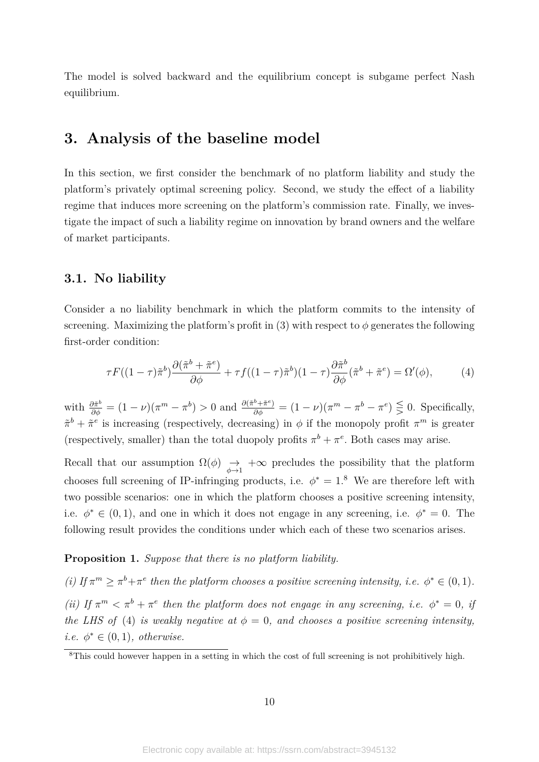The model is solved backward and the equilibrium concept is subgame perfect Nash equilibrium.

## 3. Analysis of the baseline model

In this section, we first consider the benchmark of no platform liability and study the platform's privately optimal screening policy. Second, we study the effect of a liability regime that induces more screening on the platform's commission rate. Finally, we investigate the impact of such a liability regime on innovation by brand owners and the welfare of market participants.

### 3.1. No liability

Consider a no liability benchmark in which the platform commits to the intensity of screening. Maximizing the platform's profit in (3) with respect to $\phi$ generates the following first-order condition:

$$\tau F((1-\tau)\tilde{\pi}^b)\frac{\partial(\tilde{\pi}^b+\tilde{\pi}^e)}{\partial\phi} + \tau f((1-\tau)\tilde{\pi}^b)(1-\tau)\frac{\partial\tilde{\pi}^b}{\partial\phi}(\tilde{\pi}^b+\tilde{\pi}^e) = \Omega'(\phi), \tag{4}$$

with $\frac{\partial\tilde{\pi}^b}{\partial\phi} = (1-\nu)(\pi^m - \pi^b) > 0$ and $\frac{\partial(\tilde{\pi}^b+\tilde{\pi}^e)}{\partial\phi} = (1-\nu)(\pi^m - \pi^b - \pi^e) \lesseqgtr 0$. Specifically, $\tilde{\pi}^b + \tilde{\pi}^e$ is increasing (respectively, decreasing) in $\phi$ if the monopoly profit $\pi^m$ is greater (respectively, smaller) than the total duopoly profits $\pi^b + \pi^e$. Both cases may arise.

Recall that our assumption $\Omega(\phi) \underset{\phi\to 1}{\to} +\infty$ precludes the possibility that the platform chooses full screening of IP-infringing products, i.e. $\phi^* = 1$.[8] We are therefore left with two possible scenarios: one in which the platform chooses a positive screening intensity, i.e. $\phi^* \in (0,1)$, and one in which it does not engage in any screening, i.e. $\phi^* = 0$. The following result provides the conditions under which each of these two scenarios arises.

**Proposition 1.** *Suppose that there is no platform liability.*

*(i) If $\pi^m \geq \pi^b + \pi^e$ then the platform chooses a positive screening intensity, i.e. $\phi^* \in (0,1)$.*

*(ii) If $\pi^m < \pi^b + \pi^e$ then the platform does not engage in any screening, i.e. $\phi^* = 0$, if the LHS of (4) is weakly negative at $\phi = 0$, and chooses a positive screening intensity, i.e. $\phi^* \in (0,1)$, otherwise.*

[8] This could however happen in a setting in which the cost of full screening is not prohibitively high.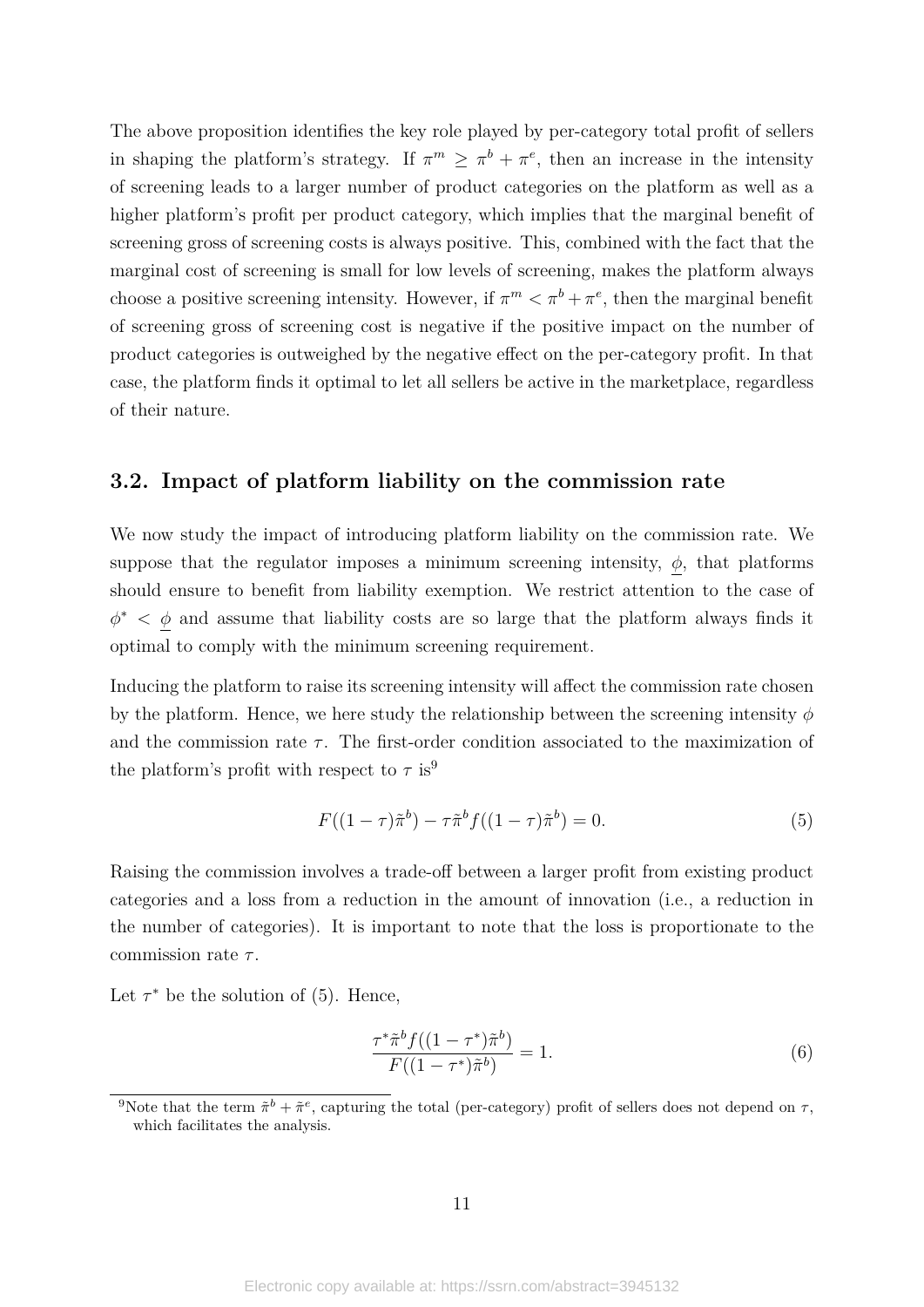The above proposition identifies the key role played by per-category total profit of sellers in shaping the platform's strategy. If $\pi^m \geq \pi^b + \pi^e$, then an increase in the intensity of screening leads to a larger number of product categories on the platform as well as a higher platform's profit per product category, which implies that the marginal benefit of screening gross of screening costs is always positive. This, combined with the fact that the marginal cost of screening is small for low levels of screening, makes the platform always choose a positive screening intensity. However, if $\pi^m < \pi^b + \pi^e$, then the marginal benefit of screening gross of screening cost is negative if the positive impact on the number of product categories is outweighed by the negative effect on the per-category profit. In that case, the platform finds it optimal to let all sellers be active in the marketplace, regardless of their nature.

## 3.2. Impact of platform liability on the commission rate

We now study the impact of introducing platform liability on the commission rate. We suppose that the regulator imposes a minimum screening intensity, $\underline{\phi}$, that platforms should ensure to benefit from liability exemption. We restrict attention to the case of $\phi^* < \underline{\phi}$ and assume that liability costs are so large that the platform always finds it optimal to comply with the minimum screening requirement.

Inducing the platform to raise its screening intensity will affect the commission rate chosen by the platform. Hence, we here study the relationship between the screening intensity $\phi$ and the commission rate $\tau$. The first-order condition associated to the maximization of the platform's profit with respect to $\tau$ is[9]

$$F((1-\tau)\tilde{\pi}^b) - \tau\tilde{\pi}^b f((1-\tau)\tilde{\pi}^b) = 0. \tag{5}$$

Raising the commission involves a trade-off between a larger profit from existing product categories and a loss from a reduction in the amount of innovation (i.e., a reduction in the number of categories). It is important to note that the loss is proportionate to the commission rate $\tau$.

Let $\tau^*$ be the solution of (5). Hence,

$$\frac{\tau^*\tilde{\pi}^b f((1-\tau^*)\tilde{\pi}^b)}{F((1-\tau^*)\tilde{\pi}^b)} = 1. \tag{6}$$

[9] Note that the term $\tilde{\pi}^b + \tilde{\pi}^e$, capturing the total (per-category) profit of sellers does not depend on $\tau$, which facilitates the analysis.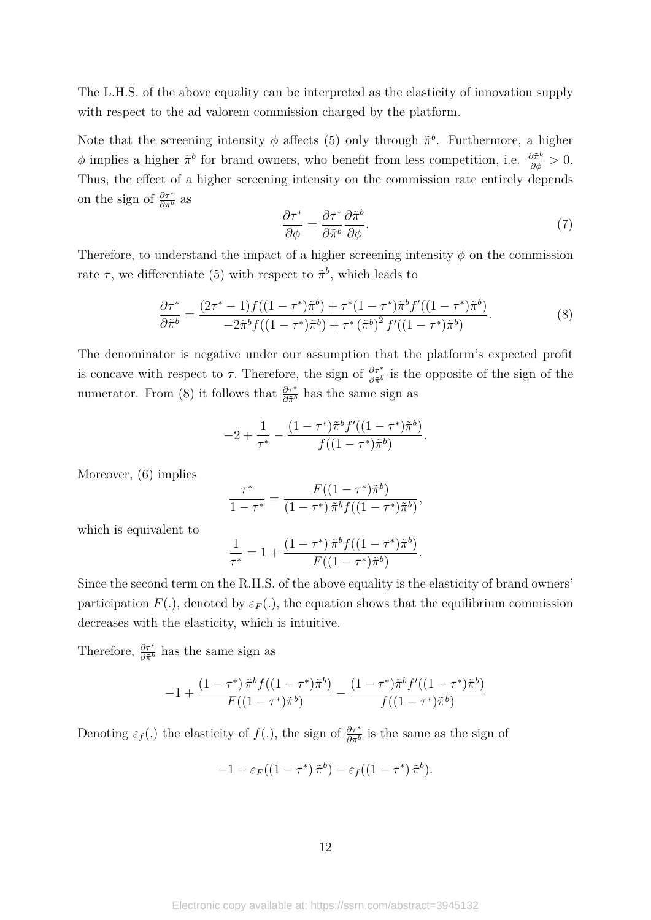The L.H.S. of the above equality can be interpreted as the elasticity of innovation supply with respect to the ad valorem commission charged by the platform.

Note that the screening intensity $\phi$ affects (5) only through $\tilde{\pi}^b$. Furthermore, a higher $\phi$ implies a higher $\tilde{\pi}^b$ for brand owners, who benefit from less competition, i.e. $\frac{\partial \tilde{\pi}^b}{\partial \phi} > 0$. Thus, the effect of a higher screening intensity on the commission rate entirely depends on the sign of $\frac{\partial \tau^*}{\partial \tilde{\pi}^b}$ as

$$\frac{\partial \tau^*}{\partial \phi} = \frac{\partial \tau^*}{\partial \tilde{\pi}^b} \frac{\partial \tilde{\pi}^b}{\partial \phi}. \tag{7}$$

Therefore, to understand the impact of a higher screening intensity $\phi$ on the commission rate $\tau$, we differentiate (5) with respect to $\tilde{\pi}^b$, which leads to

$$\frac{\partial \tau^*}{\partial \tilde{\pi}^b} = \frac{(2\tau^* - 1) f((1-\tau^*)\tilde{\pi}^b) + \tau^*(1-\tau^*)\tilde{\pi}^b f'((1-\tau^*)\tilde{\pi}^b)}{-2\tilde{\pi}^b f((1-\tau^*)\tilde{\pi}^b) + \tau^* \left(\tilde{\pi}^b\right)^2 f'((1-\tau^*)\tilde{\pi}^b)}. \tag{8}$$

The denominator is negative under our assumption that the platform's expected profit is concave with respect to $\tau$. Therefore, the sign of $\frac{\partial \tau^*}{\partial \tilde{\pi}^b}$ is the opposite of the sign of the numerator. From (8) it follows that $\frac{\partial \tau^*}{\partial \tilde{\pi}^b}$ has the same sign as

$$-2 + \frac{1}{\tau^*} - \frac{(1-\tau^*)\tilde{\pi}^b f'((1-\tau^*)\tilde{\pi}^b)}{f((1-\tau^*)\tilde{\pi}^b)}.$$

Moreover, (6) implies

$$\frac{\tau^*}{1-\tau^*} = \frac{F((1-\tau^*)\tilde{\pi}^b)}{(1-\tau^*)\,\tilde{\pi}^b f((1-\tau^*)\tilde{\pi}^b)},$$

which is equivalent to

$$\frac{1}{\tau^*} = 1 + \frac{(1-\tau^*)\,\tilde{\pi}^b f((1-\tau^*)\tilde{\pi}^b)}{F((1-\tau^*)\tilde{\pi}^b)}.$$

Since the second term on the R.H.S. of the above equality is the elasticity of brand owners' participation $F(.)$, denoted by $\varepsilon_F(.)$, the equation shows that the equilibrium commission decreases with the elasticity, which is intuitive.

Therefore, $\frac{\partial \tau^*}{\partial \tilde{\pi}^b}$ has the same sign as

$$-1 + \frac{(1-\tau^*)\,\tilde{\pi}^b f((1-\tau^*)\tilde{\pi}^b)}{F((1-\tau^*)\tilde{\pi}^b)} - \frac{(1-\tau^*)\tilde{\pi}^b f'((1-\tau^*)\tilde{\pi}^b)}{f((1-\tau^*)\tilde{\pi}^b)}$$

Denoting $\varepsilon_f(.)$ the elasticity of $f(.)$, the sign of $\frac{\partial \tau^*}{\partial \tilde{\pi}^b}$ is the same as the sign of

$$-1 + \varepsilon_F((1-\tau^*)\,\tilde{\pi}^b) - \varepsilon_f((1-\tau^*)\,\tilde{\pi}^b).$$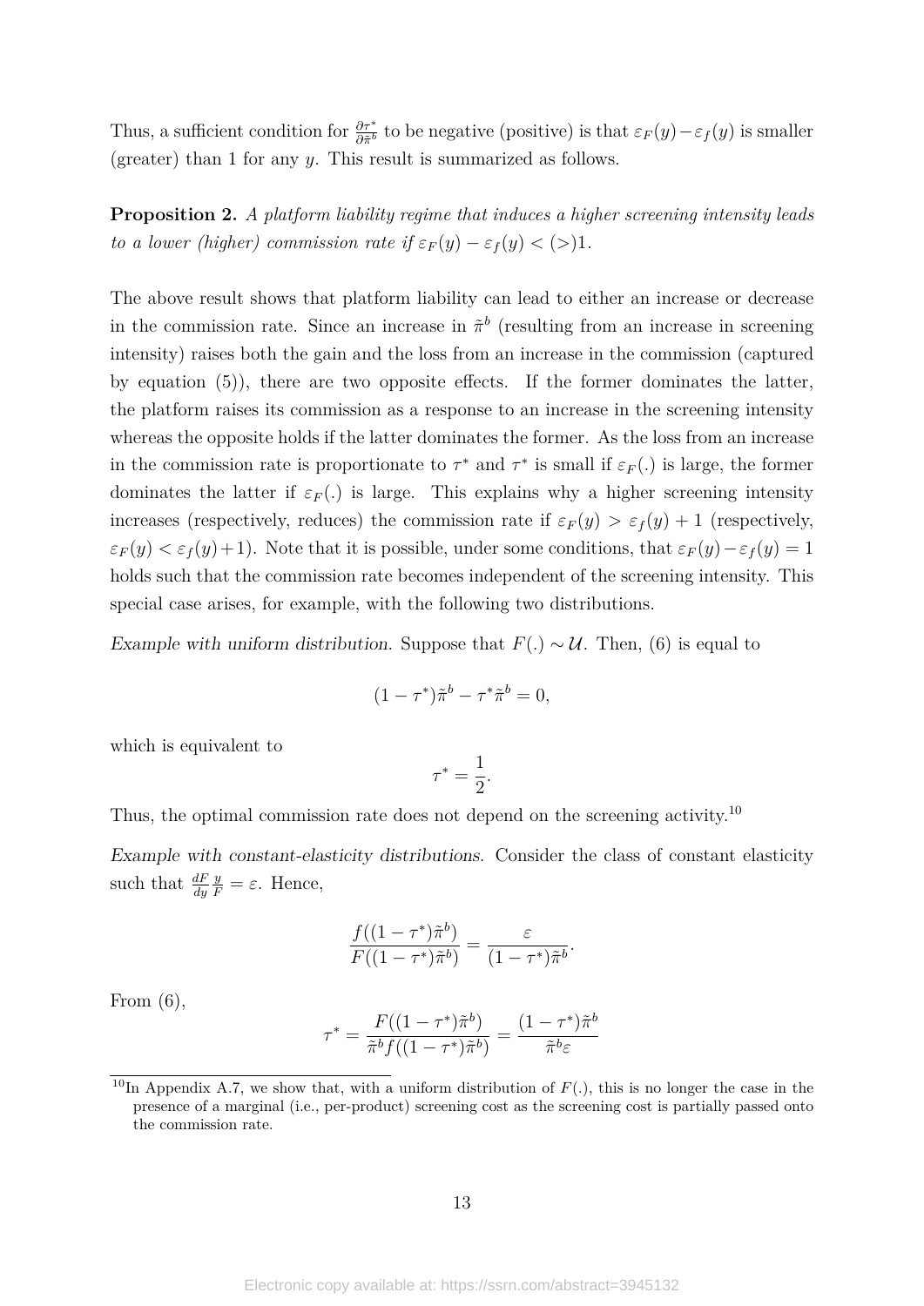Thus, a sufficient condition for $\frac{\partial \tau^*}{\partial \tilde{\pi}^b}$ to be negative (positive) is that $\varepsilon_F(y) - \varepsilon_f(y)$ is smaller (greater) than 1 for any $y$. This result is summarized as follows.

**Proposition 2.** *A platform liability regime that induces a higher screening intensity leads to a lower (higher) commission rate if* $\varepsilon_F(y) - \varepsilon_f(y) < (>)1$.

The above result shows that platform liability can lead to either an increase or decrease in the commission rate. Since an increase in $\tilde{\pi}^b$ (resulting from an increase in screening intensity) raises both the gain and the loss from an increase in the commission (captured by equation (5)), there are two opposite effects. If the former dominates the latter, the platform raises its commission as a response to an increase in the screening intensity whereas the opposite holds if the latter dominates the former. As the loss from an increase in the commission rate is proportionate to $\tau^*$ and $\tau^*$ is small if $\varepsilon_F(.)$ is large, the former dominates the latter if $\varepsilon_F(.)$ is large. This explains why a higher screening intensity increases (respectively, reduces) the commission rate if $\varepsilon_F(y) > \varepsilon_f(y) + 1$ (respectively, $\varepsilon_F(y) < \varepsilon_f(y) + 1$). Note that it is possible, under some conditions, that $\varepsilon_F(y) - \varepsilon_f(y) = 1$ holds such that the commission rate becomes independent of the screening intensity. This special case arises, for example, with the following two distributions.

*Example with uniform distribution.* Suppose that $F(.) \sim \mathcal{U}$. Then, (6) is equal to

$$(1 - \tau^*)\tilde{\pi}^b - \tau^*\tilde{\pi}^b = 0,$$

which is equivalent to

$$\tau^* = \frac{1}{2}.$$

Thus, the optimal commission rate does not depend on the screening activity.[10]

*Example with constant-elasticity distributions.* Consider the class of constant elasticity such that $\frac{dF}{dy}\frac{y}{F} = \varepsilon$. Hence,

$$\frac{f((1 - \tau^*)\tilde{\pi}^b)}{F((1 - \tau^*)\tilde{\pi}^b)} = \frac{\varepsilon}{(1 - \tau^*)\tilde{\pi}^b}.$$

From (6),

$$\tau^* = \frac{F((1 - \tau^*)\tilde{\pi}^b)}{\tilde{\pi}^b f((1 - \tau^*)\tilde{\pi}^b)} = \frac{(1 - \tau^*)\tilde{\pi}^b}{\tilde{\pi}^b \varepsilon}$$

[10] In Appendix A.7, we show that, with a uniform distribution of $F(.)$, this is no longer the case in the presence of a marginal (i.e., per-product) screening cost as the screening cost is partially passed onto the commission rate.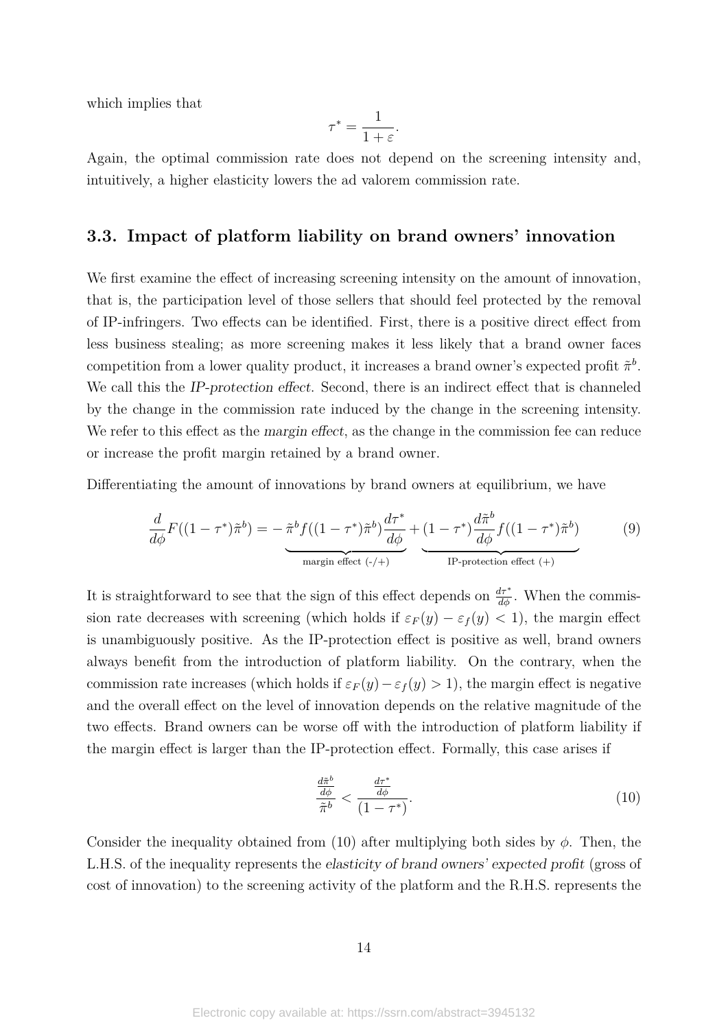which implies that

$$\tau^* = \frac{1}{1+\varepsilon}.$$

Again, the optimal commission rate does not depend on the screening intensity and, intuitively, a higher elasticity lowers the ad valorem commission rate.

## 3.3. Impact of platform liability on brand owners' innovation

We first examine the effect of increasing screening intensity on the amount of innovation, that is, the participation level of those sellers that should feel protected by the removal of IP-infringers. Two effects can be identified. First, there is a positive direct effect from less business stealing; as more screening makes it less likely that a brand owner faces competition from a lower quality product, it increases a brand owner's expected profit $\tilde{\pi}^b$. We call this the *IP-protection effect*. Second, there is an indirect effect that is channeled by the change in the commission rate induced by the change in the screening intensity. We refer to this effect as the *margin effect*, as the change in the commission fee can reduce or increase the profit margin retained by a brand owner.

Differentiating the amount of innovations by brand owners at equilibrium, we have

$$\frac{d}{d\phi}F((1-\tau^*)\tilde{\pi}^b) = \underbrace{-\tilde{\pi}^b f((1-\tau^*)\tilde{\pi}^b)\frac{d\tau^*}{d\phi}}_{\text{margin effect (-/+)}} + \underbrace{(1-\tau^*)\frac{d\tilde{\pi}^b}{d\phi}f((1-\tau^*)\tilde{\pi}^b)}_{\text{IP-protection effect (+)}} \tag{9}$$

It is straightforward to see that the sign of this effect depends on $\frac{d\tau^*}{d\phi}$. When the commission rate decreases with screening (which holds if $\varepsilon_F(y) - \varepsilon_f(y) < 1$), the margin effect is unambiguously positive. As the IP-protection effect is positive as well, brand owners always benefit from the introduction of platform liability. On the contrary, when the commission rate increases (which holds if $\varepsilon_F(y) - \varepsilon_f(y) > 1$), the margin effect is negative and the overall effect on the level of innovation depends on the relative magnitude of the two effects. Brand owners can be worse off with the introduction of platform liability if the margin effect is larger than the IP-protection effect. Formally, this case arises if

$$\frac{\frac{d\tilde{\pi}^b}{d\phi}}{\tilde{\pi}^b} < \frac{\frac{d\tau^*}{d\phi}}{(1-\tau^*)}. \tag{10}$$

Consider the inequality obtained from (10) after multiplying both sides by $\phi$. Then, the L.H.S. of the inequality represents the *elasticity of brand owners' expected profit* (gross of cost of innovation) to the screening activity of the platform and the R.H.S. represents the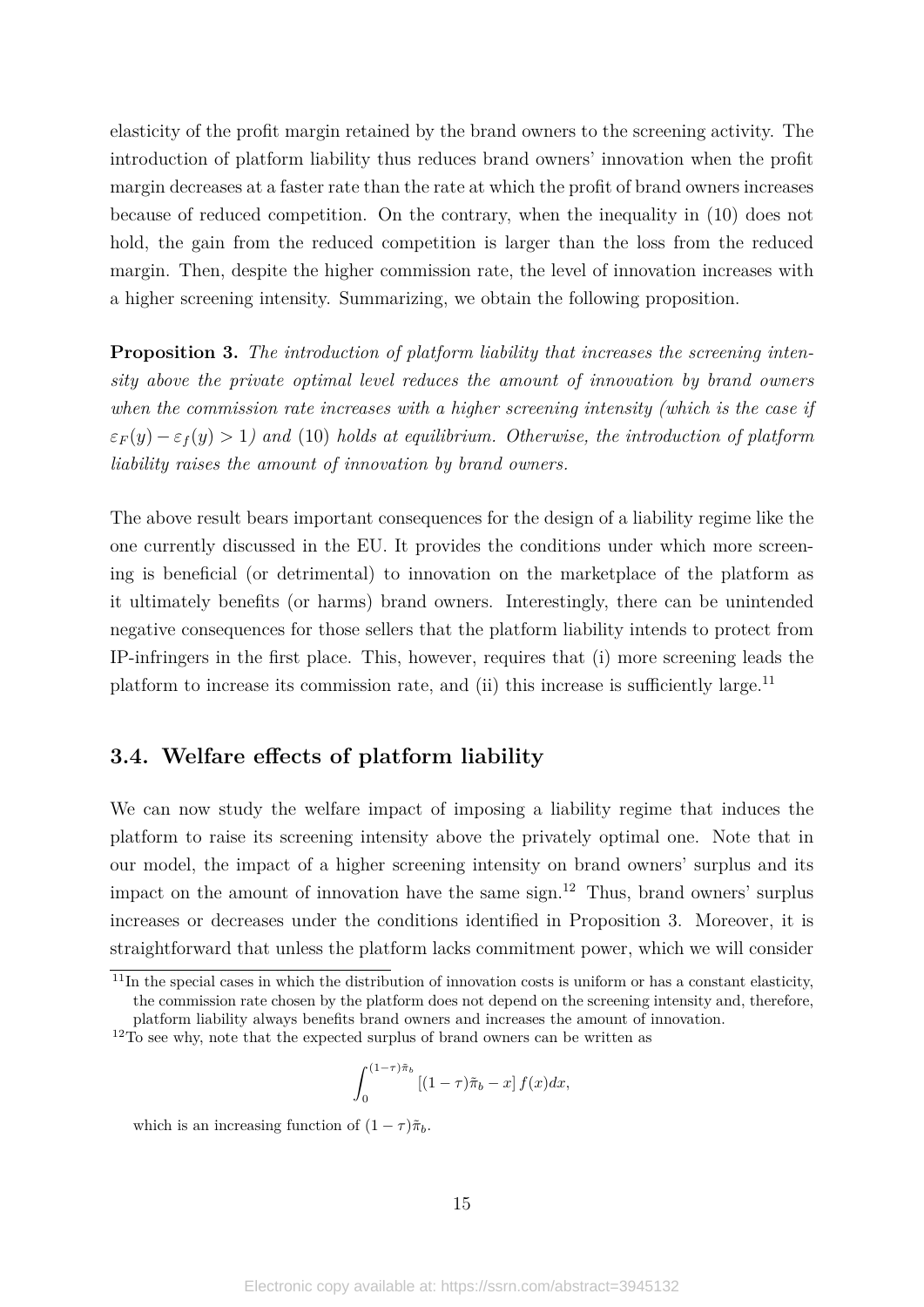elasticity of the profit margin retained by the brand owners to the screening activity. The introduction of platform liability thus reduces brand owners' innovation when the profit margin decreases at a faster rate than the rate at which the profit of brand owners increases because of reduced competition. On the contrary, when the inequality in (10) does not hold, the gain from the reduced competition is larger than the loss from the reduced margin. Then, despite the higher commission rate, the level of innovation increases with a higher screening intensity. Summarizing, we obtain the following proposition.

**Proposition 3.** *The introduction of platform liability that increases the screening intensity above the private optimal level reduces the amount of innovation by brand owners when the commission rate increases with a higher screening intensity (which is the case if $\varepsilon_F(y) - \varepsilon_f(y) > 1$) and* (10) *holds at equilibrium. Otherwise, the introduction of platform liability raises the amount of innovation by brand owners.*

The above result bears important consequences for the design of a liability regime like the one currently discussed in the EU. It provides the conditions under which more screening is beneficial (or detrimental) to innovation on the marketplace of the platform as it ultimately benefits (or harms) brand owners. Interestingly, there can be unintended negative consequences for those sellers that the platform liability intends to protect from IP-infringers in the first place. This, however, requires that (i) more screening leads the platform to increase its commission rate, and (ii) this increase is sufficiently large.[11]

## 3.4. Welfare effects of platform liability

We can now study the welfare impact of imposing a liability regime that induces the platform to raise its screening intensity above the privately optimal one. Note that in our model, the impact of a higher screening intensity on brand owners' surplus and its impact on the amount of innovation have the same sign.[12] Thus, brand owners' surplus increases or decreases under the conditions identified in Proposition 3. Moreover, it is straightforward that unless the platform lacks commitment power, which we will consider

[11] In the special cases in which the distribution of innovation costs is uniform or has a constant elasticity, the commission rate chosen by the platform does not depend on the screening intensity and, therefore, platform liability always benefits brand owners and increases the amount of innovation.

[12] To see why, note that the expected surplus of brand owners can be written as

$$\int_0^{(1-\tau)\tilde{\pi}_b} \left[(1-\tau)\tilde{\pi}_b - x\right] f(x)dx,$$

which is an increasing function of $(1-\tau)\tilde{\pi}_b$.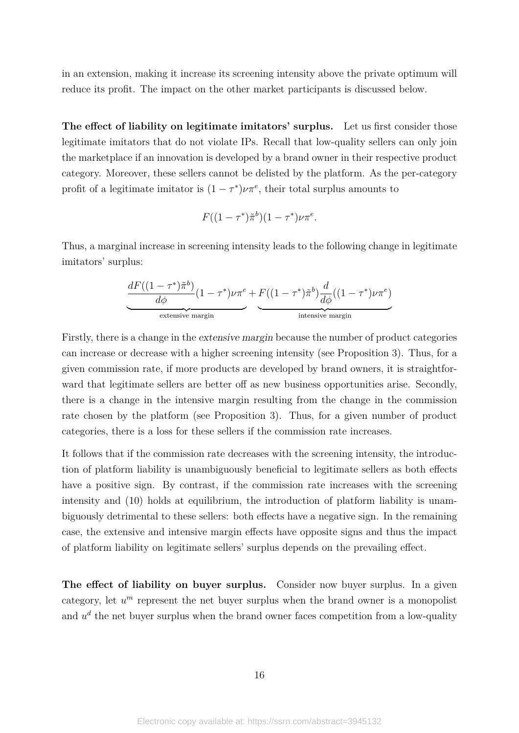in an extension, making it increase its screening intensity above the private optimum will reduce its profit. The impact on the other market participants is discussed below.

**The effect of liability on legitimate imitators' surplus.** Let us first consider those legitimate imitators that do not violate IPs. Recall that low-quality sellers can only join the marketplace if an innovation is developed by a brand owner in their respective product category. Moreover, these sellers cannot be delisted by the platform. As the per-category profit of a legitimate imitator is $(1-\tau^*)\nu\pi^e$, their total surplus amounts to

$$F((1-\tau^*)\tilde{\pi}^b)(1-\tau^*)\nu\pi^e.$$

Thus, a marginal increase in screening intensity leads to the following change in legitimate imitators' surplus:

$$\underbrace{\frac{dF((1-\tau^*)\tilde{\pi}^b)}{d\phi}(1-\tau^*)\nu\pi^e}_{\text{extensive margin}} + \underbrace{F((1-\tau^*)\tilde{\pi}^b)\frac{d}{d\phi}((1-\tau^*)\nu\pi^e)}_{\text{intensive margin}}$$

Firstly, there is a change in the *extensive margin* because the number of product categories can increase or decrease with a higher screening intensity (see Proposition 3). Thus, for a given commission rate, if more products are developed by brand owners, it is straightforward that legitimate sellers are better off as new business opportunities arise. Secondly, there is a change in the intensive margin resulting from the change in the commission rate chosen by the platform (see Proposition 3). Thus, for a given number of product categories, there is a loss for these sellers if the commission rate increases.

It follows that if the commission rate decreases with the screening intensity, the introduction of platform liability is unambiguously beneficial to legitimate sellers as both effects have a positive sign. By contrast, if the commission rate increases with the screening intensity and (10) holds at equilibrium, the introduction of platform liability is unambiguously detrimental to these sellers: both effects have a negative sign. In the remaining case, the extensive and intensive margin effects have opposite signs and thus the impact of platform liability on legitimate sellers' surplus depends on the prevailing effect.

**The effect of liability on buyer surplus.** Consider now buyer surplus. In a given category, let $u^m$ represent the net buyer surplus when the brand owner is a monopolist and $u^d$ the net buyer surplus when the brand owner faces competition from a low-quality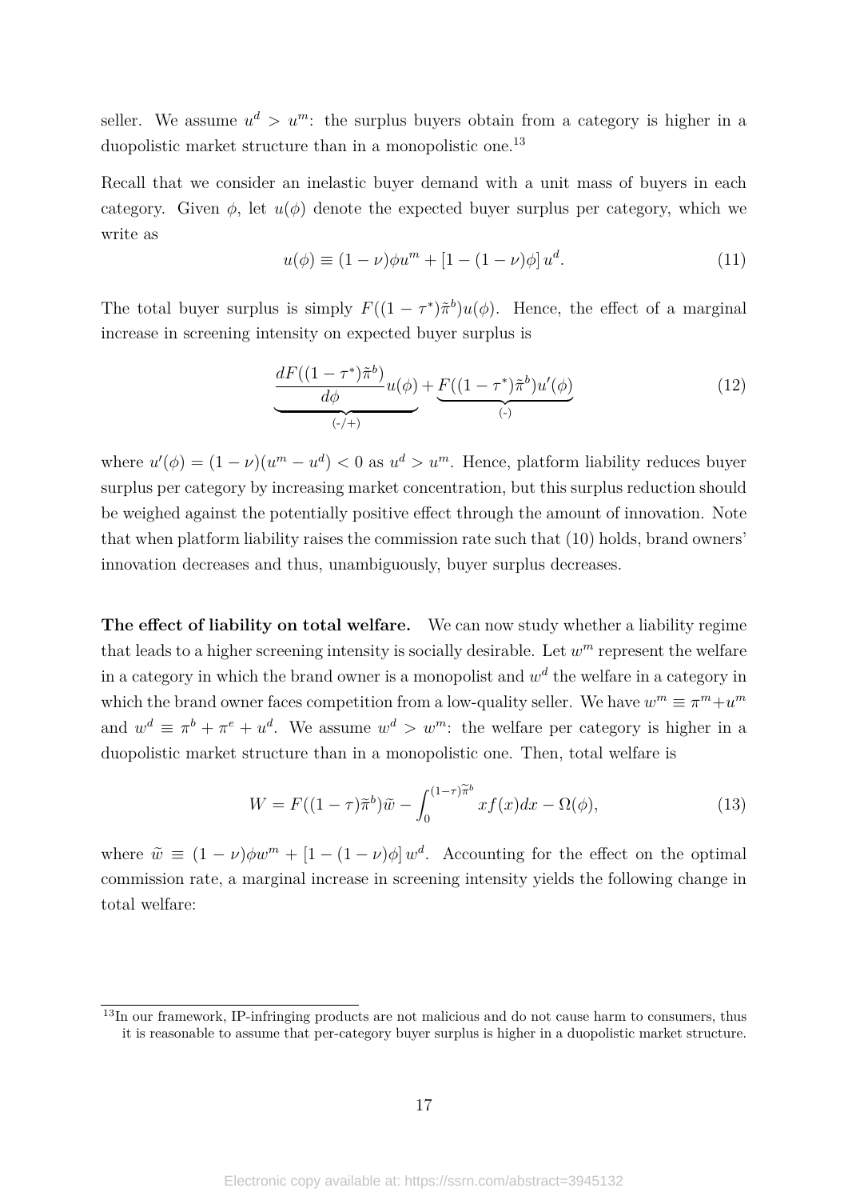seller. We assume $u^d > u^m$: the surplus buyers obtain from a category is higher in a duopolistic market structure than in a monopolistic one.[13]

Recall that we consider an inelastic buyer demand with a unit mass of buyers in each category. Given $\phi$, let $u(\phi)$ denote the expected buyer surplus per category, which we write as

$$u(\phi) \equiv (1-\nu)\phi u^m + [1-(1-\nu)\phi]\, u^d. \tag{11}$$

The total buyer surplus is simply $F((1-\tau^*)\tilde{\pi}^b)u(\phi)$. Hence, the effect of a marginal increase in screening intensity on expected buyer surplus is

$$\underbrace{\frac{dF((1-\tau^*)\tilde{\pi}^b)}{d\phi}u(\phi)}_{(\text{-}/+)} + \underbrace{F((1-\tau^*)\tilde{\pi}^b)u'(\phi)}_{(\text{-})} \tag{12}$$

where $u'(\phi) = (1-\nu)(u^m - u^d) < 0$ as $u^d > u^m$. Hence, platform liability reduces buyer surplus per category by increasing market concentration, but this surplus reduction should be weighed against the potentially positive effect through the amount of innovation. Note that when platform liability raises the commission rate such that (10) holds, brand owners' innovation decreases and thus, unambiguously, buyer surplus decreases.

**The effect of liability on total welfare.** We can now study whether a liability regime that leads to a higher screening intensity is socially desirable. Let $w^m$ represent the welfare in a category in which the brand owner is a monopolist and $w^d$ the welfare in a category in which the brand owner faces competition from a low-quality seller. We have $w^m \equiv \pi^m + u^m$ and $w^d \equiv \pi^b + \pi^e + u^d$. We assume $w^d > w^m$: the welfare per category is higher in a duopolistic market structure than in a monopolistic one. Then, total welfare is

$$W = F((1-\tau)\tilde{\pi}^b)\widetilde{w} - \int_0^{(1-\tau)\widetilde{\pi}^b} x f(x)dx - \Omega(\phi), \tag{13}$$

where $\widetilde{w} \equiv (1-\nu)\phi w^m + [1-(1-\nu)\phi]\, w^d$. Accounting for the effect on the optimal commission rate, a marginal increase in screening intensity yields the following change in total welfare:

[13] In our framework, IP-infringing products are not malicious and do not cause harm to consumers, thus it is reasonable to assume that per-category buyer surplus is higher in a duopolistic market structure.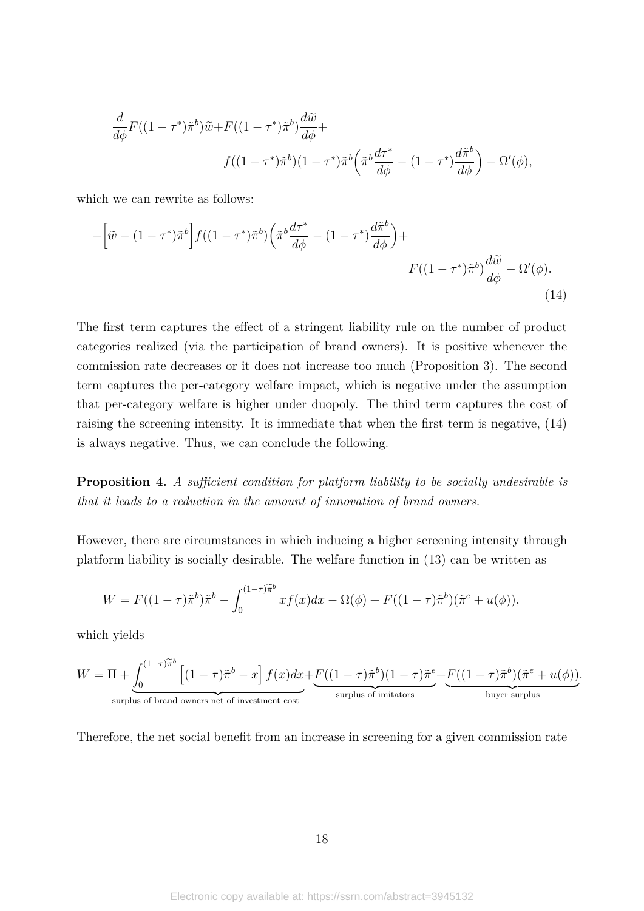$$\frac{d}{d\phi}F((1-\tau^*)\tilde{\pi}^b)\widetilde{w}+F((1-\tau^*)\tilde{\pi}^b)\frac{d\widetilde{w}}{d\phi}+ f((1-\tau^*)\tilde{\pi}^b)(1-\tau^*)\tilde{\pi}^b\Big(\tilde{\pi}^b\frac{d\tau^*}{d\phi}-(1-\tau^*)\frac{d\tilde{\pi}^b}{d\phi}\Big)-\Omega'(\phi),$$

which we can rewrite as follows:

$$-\Big[\widetilde{w}-(1-\tau^*)\tilde{\pi}^b\Big]f((1-\tau^*)\tilde{\pi}^b)\Big(\tilde{\pi}^b\frac{d\tau^*}{d\phi}-(1-\tau^*)\frac{d\tilde{\pi}^b}{d\phi}\Big)+ F((1-\tau^*)\tilde{\pi}^b)\frac{d\widetilde{w}}{d\phi}-\Omega'(\phi). \tag{14}$$

The first term captures the effect of a stringent liability rule on the number of product categories realized (via the participation of brand owners). It is positive whenever the commission rate decreases or it does not increase too much (Proposition 3). The second term captures the per-category welfare impact, which is negative under the assumption that per-category welfare is higher under duopoly. The third term captures the cost of raising the screening intensity. It is immediate that when the first term is negative, (14) is always negative. Thus, we can conclude the following.

**Proposition 4.** *A sufficient condition for platform liability to be socially undesirable is that it leads to a reduction in the amount of innovation of brand owners.*

However, there are circumstances in which inducing a higher screening intensity through platform liability is socially desirable. The welfare function in (13) can be written as

$$W = F((1-\tau)\tilde{\pi}^b)\tilde{\pi}^b - \int_0^{(1-\tau)\widetilde{\pi}^b} xf(x)dx - \Omega(\phi) + F((1-\tau)\tilde{\pi}^b)(\tilde{\pi}^e + u(\phi)),$$

which yields

$$W = \Pi + \underbrace{\int_0^{(1-\tau)\widetilde{\pi}^b}\Big[(1-\tau)\tilde{\pi}^b - x\Big]f(x)dx}_{\text{surplus of brand owners net of investment cost}} + \underbrace{F((1-\tau)\tilde{\pi}^b)(1-\tau)\tilde{\pi}^e}_{\text{surplus of imitators}} + \underbrace{F((1-\tau)\tilde{\pi}^b)(\tilde{\pi}^e + u(\phi))}_{\text{buyer surplus}}.$$

Therefore, the net social benefit from an increase in screening for a given commission rate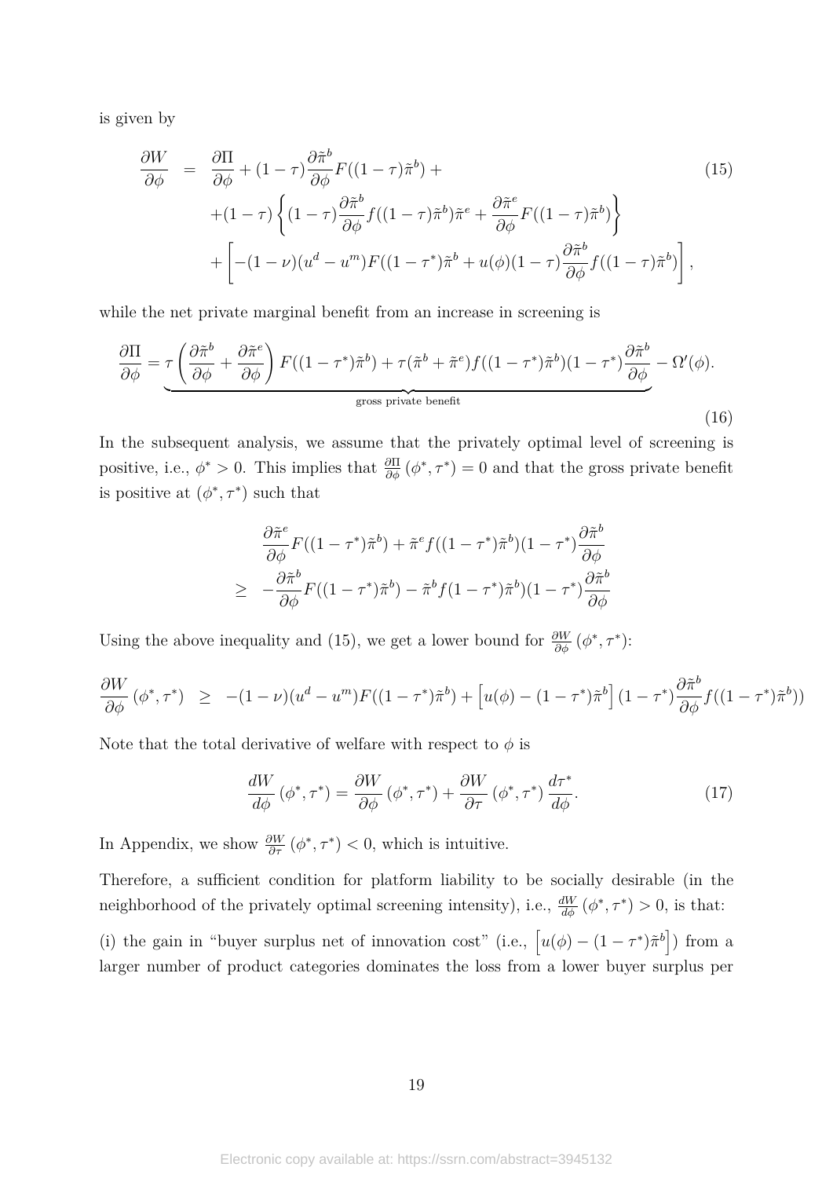is given by

$$
\begin{aligned}
\frac{\partial W}{\partial \phi} &= \frac{\partial \Pi}{\partial \phi} + (1-\tau)\frac{\partial \tilde{\pi}^b}{\partial \phi} F((1-\tau)\tilde{\pi}^b) + \\
&\quad + (1-\tau)\left\{(1-\tau)\frac{\partial \tilde{\pi}^b}{\partial \phi} f((1-\tau)\tilde{\pi}^b)\tilde{\pi}^e + \frac{\partial \tilde{\pi}^e}{\partial \phi} F((1-\tau)\tilde{\pi}^b)\right\} \\
&\quad + \left[-(1-\nu)(u^d - u^m)F((1-\tau^*)\tilde{\pi}^b + u(\phi)(1-\tau)\frac{\partial \tilde{\pi}^b}{\partial \phi} f((1-\tau)\tilde{\pi}^b)\right],
\end{aligned} \tag{15}
$$

while the net private marginal benefit from an increase in screening is

$$
\frac{\partial \Pi}{\partial \phi} = \underbrace{\tau\left(\frac{\partial \tilde{\pi}^b}{\partial \phi} + \frac{\partial \tilde{\pi}^e}{\partial \phi}\right) F((1-\tau^*)\tilde{\pi}^b) + \tau(\tilde{\pi}^b + \tilde{\pi}^e) f((1-\tau^*)\tilde{\pi}^b)(1-\tau^*)\frac{\partial \tilde{\pi}^b}{\partial \phi}}_{\text{gross private benefit}} - \Omega'(\phi). \tag{16}
$$

In the subsequent analysis, we assume that the privately optimal level of screening is positive, i.e., $\phi^* > 0$. This implies that $\frac{\partial \Pi}{\partial \phi}(\phi^*, \tau^*) = 0$ and that the gross private benefit is positive at $(\phi^*, \tau^*)$ such that

$$
\begin{aligned}
&\frac{\partial \tilde{\pi}^e}{\partial \phi} F((1-\tau^*)\tilde{\pi}^b) + \tilde{\pi}^e f((1-\tau^*)\tilde{\pi}^b)(1-\tau^*)\frac{\partial \tilde{\pi}^b}{\partial \phi} \\
\geq \; & -\frac{\partial \tilde{\pi}^b}{\partial \phi} F((1-\tau^*)\tilde{\pi}^b) - \tilde{\pi}^b f(1-\tau^*)\tilde{\pi}^b)(1-\tau^*)\frac{\partial \tilde{\pi}^b}{\partial \phi}
\end{aligned}
$$

Using the above inequality and (15), we get a lower bound for $\frac{\partial W}{\partial \phi}(\phi^*, \tau^*)$:

$$
\frac{\partial W}{\partial \phi}(\phi^*, \tau^*) \;\; \geq \;\; -(1-\nu)(u^d - u^m)F((1-\tau^*)\tilde{\pi}^b) + \left[u(\phi) - (1-\tau^*)\tilde{\pi}^b\right](1-\tau^*)\frac{\partial \tilde{\pi}^b}{\partial \phi} f((1-\tau^*)\tilde{\pi}^b))
$$

Note that the total derivative of welfare with respect to $\phi$ is

$$
\frac{dW}{d\phi}(\phi^*, \tau^*) = \frac{\partial W}{\partial \phi}(\phi^*, \tau^*) + \frac{\partial W}{\partial \tau}(\phi^*, \tau^*)\frac{d\tau^*}{d\phi}. \tag{17}
$$

In Appendix, we show $\frac{\partial W}{\partial \tau}(\phi^*, \tau^*) < 0$, which is intuitive.

Therefore, a sufficient condition for platform liability to be socially desirable (in the neighborhood of the privately optimal screening intensity), i.e., $\frac{dW}{d\phi}(\phi^*, \tau^*) > 0$, is that:

(i) the gain in "buyer surplus net of innovation cost" (i.e., $\left[u(\phi) - (1-\tau^*)\tilde{\pi}^b\right]$) from a larger number of product categories dominates the loss from a lower buyer surplus per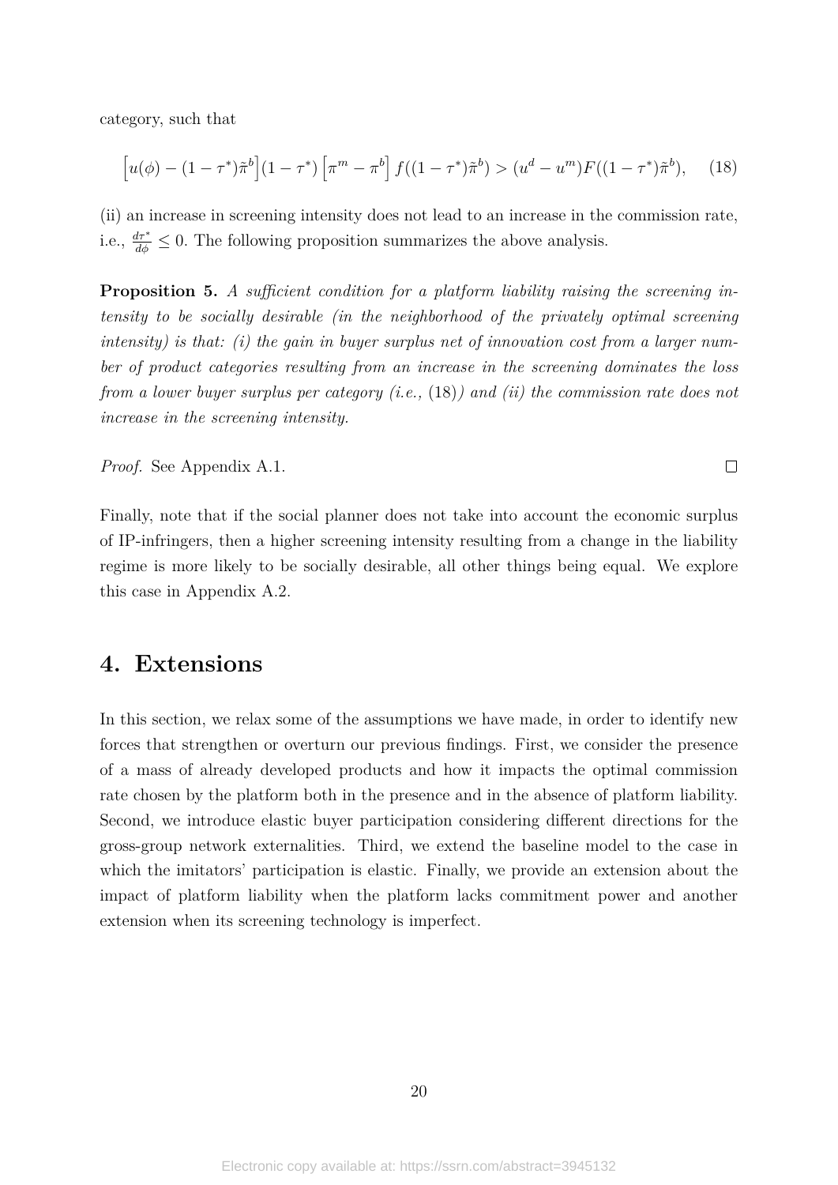category, such that

$$\Big[u(\phi) - (1-\tau^*)\tilde{\pi}^b\Big](1-\tau^*)\left[\pi^m - \pi^b\right] f((1-\tau^*)\tilde{\pi}^b) > (u^d - u^m)F((1-\tau^*)\tilde{\pi}^b), \quad (18)$$

(ii) an increase in screening intensity does not lead to an increase in the commission rate, i.e., $\frac{d\tau^*}{d\phi} \leq 0$. The following proposition summarizes the above analysis.

**Proposition 5.** *A sufficient condition for a platform liability raising the screening intensity to be socially desirable (in the neighborhood of the privately optimal screening intensity) is that: (i) the gain in buyer surplus net of innovation cost from a larger number of product categories resulting from an increase in the screening dominates the loss from a lower buyer surplus per category (i.e.,* (18)*) and (ii) the commission rate does not increase in the screening intensity.*

*Proof.* See Appendix A.1. ☐

Finally, note that if the social planner does not take into account the economic surplus of IP-infringers, then a higher screening intensity resulting from a change in the liability regime is more likely to be socially desirable, all other things being equal. We explore this case in Appendix A.2.

# 4. Extensions

In this section, we relax some of the assumptions we have made, in order to identify new forces that strengthen or overturn our previous findings. First, we consider the presence of a mass of already developed products and how it impacts the optimal commission rate chosen by the platform both in the presence and in the absence of platform liability. Second, we introduce elastic buyer participation considering different directions for the gross-group network externalities. Third, we extend the baseline model to the case in which the imitators' participation is elastic. Finally, we provide an extension about the impact of platform liability when the platform lacks commitment power and another extension when its screening technology is imperfect.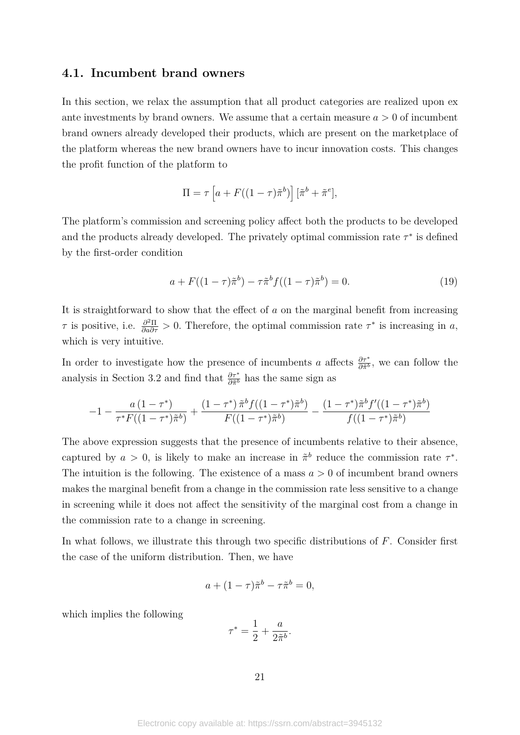### 4.1. Incumbent brand owners

In this section, we relax the assumption that all product categories are realized upon ex ante investments by brand owners. We assume that a certain measure $a > 0$ of incumbent brand owners already developed their products, which are present on the marketplace of the platform whereas the new brand owners have to incur innovation costs. This changes the profit function of the platform to

$$\Pi = \tau \left[a + F((1-\tau)\tilde{\pi}^b)\right] [\tilde{\pi}^b + \tilde{\pi}^e],$$

The platform's commission and screening policy affect both the products to be developed and the products already developed. The privately optimal commission rate $\tau^*$ is defined by the first-order condition

$$a + F((1-\tau)\tilde{\pi}^b) - \tau\tilde{\pi}^b f((1-\tau)\tilde{\pi}^b) = 0. \tag{19}$$

It is straightforward to show that the effect of $a$ on the marginal benefit from increasing $\tau$ is positive, i.e. $\frac{\partial^2 \Pi}{\partial a \partial \tau} > 0$. Therefore, the optimal commission rate $\tau^*$ is increasing in $a$, which is very intuitive.

In order to investigate how the presence of incumbents $a$ affects $\frac{\partial \tau^*}{\partial \tilde{\pi}^b}$, we can follow the analysis in Section 3.2 and find that $\frac{\partial \tau^*}{\partial \tilde{\pi}^b}$ has the same sign as

$$-1 - \frac{a\,(1-\tau^*)}{\tau^* F((1-\tau^*)\tilde{\pi}^b)} + \frac{(1-\tau^*)\,\tilde{\pi}^b f((1-\tau^*)\tilde{\pi}^b)}{F((1-\tau^*)\tilde{\pi}^b)} - \frac{(1-\tau^*)\tilde{\pi}^b f'((1-\tau^*)\tilde{\pi}^b)}{f((1-\tau^*)\tilde{\pi}^b)}$$

The above expression suggests that the presence of incumbents relative to their absence, captured by $a > 0$, is likely to make an increase in $\tilde{\pi}^b$ reduce the commission rate $\tau^*$. The intuition is the following. The existence of a mass $a > 0$ of incumbent brand owners makes the marginal benefit from a change in the commission rate less sensitive to a change in screening while it does not affect the sensitivity of the marginal cost from a change in the commission rate to a change in screening.

In what follows, we illustrate this through two specific distributions of $F$. Consider first the case of the uniform distribution. Then, we have

$$a + (1-\tau)\tilde{\pi}^b - \tau\tilde{\pi}^b = 0,$$

which implies the following

$$\tau^* = \frac{1}{2} + \frac{a}{2\tilde{\pi}^b}.$$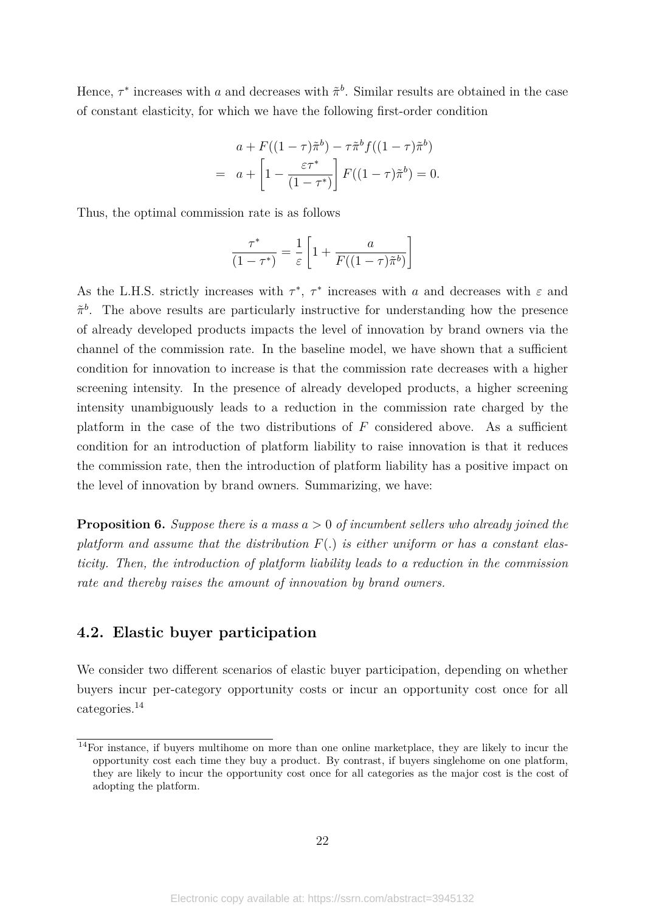Hence, $\tau^*$ increases with $a$ and decreases with $\tilde{\pi}^b$. Similar results are obtained in the case of constant elasticity, for which we have the following first-order condition

$$
\begin{aligned}
& a + F((1-\tau)\tilde{\pi}^b) - \tau\tilde{\pi}^b f((1-\tau)\tilde{\pi}^b) \\
= \; & a + \left[1 - \frac{\varepsilon\tau^*}{(1-\tau^*)}\right] F((1-\tau)\tilde{\pi}^b) = 0.
\end{aligned}
$$

Thus, the optimal commission rate is as follows

$$
\frac{\tau^*}{(1-\tau^*)} = \frac{1}{\varepsilon}\left[1 + \frac{a}{F((1-\tau)\tilde{\pi}^b)}\right]
$$

As the L.H.S. strictly increases with $\tau^*$, $\tau^*$ increases with $a$ and decreases with $\varepsilon$ and $\tilde{\pi}^b$. The above results are particularly instructive for understanding how the presence of already developed products impacts the level of innovation by brand owners via the channel of the commission rate. In the baseline model, we have shown that a sufficient condition for innovation to increase is that the commission rate decreases with a higher screening intensity. In the presence of already developed products, a higher screening intensity unambiguously leads to a reduction in the commission rate charged by the platform in the case of the two distributions of $F$ considered above. As a sufficient condition for an introduction of platform liability to raise innovation is that it reduces the commission rate, then the introduction of platform liability has a positive impact on the level of innovation by brand owners. Summarizing, we have:

**Proposition 6.** *Suppose there is a mass $a > 0$ of incumbent sellers who already joined the platform and assume that the distribution $F(.)$ is either uniform or has a constant elasticity. Then, the introduction of platform liability leads to a reduction in the commission rate and thereby raises the amount of innovation by brand owners.*

## 4.2. Elastic buyer participation

We consider two different scenarios of elastic buyer participation, depending on whether buyers incur per-category opportunity costs or incur an opportunity cost once for all categories.[14]

[14] For instance, if buyers multihome on more than one online marketplace, they are likely to incur the opportunity cost each time they buy a product. By contrast, if buyers singlehome on one platform, they are likely to incur the opportunity cost once for all categories as the major cost is the cost of adopting the platform.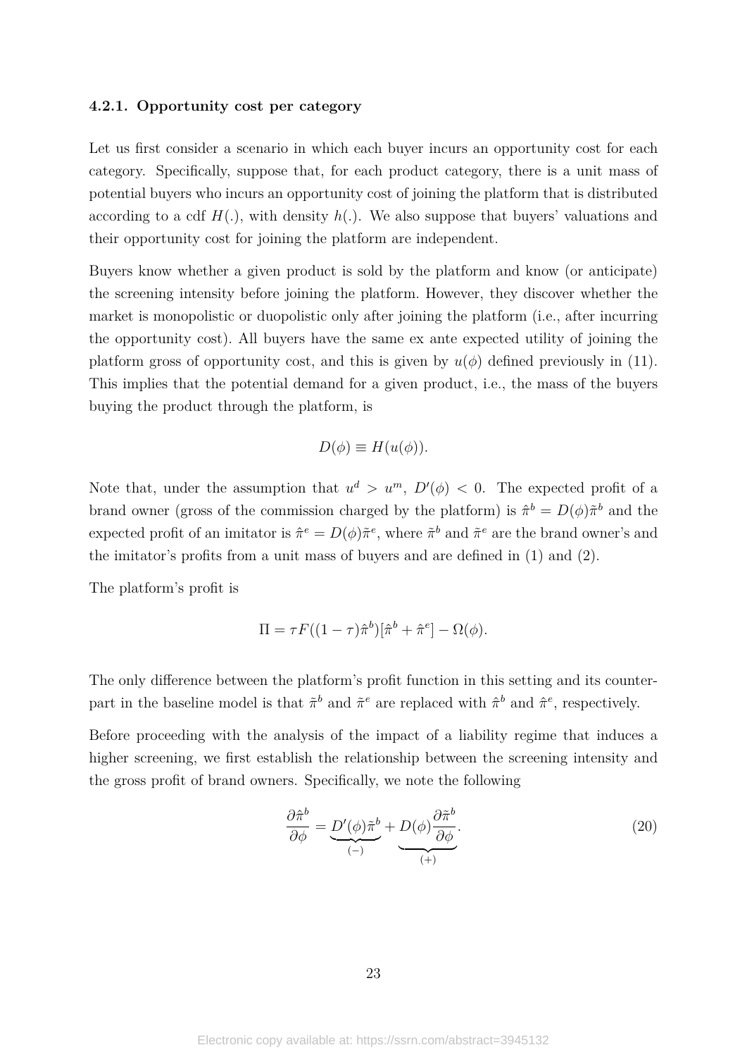#### 4.2.1. Opportunity cost per category

Let us first consider a scenario in which each buyer incurs an opportunity cost for each category. Specifically, suppose that, for each product category, there is a unit mass of potential buyers who incurs an opportunity cost of joining the platform that is distributed according to a cdf $H(.)$, with density $h(.)$. We also suppose that buyers' valuations and their opportunity cost for joining the platform are independent.

Buyers know whether a given product is sold by the platform and know (or anticipate) the screening intensity before joining the platform. However, they discover whether the market is monopolistic or duopolistic only after joining the platform (i.e., after incurring the opportunity cost). All buyers have the same ex ante expected utility of joining the platform gross of opportunity cost, and this is given by $u(\phi)$ defined previously in (11). This implies that the potential demand for a given product, i.e., the mass of the buyers buying the product through the platform, is

$$D(\phi) \equiv H(u(\phi)).$$

Note that, under the assumption that $u^d > u^m$, $D'(\phi) < 0$. The expected profit of a brand owner (gross of the commission charged by the platform) is $\hat{\pi}^b = D(\phi)\tilde{\pi}^b$ and the expected profit of an imitator is $\hat{\pi}^e = D(\phi)\tilde{\pi}^e$, where $\tilde{\pi}^b$ and $\tilde{\pi}^e$ are the brand owner's and the imitator's profits from a unit mass of buyers and are defined in (1) and (2).

The platform's profit is

$$\Pi = \tau F((1-\tau)\hat{\pi}^b)[\hat{\pi}^b + \hat{\pi}^e] - \Omega(\phi).$$

The only difference between the platform's profit function in this setting and its counterpart in the baseline model is that $\tilde{\pi}^b$ and $\tilde{\pi}^e$ are replaced with $\hat{\pi}^b$ and $\hat{\pi}^e$, respectively.

Before proceeding with the analysis of the impact of a liability regime that induces a higher screening, we first establish the relationship between the screening intensity and the gross profit of brand owners. Specifically, we note the following

$$\frac{\partial \hat{\pi}^b}{\partial \phi} = \underbrace{D'(\phi)\tilde{\pi}^b}_{(-)} + \underbrace{D(\phi)\frac{\partial \tilde{\pi}^b}{\partial \phi}}_{(+)}. \tag{20}$$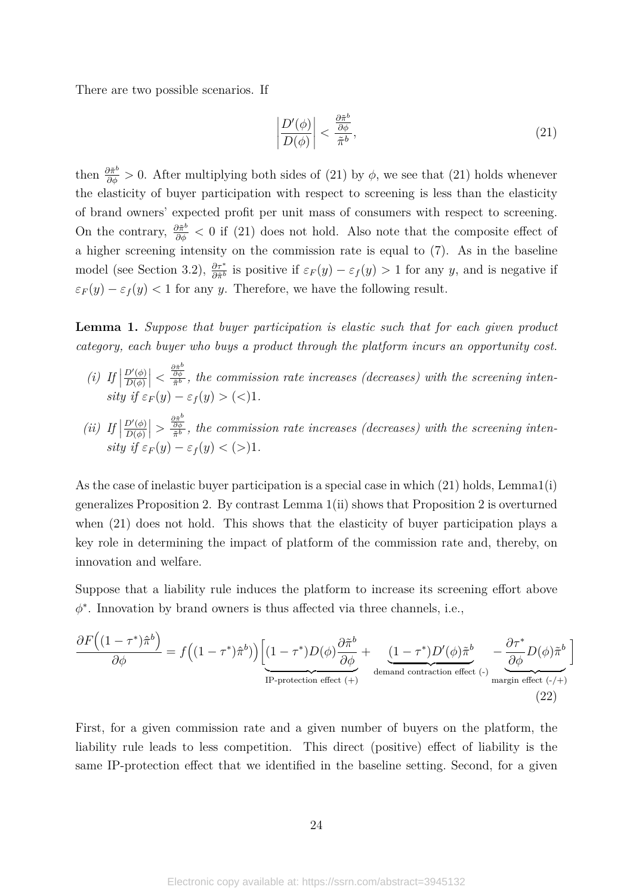There are two possible scenarios. If

$$\left|\frac{D'(\phi)}{D(\phi)}\right| < \frac{\frac{\partial \tilde{\pi}^b}{\partial \phi}}{\tilde{\pi}^b}, \tag{21}$$

then $\frac{\partial \tilde{\pi}^b}{\partial \phi} > 0$. After multiplying both sides of (21) by $\phi$, we see that (21) holds whenever the elasticity of buyer participation with respect to screening is less than the elasticity of brand owners' expected profit per unit mass of consumers with respect to screening. On the contrary, $\frac{\partial \tilde{\pi}^b}{\partial \phi} < 0$ if (21) does not hold. Also note that the composite effect of a higher screening intensity on the commission rate is equal to (7). As in the baseline model (see Section 3.2), $\frac{\partial \tau^*}{\partial \tilde{\pi}^b}$ is positive if $\varepsilon_F(y) - \varepsilon_f(y) > 1$ for any $y$, and is negative if $\varepsilon_F(y) - \varepsilon_f(y) < 1$ for any $y$. Therefore, we have the following result.

**Lemma 1.** *Suppose that buyer participation is elastic such that for each given product category, each buyer who buys a product through the platform incurs an opportunity cost.*

*(i) If $\left|\frac{D'(\phi)}{D(\phi)}\right| < \frac{\frac{\partial \tilde{\pi}^b}{\partial \phi}}{\tilde{\pi}^b}$, the commission rate increases (decreases) with the screening intensity if $\varepsilon_F(y) - \varepsilon_f(y) > (<) 1$.*

*(ii) If $\left|\frac{D'(\phi)}{D(\phi)}\right| > \frac{\frac{\partial \tilde{\pi}^b}{\partial \phi}}{\tilde{\pi}^b}$, the commission rate increases (decreases) with the screening intensity if $\varepsilon_F(y) - \varepsilon_f(y) < (>) 1$.*

As the case of inelastic buyer participation is a special case in which (21) holds, Lemma1(i) generalizes Proposition 2. By contrast Lemma 1(ii) shows that Proposition 2 is overturned when (21) does not hold. This shows that the elasticity of buyer participation plays a key role in determining the impact of platform of the commission rate and, thereby, on innovation and welfare.

Suppose that a liability rule induces the platform to increase its screening effort above $\phi^*$. Innovation by brand owners is thus affected via three channels, i.e.,

$$\frac{\partial F\Big((1-\tau^*)\hat{\pi}^b\Big)}{\partial \phi} = f\Big((1-\tau^*)\hat{\pi}^b\Big)\Big[\underbrace{(1-\tau^*)D(\phi)\frac{\partial \tilde{\pi}^b}{\partial \phi}}_{\text{IP-protection effect (+)}} + \underbrace{(1-\tau^*)D'(\phi)\tilde{\pi}^b}_{\text{demand contraction effect (-)}} - \underbrace{\frac{\partial \tau^*}{\partial \phi}D(\phi)\tilde{\pi}^b}_{\text{margin effect (-/+)}}\Big] \tag{22}$$

First, for a given commission rate and a given number of buyers on the platform, the liability rule leads to less competition. This direct (positive) effect of liability is the same IP-protection effect that we identified in the baseline setting. Second, for a given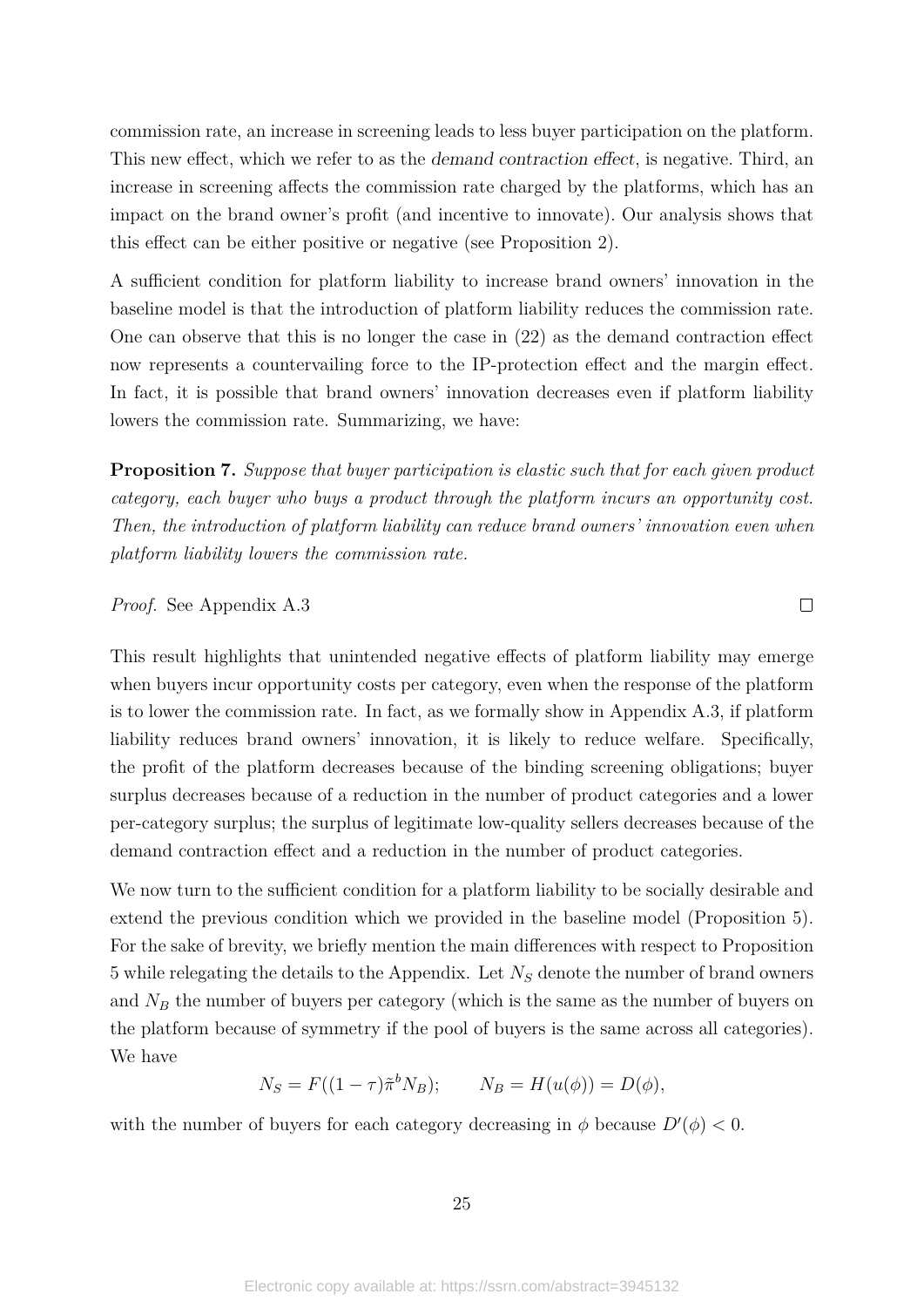commission rate, an increase in screening leads to less buyer participation on the platform. This new effect, which we refer to as the *demand contraction effect*, is negative. Third, an increase in screening affects the commission rate charged by the platforms, which has an impact on the brand owner's profit (and incentive to innovate). Our analysis shows that this effect can be either positive or negative (see Proposition 2).

A sufficient condition for platform liability to increase brand owners' innovation in the baseline model is that the introduction of platform liability reduces the commission rate. One can observe that this is no longer the case in (22) as the demand contraction effect now represents a countervailing force to the IP-protection effect and the margin effect. In fact, it is possible that brand owners' innovation decreases even if platform liability lowers the commission rate. Summarizing, we have:

**Proposition 7.** *Suppose that buyer participation is elastic such that for each given product category, each buyer who buys a product through the platform incurs an opportunity cost. Then, the introduction of platform liability can reduce brand owners' innovation even when platform liability lowers the commission rate.*

*Proof.* See Appendix A.3 □

This result highlights that unintended negative effects of platform liability may emerge when buyers incur opportunity costs per category, even when the response of the platform is to lower the commission rate. In fact, as we formally show in Appendix A.3, if platform liability reduces brand owners' innovation, it is likely to reduce welfare. Specifically, the profit of the platform decreases because of the binding screening obligations; buyer surplus decreases because of a reduction in the number of product categories and a lower per-category surplus; the surplus of legitimate low-quality sellers decreases because of the demand contraction effect and a reduction in the number of product categories.

We now turn to the sufficient condition for a platform liability to be socially desirable and extend the previous condition which we provided in the baseline model (Proposition 5). For the sake of brevity, we briefly mention the main differences with respect to Proposition 5 while relegating the details to the Appendix. Let $N_S$ denote the number of brand owners and $N_B$ the number of buyers per category (which is the same as the number of buyers on the platform because of symmetry if the pool of buyers is the same across all categories). We have

$$N_S = F((1-\tau)\tilde{\pi}^b N_B); \qquad N_B = H(u(\phi)) = D(\phi),$$

with the number of buyers for each category decreasing in $\phi$ because $D'(\phi) < 0$.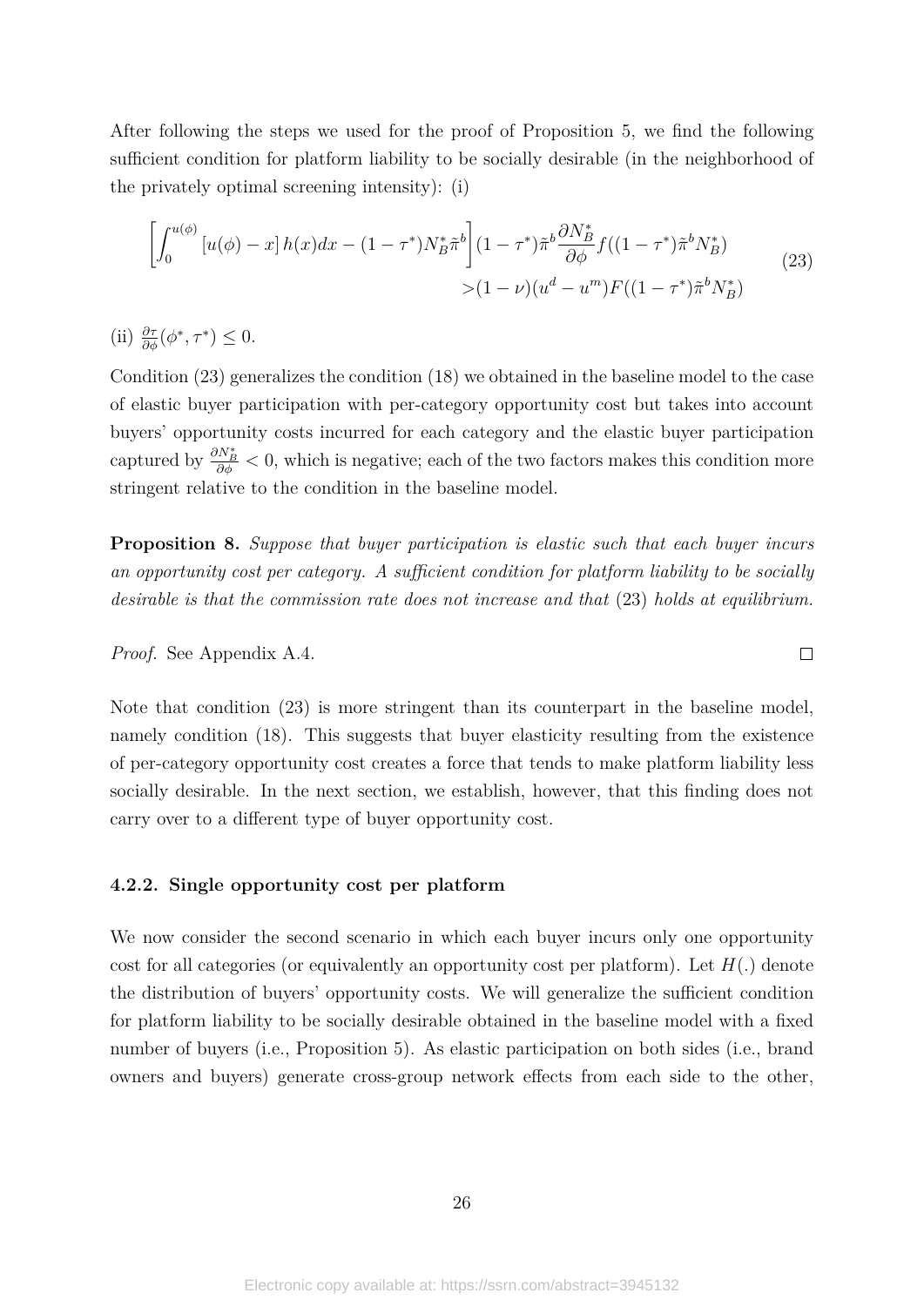After following the steps we used for the proof of Proposition 5, we find the following sufficient condition for platform liability to be socially desirable (in the neighborhood of the privately optimal screening intensity): (i)

$$\left[\int_0^{u(\phi)} [u(\phi) - x]\, h(x)dx - (1-\tau^*)N_B^*\tilde{\pi}^b\right](1-\tau^*)\tilde{\pi}^b\frac{\partial N_B^*}{\partial \phi} f((1-\tau^*)\tilde{\pi}^b N_B^*) \\ > (1-\nu)(u^d - u^m)F((1-\tau^*)\tilde{\pi}^b N_B^*) \tag{23}$$

(ii) $\frac{\partial \tau}{\partial \phi}(\phi^*, \tau^*) \leq 0$.

Condition (23) generalizes the condition (18) we obtained in the baseline model to the case of elastic buyer participation with per-category opportunity cost but takes into account buyers' opportunity costs incurred for each category and the elastic buyer participation captured by $\frac{\partial N_B^*}{\partial \phi} < 0$, which is negative; each of the two factors makes this condition more stringent relative to the condition in the baseline model.

**Proposition 8.** *Suppose that buyer participation is elastic such that each buyer incurs an opportunity cost per category. A sufficient condition for platform liability to be socially desirable is that the commission rate does not increase and that* (23) *holds at equilibrium.*

*Proof.* See Appendix A.4. □

Note that condition (23) is more stringent than its counterpart in the baseline model, namely condition (18). This suggests that buyer elasticity resulting from the existence of per-category opportunity cost creates a force that tends to make platform liability less socially desirable. In the next section, we establish, however, that this finding does not carry over to a different type of buyer opportunity cost.

#### 4.2.2. Single opportunity cost per platform

We now consider the second scenario in which each buyer incurs only one opportunity cost for all categories (or equivalently an opportunity cost per platform). Let $H(.)$ denote the distribution of buyers' opportunity costs. We will generalize the sufficient condition for platform liability to be socially desirable obtained in the baseline model with a fixed number of buyers (i.e., Proposition 5). As elastic participation on both sides (i.e., brand owners and buyers) generate cross-group network effects from each side to the other,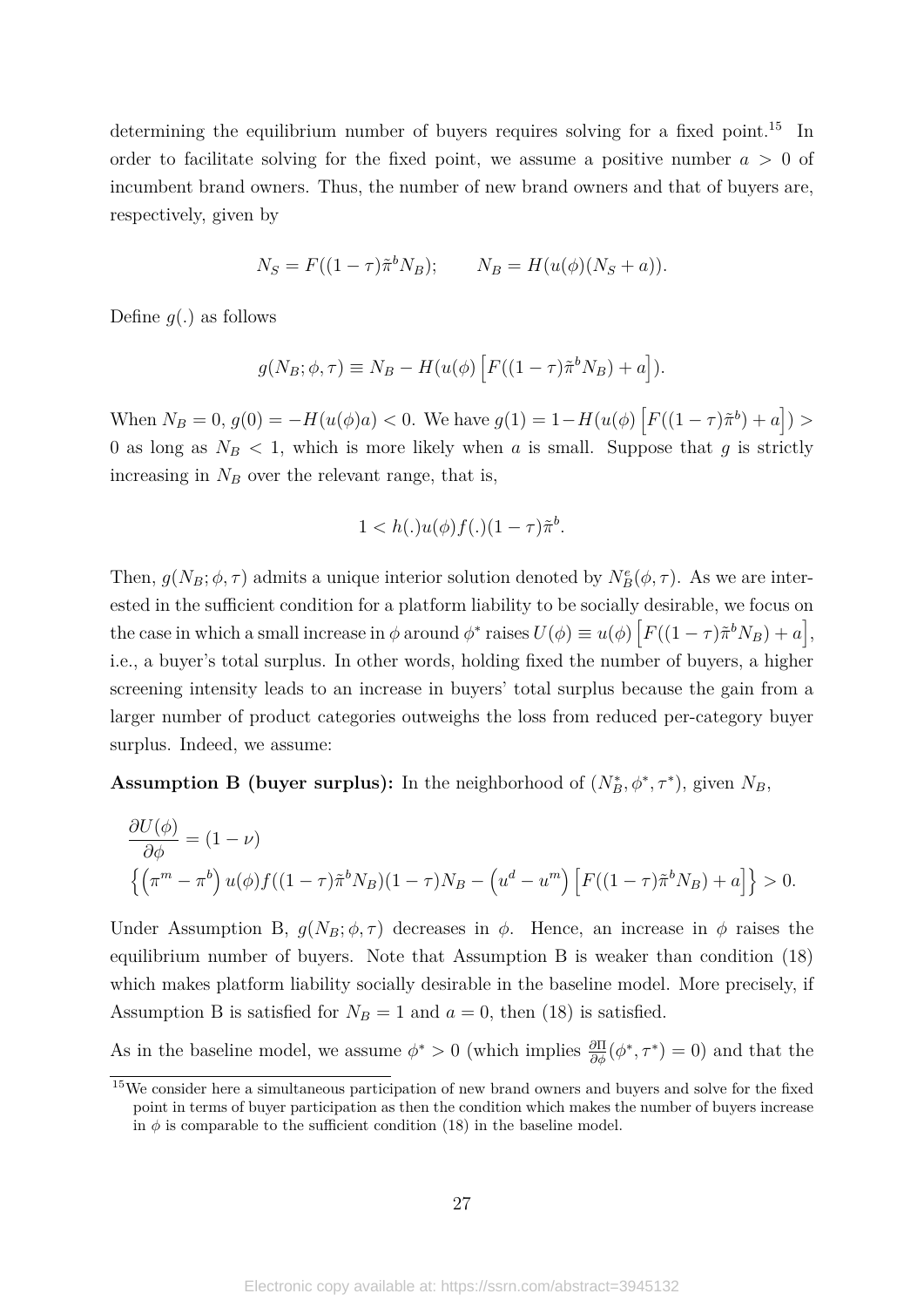determining the equilibrium number of buyers requires solving for a fixed point.[15] In order to facilitate solving for the fixed point, we assume a positive number $a > 0$ of incumbent brand owners. Thus, the number of new brand owners and that of buyers are, respectively, given by

$$N_S = F((1-\tau)\tilde{\pi}^b N_B); \qquad N_B = H(u(\phi)(N_S + a)).$$

Define $g(.)$ as follows

$$g(N_B; \phi, \tau) \equiv N_B - H(u(\phi)\left[F((1-\tau)\tilde{\pi}^b N_B) + a\right]).$$

When $N_B = 0$, $g(0) = -H(u(\phi)a) < 0$. We have $g(1) = 1 - H(u(\phi)\left[F((1-\tau)\tilde{\pi}^b) + a\right]) > 0$ as long as $N_B < 1$, which is more likely when $a$ is small. Suppose that $g$ is strictly increasing in $N_B$ over the relevant range, that is,

$$1 < h(.)u(\phi)f(.)(1-\tau)\tilde{\pi}^b.$$

Then, $g(N_B; \phi, \tau)$ admits a unique interior solution denoted by $N_B^e(\phi, \tau)$. As we are interested in the sufficient condition for a platform liability to be socially desirable, we focus on the case in which a small increase in $\phi$ around $\phi^*$ raises $U(\phi) \equiv u(\phi)\left[F((1-\tau)\tilde{\pi}^b N_B) + a\right]$, i.e., a buyer's total surplus. In other words, holding fixed the number of buyers, a higher screening intensity leads to an increase in buyers' total surplus because the gain from a larger number of product categories outweighs the loss from reduced per-category buyer surplus. Indeed, we assume:

**Assumption B (buyer surplus):** In the neighborhood of $(N_B^*, \phi^*, \tau^*)$, given $N_B$,

$$\frac{\partial U(\phi)}{\partial \phi} = (1-\nu)$$
$$\left\{\left(\pi^m - \pi^b\right)u(\phi)f((1-\tau)\tilde{\pi}^b N_B)(1-\tau)N_B - \left(u^d - u^m\right)\left[F((1-\tau)\tilde{\pi}^b N_B) + a\right]\right\} > 0.$$

Under Assumption B, $g(N_B; \phi, \tau)$ decreases in $\phi$. Hence, an increase in $\phi$ raises the equilibrium number of buyers. Note that Assumption B is weaker than condition (18) which makes platform liability socially desirable in the baseline model. More precisely, if Assumption B is satisfied for $N_B = 1$ and $a = 0$, then (18) is satisfied.

As in the baseline model, we assume $\phi^* > 0$ (which implies $\frac{\partial \Pi}{\partial \phi}(\phi^*, \tau^*) = 0$) and that the

[15] We consider here a simultaneous participation of new brand owners and buyers and solve for the fixed point in terms of buyer participation as then the condition which makes the number of buyers increase in $\phi$ is comparable to the sufficient condition (18) in the baseline model.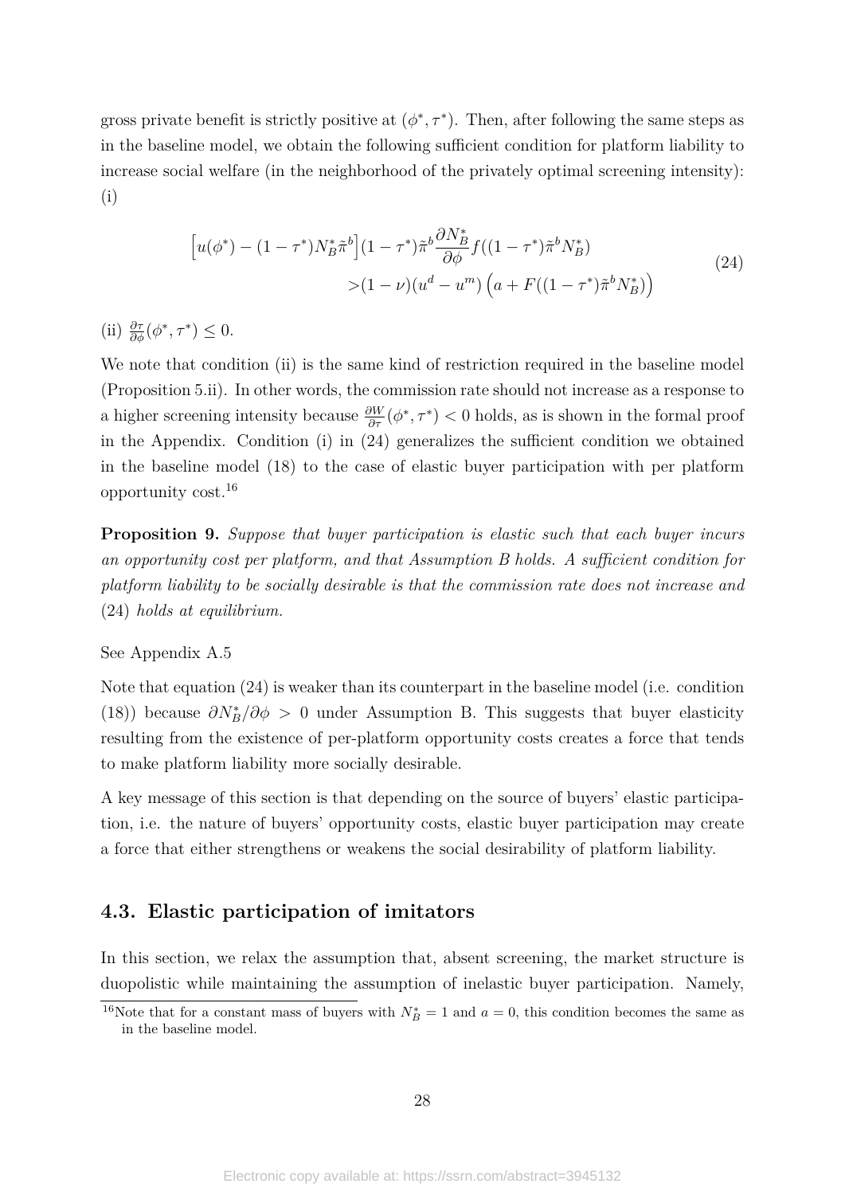gross private benefit is strictly positive at $(\phi^*, \tau^*)$. Then, after following the same steps as in the baseline model, we obtain the following sufficient condition for platform liability to increase social welfare (in the neighborhood of the privately optimal screening intensity): (i)

$$
\begin{aligned}
\Big[u(\phi^*) - (1-\tau^*)N_B^*\tilde{\pi}^b\Big](1-\tau^*)\tilde{\pi}^b \frac{\partial N_B^*}{\partial \phi} f((1-\tau^*)\tilde{\pi}^b N_B^*) \\
> (1-\nu)(u^d - u^m)\left(a + F((1-\tau^*)\tilde{\pi}^b N_B^*)\right)
\end{aligned}
\tag{24}
$$

(ii) $\frac{\partial \tau}{\partial \phi}(\phi^*, \tau^*) \leq 0$.

We note that condition (ii) is the same kind of restriction required in the baseline model (Proposition 5.ii). In other words, the commission rate should not increase as a response to a higher screening intensity because $\frac{\partial W}{\partial \tau}(\phi^*, \tau^*) < 0$ holds, as is shown in the formal proof in the Appendix. Condition (i) in (24) generalizes the sufficient condition we obtained in the baseline model (18) to the case of elastic buyer participation with per platform opportunity cost.[16]

**Proposition 9.** *Suppose that buyer participation is elastic such that each buyer incurs an opportunity cost per platform, and that Assumption B holds. A sufficient condition for platform liability to be socially desirable is that the commission rate does not increase and* (24) *holds at equilibrium.*

See Appendix A.5

Note that equation (24) is weaker than its counterpart in the baseline model (i.e. condition (18)) because $\partial N_B^*/\partial \phi > 0$ under Assumption B. This suggests that buyer elasticity resulting from the existence of per-platform opportunity costs creates a force that tends to make platform liability more socially desirable.

A key message of this section is that depending on the source of buyers' elastic participation, i.e. the nature of buyers' opportunity costs, elastic buyer participation may create a force that either strengthens or weakens the social desirability of platform liability.

### 4.3. Elastic participation of imitators

In this section, we relax the assumption that, absent screening, the market structure is duopolistic while maintaining the assumption of inelastic buyer participation. Namely,

[16] Note that for a constant mass of buyers with $N_B^* = 1$ and $a = 0$, this condition becomes the same as in the baseline model.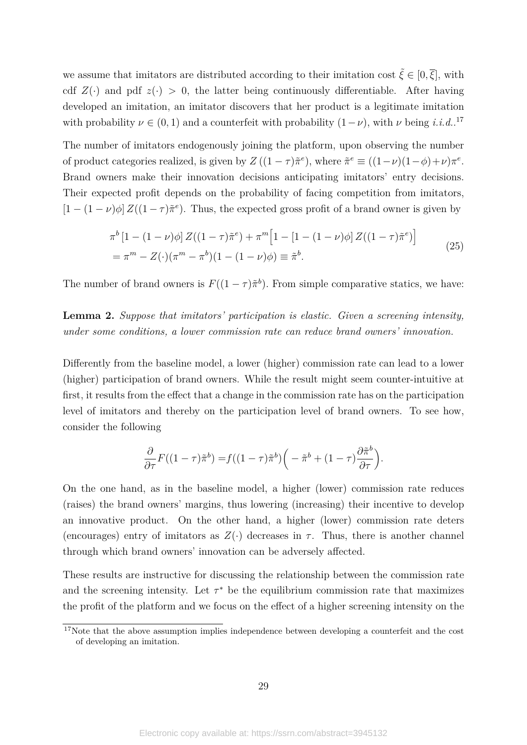we assume that imitators are distributed according to their imitation cost $\tilde{\xi} \in [0, \overline{\xi}]$, with cdf $Z(\cdot)$ and pdf $z(\cdot) > 0$, the latter being continuously differentiable. After having developed an imitation, an imitator discovers that her product is a legitimate imitation with probability $\nu \in (0,1)$ and a counterfeit with probability $(1-\nu)$, with $\nu$ being *i.i.d.*.[17]

The number of imitators endogenously joining the platform, upon observing the number of product categories realized, is given by $Z\left((1-\tau)\tilde{\pi}^e\right)$, where $\tilde{\pi}^e \equiv ((1-\nu)(1-\phi)+\nu)\pi^e$. Brand owners make their innovation decisions anticipating imitators' entry decisions. Their expected profit depends on the probability of facing competition from imitators, $[1-(1-\nu)\phi]\, Z((1-\tau)\tilde{\pi}^e)$. Thus, the expected gross profit of a brand owner is given by

$$
\begin{aligned}
&\pi^b \left[1-(1-\nu)\phi\right] Z((1-\tau)\tilde{\pi}^e) + \pi^m \Big[1 - \left[1-(1-\nu)\phi\right] Z((1-\tau)\tilde{\pi}^e)\Big] \\
&= \pi^m - Z(\cdot)(\pi^m - \pi^b)(1-(1-\nu)\phi) \equiv \tilde{\pi}^b.
\end{aligned} \tag{25}
$$

The number of brand owners is $F((1-\tau)\tilde{\pi}^b)$. From simple comparative statics, we have:

**Lemma 2.** *Suppose that imitators' participation is elastic. Given a screening intensity, under some conditions, a lower commission rate can reduce brand owners' innovation.*

Differently from the baseline model, a lower (higher) commission rate can lead to a lower (higher) participation of brand owners. While the result might seem counter-intuitive at first, it results from the effect that a change in the commission rate has on the participation level of imitators and thereby on the participation level of brand owners. To see how, consider the following

$$
\frac{\partial}{\partial \tau} F((1-\tau)\tilde{\pi}^b) = f((1-\tau)\tilde{\pi}^b)\Big(-\tilde{\pi}^b + (1-\tau)\frac{\partial \tilde{\pi}^b}{\partial \tau}\Big).
$$

On the one hand, as in the baseline model, a higher (lower) commission rate reduces (raises) the brand owners' margins, thus lowering (increasing) their incentive to develop an innovative product. On the other hand, a higher (lower) commission rate deters (encourages) entry of imitators as $Z(\cdot)$ decreases in $\tau$. Thus, there is another channel through which brand owners' innovation can be adversely affected.

These results are instructive for discussing the relationship between the commission rate and the screening intensity. Let $\tau^*$ be the equilibrium commission rate that maximizes the profit of the platform and we focus on the effect of a higher screening intensity on the

[17] Note that the above assumption implies independence between developing a counterfeit and the cost of developing an imitation.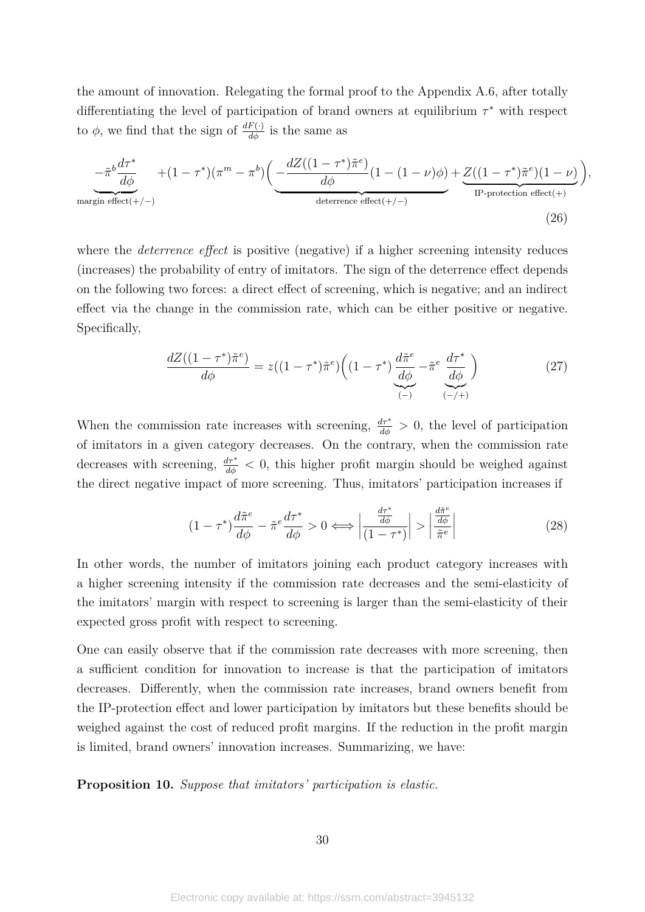the amount of innovation. Relegating the formal proof to the Appendix A.6, after totally differentiating the level of participation of brand owners at equilibrium $\tau^*$ with respect to $\phi$, we find that the sign of $\frac{dF(\cdot)}{d\phi}$ is the same as

$$\underbrace{-\tilde{\pi}^b \frac{d\tau^*}{d\phi}}_{\text{margin effect}(+/-)} + (1-\tau^*)(\pi^m - \pi^b)\Bigg( \underbrace{-\frac{dZ((1-\tau^*)\tilde{\pi}^e)}{d\phi}(1-(1-\nu)\phi)}_{\text{deterrence effect}(+/-)} + \underbrace{Z((1-\tau^*)\tilde{\pi}^e)(1-\nu)}_{\text{IP-protection effect}(+)} \Bigg), \tag{26}$$

where the *deterrence effect* is positive (negative) if a higher screening intensity reduces (increases) the probability of entry of imitators. The sign of the deterrence effect depends on the following two forces: a direct effect of screening, which is negative; and an indirect effect via the change in the commission rate, which can be either positive or negative. Specifically,

$$\frac{dZ((1-\tau^*)\tilde{\pi}^e)}{d\phi} = z((1-\tau^*)\tilde{\pi}^e)\Bigg((1-\tau^*)\underbrace{\frac{d\tilde{\pi}^e}{d\phi}}_{(-)} - \tilde{\pi}^e \underbrace{\frac{d\tau^*}{d\phi}}_{(-/+)}\Bigg) \tag{27}$$

When the commission rate increases with screening, $\frac{d\tau^*}{d\phi} > 0$, the level of participation of imitators in a given category decreases. On the contrary, when the commission rate decreases with screening, $\frac{d\tau^*}{d\phi} < 0$, this higher profit margin should be weighed against the direct negative impact of more screening. Thus, imitators' participation increases if

$$(1-\tau^*)\frac{d\tilde{\pi}^e}{d\phi} - \tilde{\pi}^e \frac{d\tau^*}{d\phi} > 0 \Longleftrightarrow \left| \frac{\frac{d\tau^*}{d\phi}}{(1-\tau^*)} \right| > \left| \frac{\frac{d\tilde{\pi}^e}{d\phi}}{\tilde{\pi}^e} \right| \tag{28}$$

In other words, the number of imitators joining each product category increases with a higher screening intensity if the commission rate decreases and the semi-elasticity of the imitators' margin with respect to screening is larger than the semi-elasticity of their expected gross profit with respect to screening.

One can easily observe that if the commission rate decreases with more screening, then a sufficient condition for innovation to increase is that the participation of imitators decreases. Differently, when the commission rate increases, brand owners benefit from the IP-protection effect and lower participation by imitators but these benefits should be weighed against the cost of reduced profit margins. If the reduction in the profit margin is limited, brand owners' innovation increases. Summarizing, we have:

**Proposition 10.** *Suppose that imitators' participation is elastic.*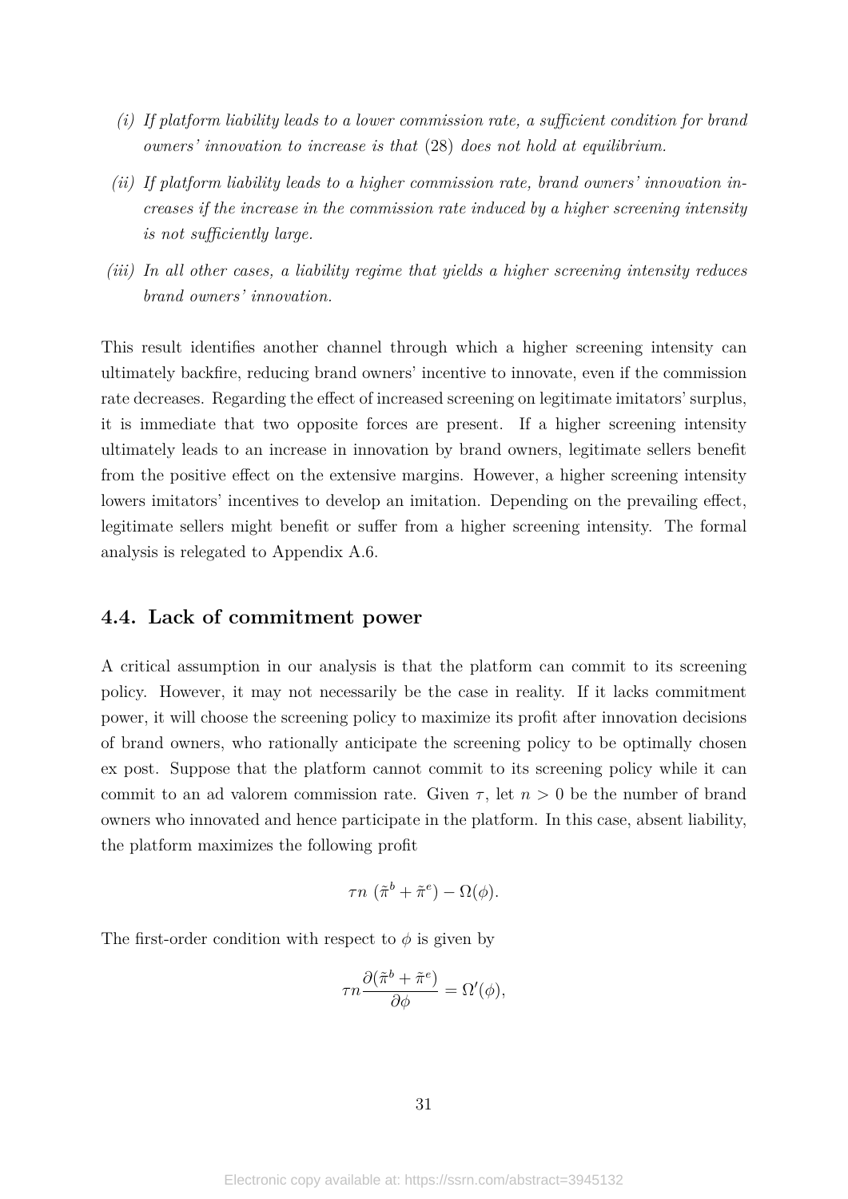*(i) If platform liability leads to a lower commission rate, a sufficient condition for brand owners' innovation to increase is that* (28) *does not hold at equilibrium.*

*(ii) If platform liability leads to a higher commission rate, brand owners' innovation increases if the increase in the commission rate induced by a higher screening intensity is not sufficiently large.*

*(iii) In all other cases, a liability regime that yields a higher screening intensity reduces brand owners' innovation.*

This result identifies another channel through which a higher screening intensity can ultimately backfire, reducing brand owners' incentive to innovate, even if the commission rate decreases. Regarding the effect of increased screening on legitimate imitators' surplus, it is immediate that two opposite forces are present. If a higher screening intensity ultimately leads to an increase in innovation by brand owners, legitimate sellers benefit from the positive effect on the extensive margins. However, a higher screening intensity lowers imitators' incentives to develop an imitation. Depending on the prevailing effect, legitimate sellers might benefit or suffer from a higher screening intensity. The formal analysis is relegated to Appendix A.6.

## 4.4. Lack of commitment power

A critical assumption in our analysis is that the platform can commit to its screening policy. However, it may not necessarily be the case in reality. If it lacks commitment power, it will choose the screening policy to maximize its profit after innovation decisions of brand owners, who rationally anticipate the screening policy to be optimally chosen ex post. Suppose that the platform cannot commit to its screening policy while it can commit to an ad valorem commission rate. Given $\tau$, let $n > 0$ be the number of brand owners who innovated and hence participate in the platform. In this case, absent liability, the platform maximizes the following profit

$$\tau n \ (\tilde{\pi}^b + \tilde{\pi}^e) - \Omega(\phi).$$

The first-order condition with respect to $\phi$ is given by

$$\tau n \frac{\partial(\tilde{\pi}^b + \tilde{\pi}^e)}{\partial \phi} = \Omega'(\phi),$$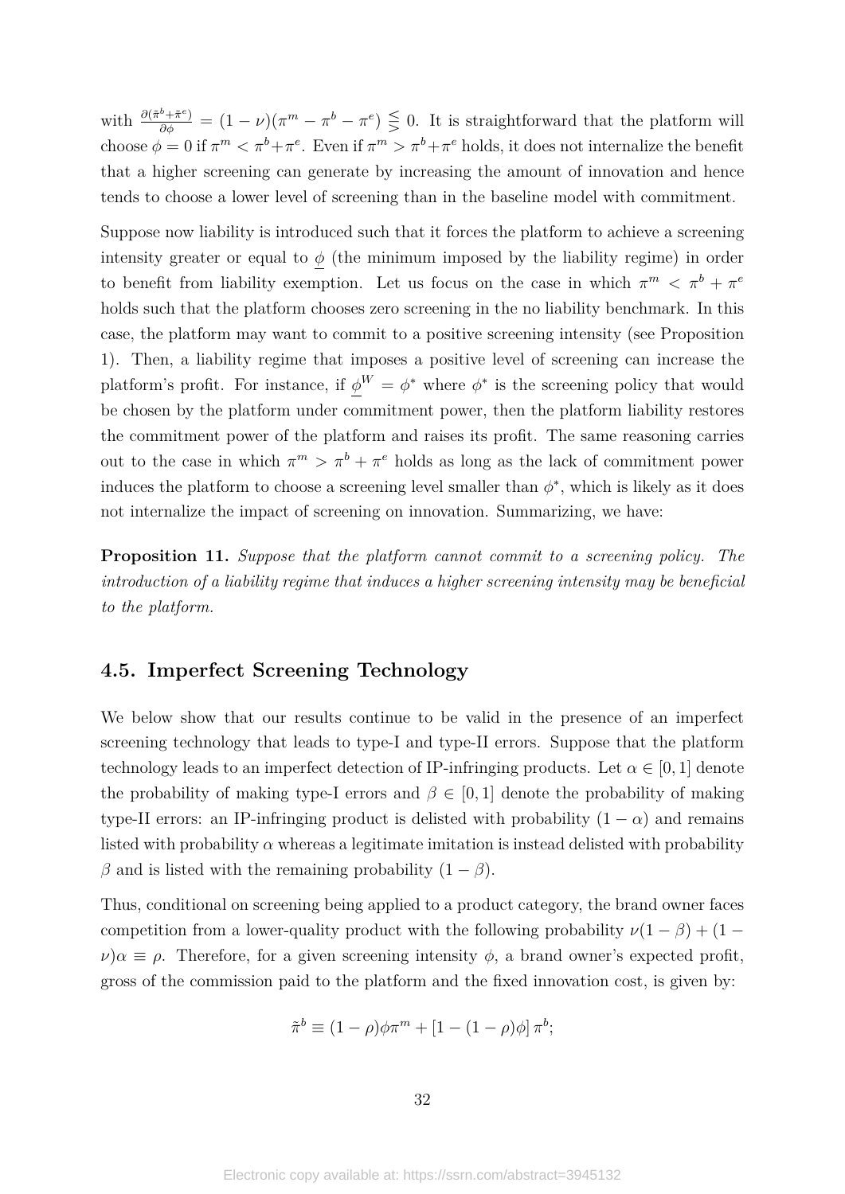with $\frac{\partial(\tilde{\pi}^b+\tilde{\pi}^e)}{\partial\phi} = (1-\nu)(\pi^m - \pi^b - \pi^e) \lesseqgtr 0$. It is straightforward that the platform will choose $\phi = 0$ if $\pi^m < \pi^b + \pi^e$. Even if $\pi^m > \pi^b + \pi^e$ holds, it does not internalize the benefit that a higher screening can generate by increasing the amount of innovation and hence tends to choose a lower level of screening than in the baseline model with commitment.

Suppose now liability is introduced such that it forces the platform to achieve a screening intensity greater or equal to $\underline{\phi}$ (the minimum imposed by the liability regime) in order to benefit from liability exemption. Let us focus on the case in which $\pi^m < \pi^b + \pi^e$ holds such that the platform chooses zero screening in the no liability benchmark. In this case, the platform may want to commit to a positive screening intensity (see Proposition 1). Then, a liability regime that imposes a positive level of screening can increase the platform's profit. For instance, if $\underline{\phi}^W = \phi^*$ where $\phi^*$ is the screening policy that would be chosen by the platform under commitment power, then the platform liability restores the commitment power of the platform and raises its profit. The same reasoning carries out to the case in which $\pi^m > \pi^b + \pi^e$ holds as long as the lack of commitment power induces the platform to choose a screening level smaller than $\phi^*$, which is likely as it does not internalize the impact of screening on innovation. Summarizing, we have:

**Proposition 11.** *Suppose that the platform cannot commit to a screening policy. The introduction of a liability regime that induces a higher screening intensity may be beneficial to the platform.*

## 4.5. Imperfect Screening Technology

We below show that our results continue to be valid in the presence of an imperfect screening technology that leads to type-I and type-II errors. Suppose that the platform technology leads to an imperfect detection of IP-infringing products. Let $\alpha \in [0, 1]$ denote the probability of making type-I errors and $\beta \in [0, 1]$ denote the probability of making type-II errors: an IP-infringing product is delisted with probability $(1 - \alpha)$ and remains listed with probability $\alpha$ whereas a legitimate imitation is instead delisted with probability $\beta$ and is listed with the remaining probability $(1 - \beta)$.

Thus, conditional on screening being applied to a product category, the brand owner faces competition from a lower-quality product with the following probability $\nu(1 - \beta) + (1 - \nu)\alpha \equiv \rho$. Therefore, for a given screening intensity $\phi$, a brand owner's expected profit, gross of the commission paid to the platform and the fixed innovation cost, is given by:

$$\tilde{\pi}^b \equiv (1-\rho)\phi\pi^m + [1 - (1-\rho)\phi]\,\pi^b;$$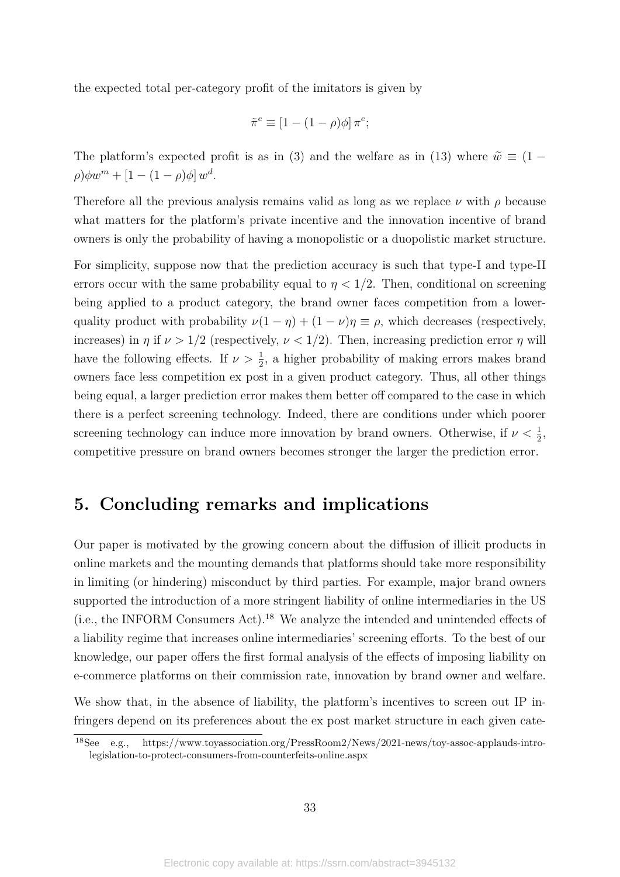the expected total per-category profit of the imitators is given by

$$\tilde{\pi}^e \equiv [1 - (1-\rho)\phi]\, \pi^e;$$

The platform's expected profit is as in (3) and the welfare as in (13) where $\widetilde{w} \equiv (1 - \rho)\phi w^m + [1 - (1-\rho)\phi]\, w^d$.

Therefore all the previous analysis remains valid as long as we replace $\nu$ with $\rho$ because what matters for the platform's private incentive and the innovation incentive of brand owners is only the probability of having a monopolistic or a duopolistic market structure.

For simplicity, suppose now that the prediction accuracy is such that type-I and type-II errors occur with the same probability equal to $\eta < 1/2$. Then, conditional on screening being applied to a product category, the brand owner faces competition from a lower-quality product with probability $\nu(1-\eta) + (1-\nu)\eta \equiv \rho$, which decreases (respectively, increases) in $\eta$ if $\nu > 1/2$ (respectively, $\nu < 1/2$). Then, increasing prediction error $\eta$ will have the following effects. If $\nu > \frac{1}{2}$, a higher probability of making errors makes brand owners face less competition ex post in a given product category. Thus, all other things being equal, a larger prediction error makes them better off compared to the case in which there is a perfect screening technology. Indeed, there are conditions under which poorer screening technology can induce more innovation by brand owners. Otherwise, if $\nu < \frac{1}{2}$, competitive pressure on brand owners becomes stronger the larger the prediction error.

# 5. Concluding remarks and implications

Our paper is motivated by the growing concern about the diffusion of illicit products in online markets and the mounting demands that platforms should take more responsibility in limiting (or hindering) misconduct by third parties. For example, major brand owners supported the introduction of a more stringent liability of online intermediaries in the US (i.e., the INFORM Consumers Act).[18] We analyze the intended and unintended effects of a liability regime that increases online intermediaries' screening efforts. To the best of our knowledge, our paper offers the first formal analysis of the effects of imposing liability on e-commerce platforms on their commission rate, innovation by brand owner and welfare.

We show that, in the absence of liability, the platform's incentives to screen out IP infringers depend on its preferences about the ex post market structure in each given cate-

[18] See e.g., https://www.toyassociation.org/PressRoom2/News/2021-news/toy-assoc-applauds-intro-legislation-to-protect-consumers-from-counterfeits-online.aspx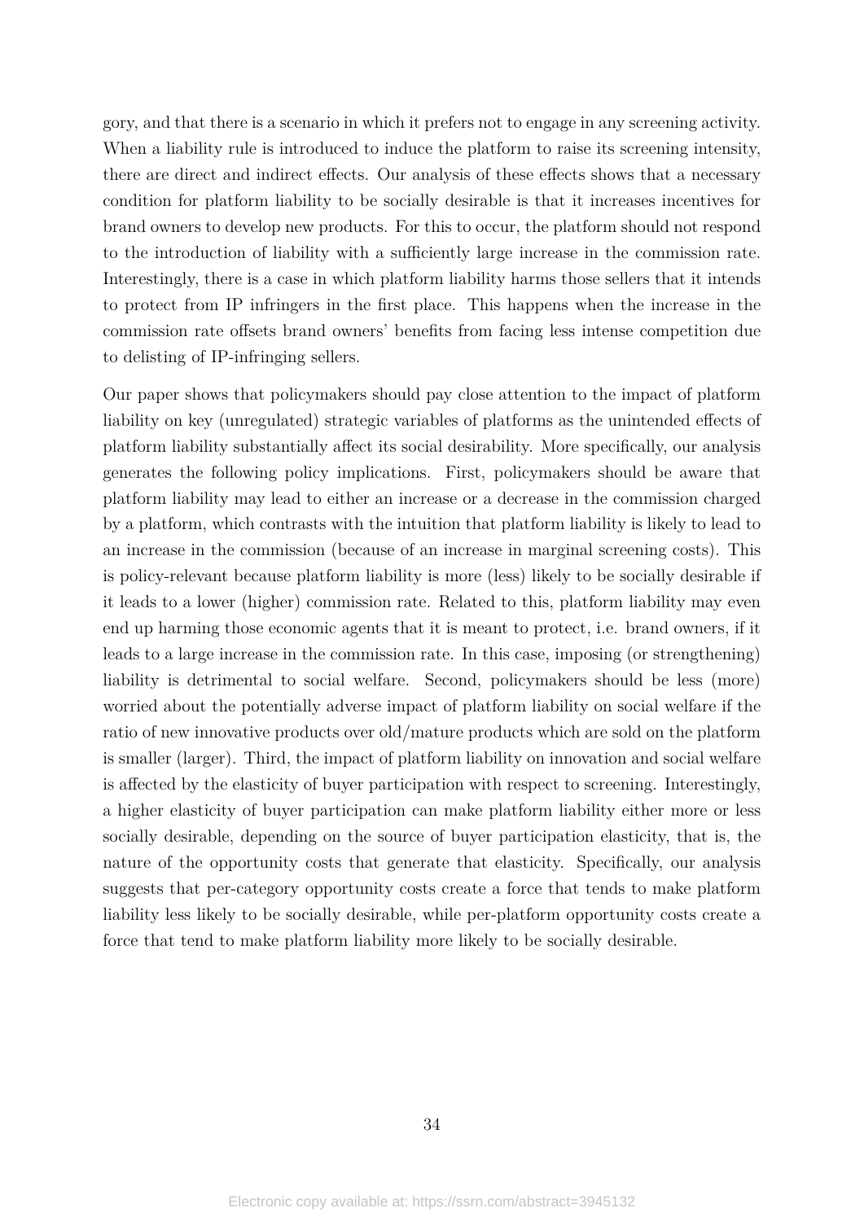gory, and that there is a scenario in which it prefers not to engage in any screening activity. When a liability rule is introduced to induce the platform to raise its screening intensity, there are direct and indirect effects. Our analysis of these effects shows that a necessary condition for platform liability to be socially desirable is that it increases incentives for brand owners to develop new products. For this to occur, the platform should not respond to the introduction of liability with a sufficiently large increase in the commission rate. Interestingly, there is a case in which platform liability harms those sellers that it intends to protect from IP infringers in the first place. This happens when the increase in the commission rate offsets brand owners' benefits from facing less intense competition due to delisting of IP-infringing sellers.

Our paper shows that policymakers should pay close attention to the impact of platform liability on key (unregulated) strategic variables of platforms as the unintended effects of platform liability substantially affect its social desirability. More specifically, our analysis generates the following policy implications. First, policymakers should be aware that platform liability may lead to either an increase or a decrease in the commission charged by a platform, which contrasts with the intuition that platform liability is likely to lead to an increase in the commission (because of an increase in marginal screening costs). This is policy-relevant because platform liability is more (less) likely to be socially desirable if it leads to a lower (higher) commission rate. Related to this, platform liability may even end up harming those economic agents that it is meant to protect, i.e. brand owners, if it leads to a large increase in the commission rate. In this case, imposing (or strengthening) liability is detrimental to social welfare. Second, policymakers should be less (more) worried about the potentially adverse impact of platform liability on social welfare if the ratio of new innovative products over old/mature products which are sold on the platform is smaller (larger). Third, the impact of platform liability on innovation and social welfare is affected by the elasticity of buyer participation with respect to screening. Interestingly, a higher elasticity of buyer participation can make platform liability either more or less socially desirable, depending on the source of buyer participation elasticity, that is, the nature of the opportunity costs that generate that elasticity. Specifically, our analysis suggests that per-category opportunity costs create a force that tends to make platform liability less likely to be socially desirable, while per-platform opportunity costs create a force that tend to make platform liability more likely to be socially desirable.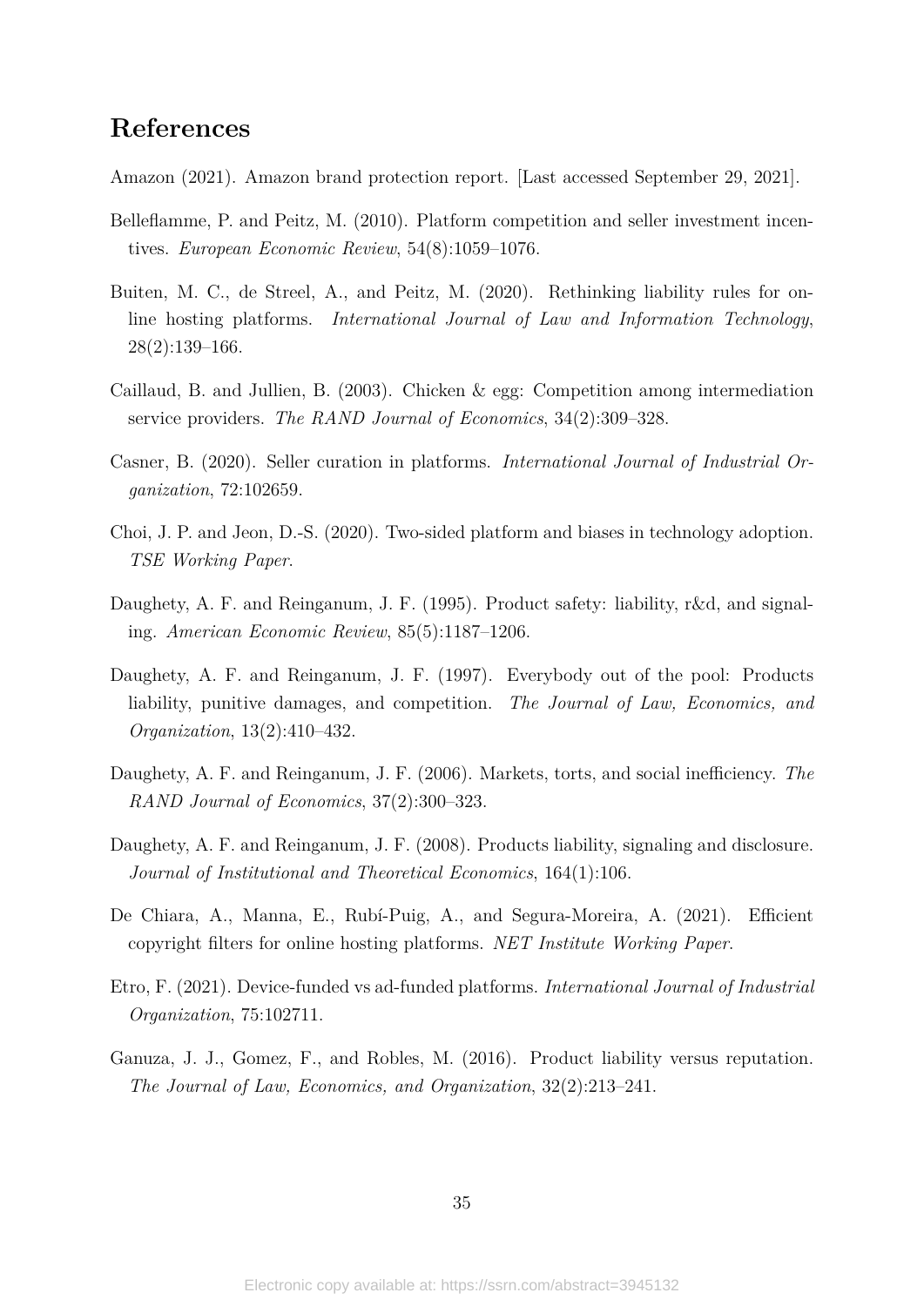# References

Amazon (2021). Amazon brand protection report. [Last accessed September 29, 2021].

Belleflamme, P. and Peitz, M. (2010). Platform competition and seller investment incentives. *European Economic Review*, 54(8):1059–1076.

Buiten, M. C., de Streel, A., and Peitz, M. (2020). Rethinking liability rules for online hosting platforms. *International Journal of Law and Information Technology*, 28(2):139–166.

Caillaud, B. and Jullien, B. (2003). Chicken & egg: Competition among intermediation service providers. *The RAND Journal of Economics*, 34(2):309–328.

Casner, B. (2020). Seller curation in platforms. *International Journal of Industrial Organization*, 72:102659.

Choi, J. P. and Jeon, D.-S. (2020). Two-sided platform and biases in technology adoption. *TSE Working Paper*.

Daughety, A. F. and Reinganum, J. F. (1995). Product safety: liability, r&d, and signaling. *American Economic Review*, 85(5):1187–1206.

Daughety, A. F. and Reinganum, J. F. (1997). Everybody out of the pool: Products liability, punitive damages, and competition. *The Journal of Law, Economics, and Organization*, 13(2):410–432.

Daughety, A. F. and Reinganum, J. F. (2006). Markets, torts, and social inefficiency. *The RAND Journal of Economics*, 37(2):300–323.

Daughety, A. F. and Reinganum, J. F. (2008). Products liability, signaling and disclosure. *Journal of Institutional and Theoretical Economics*, 164(1):106.

De Chiara, A., Manna, E., Rubí-Puig, A., and Segura-Moreira, A. (2021). Efficient copyright filters for online hosting platforms. *NET Institute Working Paper*.

Etro, F. (2021). Device-funded vs ad-funded platforms. *International Journal of Industrial Organization*, 75:102711.

Ganuza, J. J., Gomez, F., and Robles, M. (2016). Product liability versus reputation. *The Journal of Law, Economics, and Organization*, 32(2):213–241.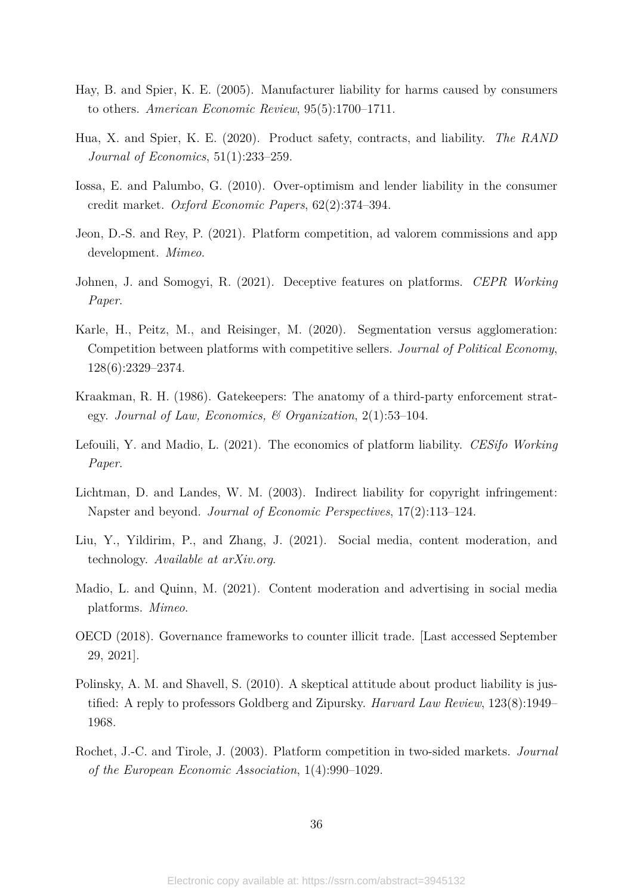Hay, B. and Spier, K. E. (2005). Manufacturer liability for harms caused by consumers to others. *American Economic Review*, 95(5):1700–1711.

Hua, X. and Spier, K. E. (2020). Product safety, contracts, and liability. *The RAND Journal of Economics*, 51(1):233–259.

Iossa, E. and Palumbo, G. (2010). Over-optimism and lender liability in the consumer credit market. *Oxford Economic Papers*, 62(2):374–394.

Jeon, D.-S. and Rey, P. (2021). Platform competition, ad valorem commissions and app development. *Mimeo*.

Johnen, J. and Somogyi, R. (2021). Deceptive features on platforms. *CEPR Working Paper*.

Karle, H., Peitz, M., and Reisinger, M. (2020). Segmentation versus agglomeration: Competition between platforms with competitive sellers. *Journal of Political Economy*, 128(6):2329–2374.

Kraakman, R. H. (1986). Gatekeepers: The anatomy of a third-party enforcement strategy. *Journal of Law, Economics, & Organization*, 2(1):53–104.

Lefouili, Y. and Madio, L. (2021). The economics of platform liability. *CESifo Working Paper*.

Lichtman, D. and Landes, W. M. (2003). Indirect liability for copyright infringement: Napster and beyond. *Journal of Economic Perspectives*, 17(2):113–124.

Liu, Y., Yildirim, P., and Zhang, J. (2021). Social media, content moderation, and technology. *Available at arXiv.org*.

Madio, L. and Quinn, M. (2021). Content moderation and advertising in social media platforms. *Mimeo*.

OECD (2018). Governance frameworks to counter illicit trade. [Last accessed September 29, 2021].

Polinsky, A. M. and Shavell, S. (2010). A skeptical attitude about product liability is justified: A reply to professors Goldberg and Zipursky. *Harvard Law Review*, 123(8):1949–1968.

Rochet, J.-C. and Tirole, J. (2003). Platform competition in two-sided markets. *Journal of the European Economic Association*, 1(4):990–1029.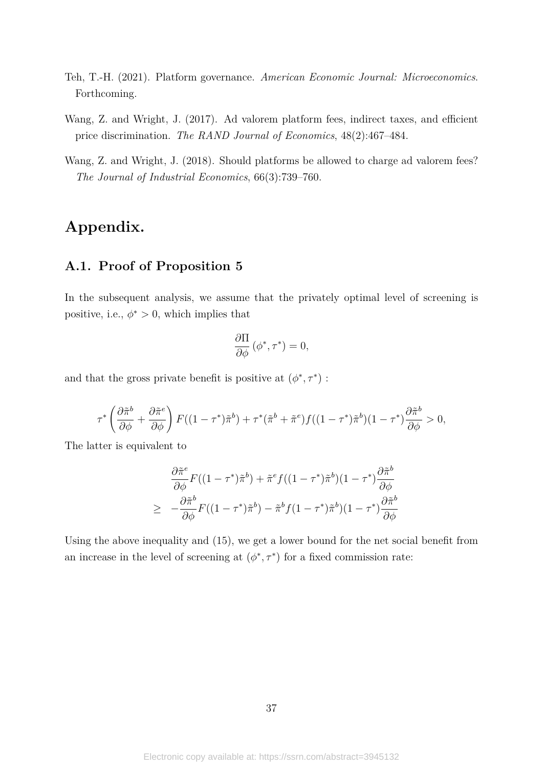Teh, T.-H. (2021). Platform governance. *American Economic Journal: Microeconomics*. Forthcoming.

Wang, Z. and Wright, J. (2017). Ad valorem platform fees, indirect taxes, and efficient price discrimination. *The RAND Journal of Economics*, 48(2):467–484.

Wang, Z. and Wright, J. (2018). Should platforms be allowed to charge ad valorem fees? *The Journal of Industrial Economics*, 66(3):739–760.

# Appendix.

## A.1. Proof of Proposition 5

In the subsequent analysis, we assume that the privately optimal level of screening is positive, i.e., $\phi^* > 0$, which implies that

$$\frac{\partial \Pi}{\partial \phi}(\phi^*, \tau^*) = 0,$$

and that the gross private benefit is positive at $(\phi^*, \tau^*)$ :

$$\tau^* \left( \frac{\partial \tilde{\pi}^b}{\partial \phi} + \frac{\partial \tilde{\pi}^e}{\partial \phi} \right) F((1-\tau^*)\tilde{\pi}^b) + \tau^* (\tilde{\pi}^b + \tilde{\pi}^e) f((1-\tau^*)\tilde{\pi}^b)(1-\tau^*) \frac{\partial \tilde{\pi}^b}{\partial \phi} > 0,$$

The latter is equivalent to

$$\begin{aligned} & \frac{\partial \tilde{\pi}^e}{\partial \phi} F((1-\tau^*)\tilde{\pi}^b) + \tilde{\pi}^e f((1-\tau^*)\tilde{\pi}^b)(1-\tau^*) \frac{\partial \tilde{\pi}^b}{\partial \phi} \\ \geq \quad & -\frac{\partial \tilde{\pi}^b}{\partial \phi} F((1-\tau^*)\tilde{\pi}^b) - \tilde{\pi}^b f(1-\tau^*)\tilde{\pi}^b)(1-\tau^*) \frac{\partial \tilde{\pi}^b}{\partial \phi} \end{aligned}$$

Using the above inequality and (15), we get a lower bound for the net social benefit from an increase in the level of screening at $(\phi^*, \tau^*)$ for a fixed commission rate: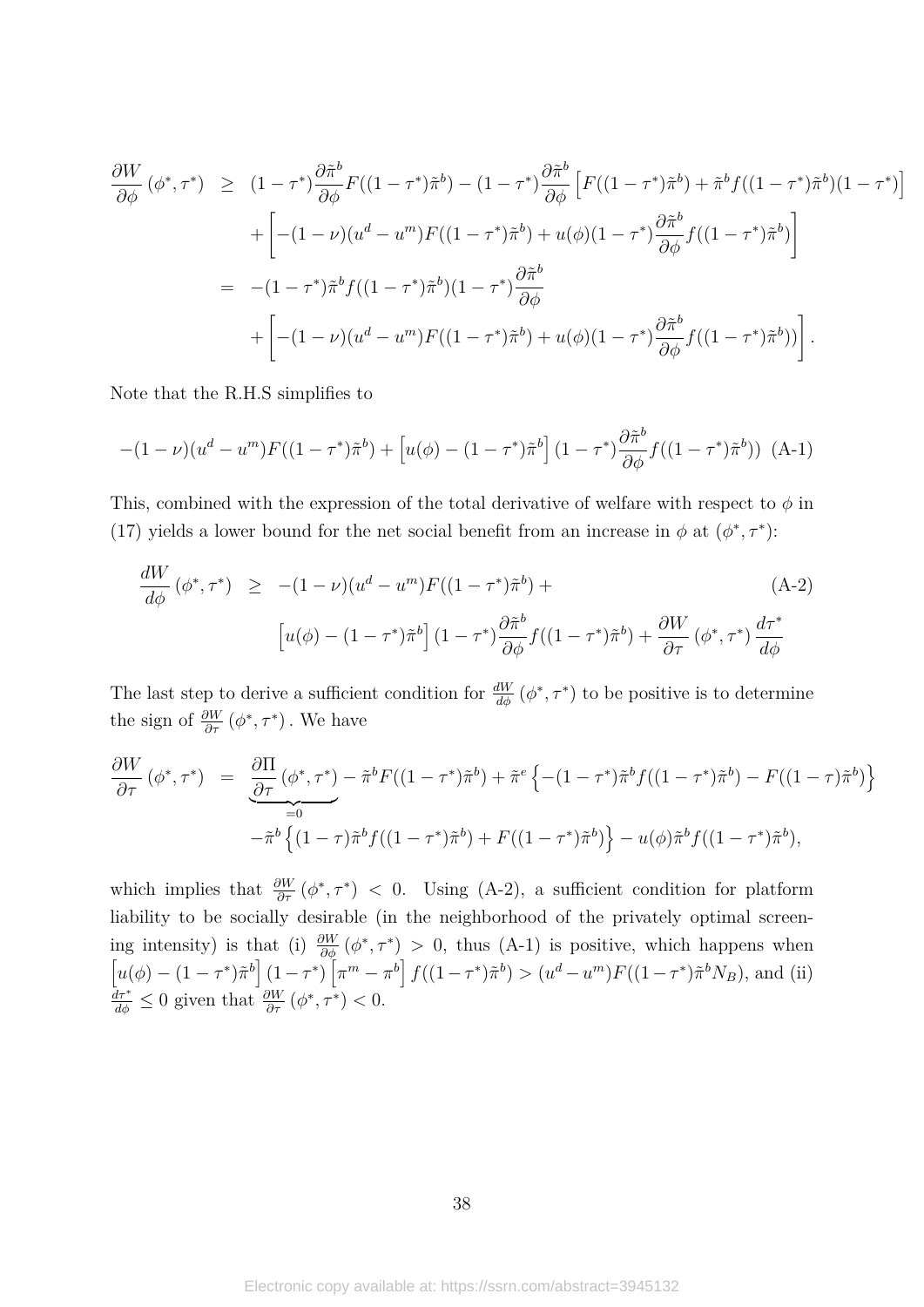$$
\begin{aligned}
\frac{\partial W}{\partial \phi}(\phi^*, \tau^*) &\geq (1-\tau^*)\frac{\partial \tilde{\pi}^b}{\partial \phi} F((1-\tau^*)\tilde{\pi}^b) - (1-\tau^*)\frac{\partial \tilde{\pi}^b}{\partial \phi}\left[F((1-\tau^*)\tilde{\pi}^b) + \tilde{\pi}^b f((1-\tau^*)\tilde{\pi}^b)(1-\tau^*)\right] \\
&\quad + \left[-(1-\nu)(u^d - u^m)F((1-\tau^*)\tilde{\pi}^b) + u(\phi)(1-\tau^*)\frac{\partial \tilde{\pi}^b}{\partial \phi} f((1-\tau^*)\tilde{\pi}^b)\right] \\
&= -(1-\tau^*)\tilde{\pi}^b f((1-\tau^*)\tilde{\pi}^b)(1-\tau^*)\frac{\partial \tilde{\pi}^b}{\partial \phi} \\
&\quad + \left[-(1-\nu)(u^d - u^m)F((1-\tau^*)\tilde{\pi}^b) + u(\phi)(1-\tau^*)\frac{\partial \tilde{\pi}^b}{\partial \phi} f((1-\tau^*)\tilde{\pi}^b))\right].
\end{aligned}
$$

Note that the R.H.S simplifies to

$$
-(1-\nu)(u^d - u^m)F((1-\tau^*)\tilde{\pi}^b) + \left[u(\phi) - (1-\tau^*)\tilde{\pi}^b\right](1-\tau^*)\frac{\partial \tilde{\pi}^b}{\partial \phi} f((1-\tau^*)\tilde{\pi}^b)) \quad \text{(A-1)}
$$

This, combined with the expression of the total derivative of welfare with respect to $\phi$ in (17) yields a lower bound for the net social benefit from an increase in $\phi$ at $(\phi^*, \tau^*)$:

$$
\begin{aligned}
\frac{dW}{d\phi}(\phi^*, \tau^*) &\geq -(1-\nu)(u^d - u^m)F((1-\tau^*)\tilde{\pi}^b) + \qquad \text{(A-2)} \\
&\quad \left[u(\phi) - (1-\tau^*)\tilde{\pi}^b\right](1-\tau^*)\frac{\partial \tilde{\pi}^b}{\partial \phi} f((1-\tau^*)\tilde{\pi}^b) + \frac{\partial W}{\partial \tau}(\phi^*, \tau^*)\frac{d\tau^*}{d\phi}
\end{aligned}
$$

The last step to derive a sufficient condition for $\frac{dW}{d\phi}(\phi^*, \tau^*)$ to be positive is to determine the sign of $\frac{\partial W}{\partial \tau}(\phi^*, \tau^*)$. We have

$$
\begin{aligned}
\frac{\partial W}{\partial \tau}(\phi^*, \tau^*) &= \underbrace{\frac{\partial \Pi}{\partial \tau}(\phi^*, \tau^*)}_{=0} - \tilde{\pi}^b F((1-\tau^*)\tilde{\pi}^b) + \tilde{\pi}^e\left\{-(1-\tau^*)\tilde{\pi}^b f((1-\tau^*)\tilde{\pi}^b) - F((1-\tau)\tilde{\pi}^b)\right\} \\
&\quad - \tilde{\pi}^b\left\{(1-\tau)\tilde{\pi}^b f((1-\tau^*)\tilde{\pi}^b) + F((1-\tau^*)\tilde{\pi}^b)\right\} - u(\phi)\tilde{\pi}^b f((1-\tau^*)\tilde{\pi}^b),
\end{aligned}
$$

which implies that $\frac{\partial W}{\partial \tau}(\phi^*, \tau^*) < 0$. Using (A-2), a sufficient condition for platform liability to be socially desirable (in the neighborhood of the privately optimal screening intensity) is that (i) $\frac{\partial W}{\partial \phi}(\phi^*, \tau^*) > 0$, thus (A-1) is positive, which happens when $\left[u(\phi) - (1-\tau^*)\tilde{\pi}^b\right](1-\tau^*)\left[\pi^m - \pi^b\right] f((1-\tau^*)\tilde{\pi}^b) > (u^d - u^m)F((1-\tau^*)\tilde{\pi}^b N_B)$, and (ii) $\frac{d\tau^*}{d\phi} \leq 0$ given that $\frac{\partial W}{\partial \tau}(\phi^*, \tau^*) < 0$.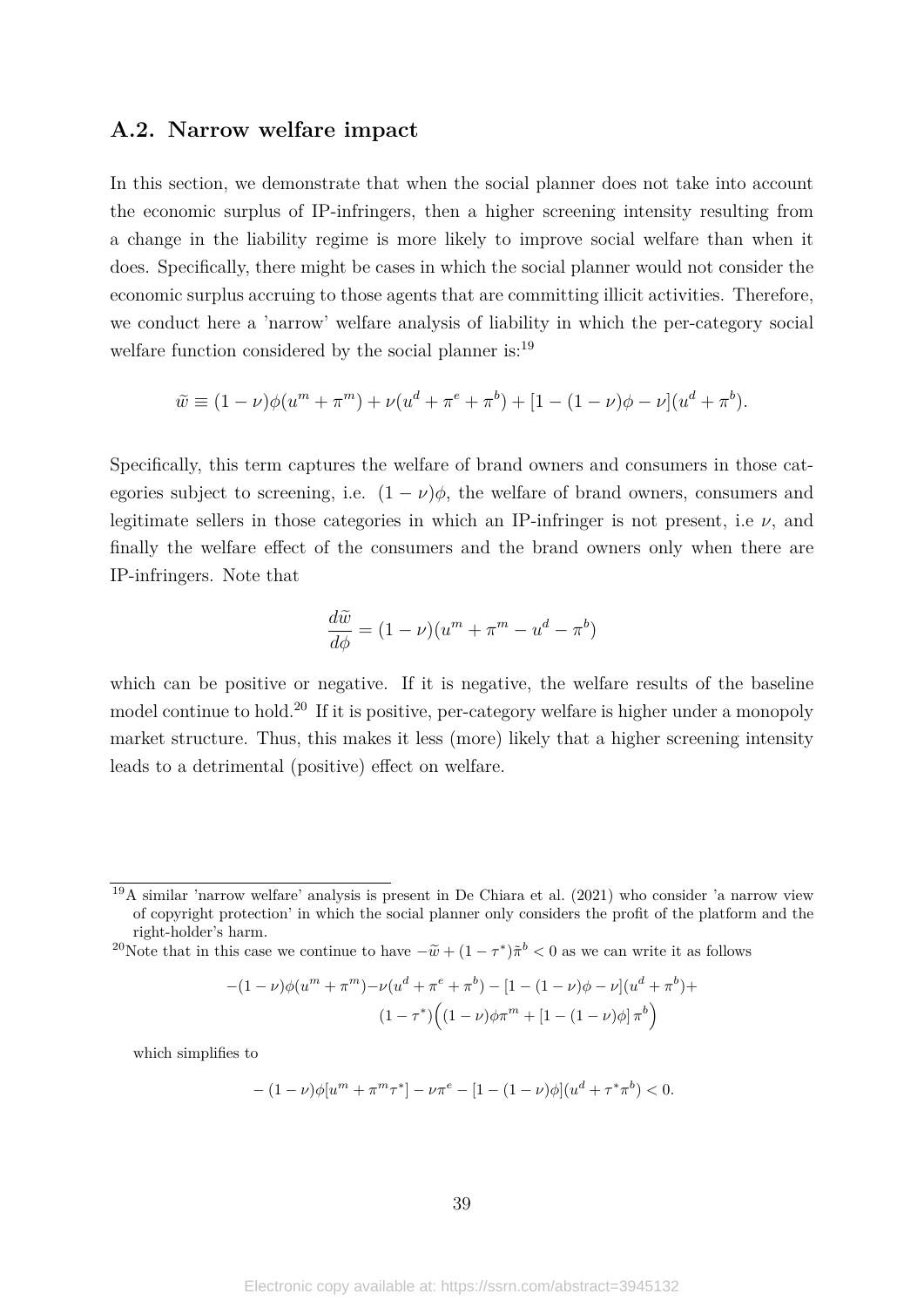## A.2. Narrow welfare impact

In this section, we demonstrate that when the social planner does not take into account the economic surplus of IP-infringers, then a higher screening intensity resulting from a change in the liability regime is more likely to improve social welfare than when it does. Specifically, there might be cases in which the social planner would not consider the economic surplus accruing to those agents that are committing illicit activities. Therefore, we conduct here a 'narrow' welfare analysis of liability in which the per-category social welfare function considered by the social planner is:[19]

$$\widetilde{w} \equiv (1-\nu)\phi(u^m + \pi^m) + \nu(u^d + \pi^e + \pi^b) + [1 - (1-\nu)\phi - \nu](u^d + \pi^b).$$

Specifically, this term captures the welfare of brand owners and consumers in those categories subject to screening, i.e. $(1-\nu)\phi$, the welfare of brand owners, consumers and legitimate sellers in those categories in which an IP-infringer is not present, i.e $\nu$, and finally the welfare effect of the consumers and the brand owners only when there are IP-infringers. Note that

$$\frac{d\widetilde{w}}{d\phi} = (1-\nu)(u^m + \pi^m - u^d - \pi^b)$$

which can be positive or negative. If it is negative, the welfare results of the baseline model continue to hold.[20] If it is positive, per-category welfare is higher under a monopoly market structure. Thus, this makes it less (more) likely that a higher screening intensity leads to a detrimental (positive) effect on welfare.

[19] A similar 'narrow welfare' analysis is present in De Chiara et al. (2021) who consider 'a narrow view of copyright protection' in which the social planner only considers the profit of the platform and the right-holder's harm.

[20] Note that in this case we continue to have $-\widetilde{w} + (1-\tau^*)\tilde{\pi}^b < 0$ as we can write it as follows

$$-(1-\nu)\phi(u^m + \pi^m) - \nu(u^d + \pi^e + \pi^b) - [1 - (1-\nu)\phi - \nu](u^d + \pi^b) + (1-\tau^*)\Big((1-\nu)\phi\pi^m + [1-(1-\nu)\phi]\,\pi^b\Big)$$

which simplifies to

$$-(1-\nu)\phi[u^m + \pi^m\tau^*] - \nu\pi^e - [1-(1-\nu)\phi](u^d + \tau^*\pi^b) < 0.$$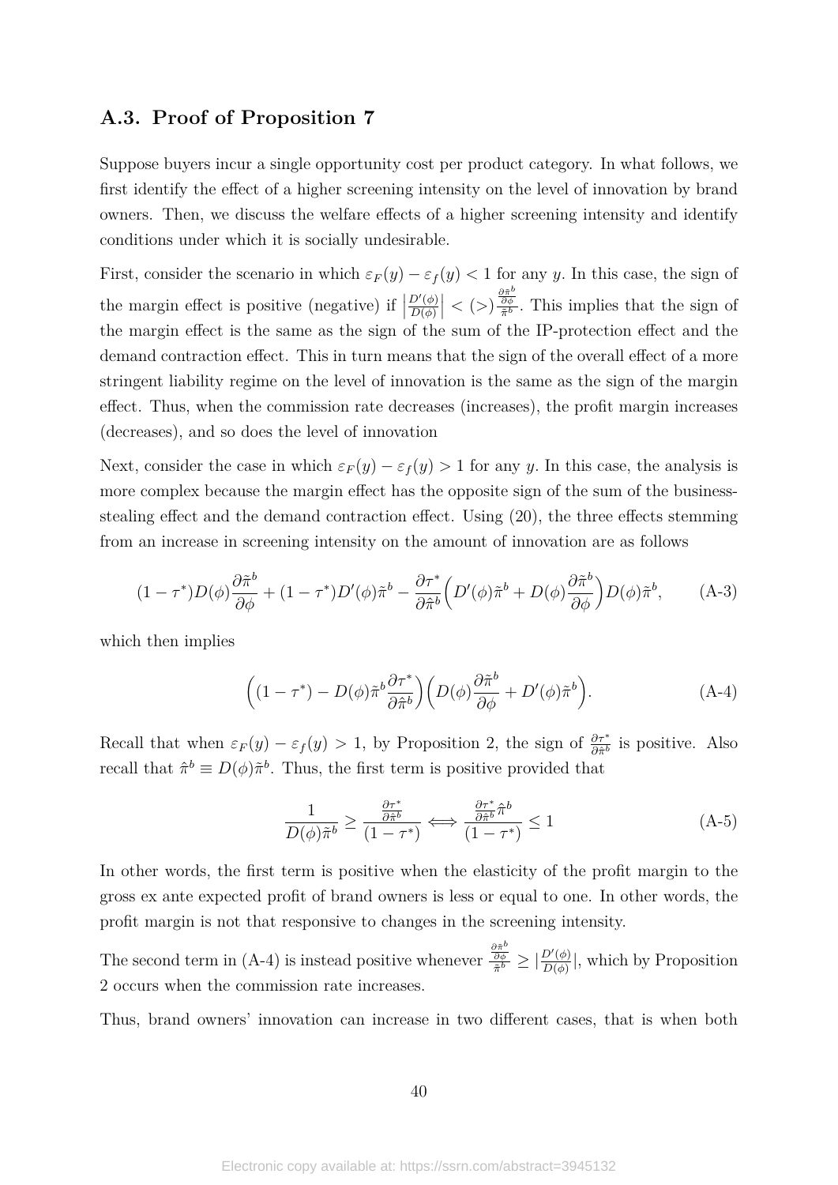## A.3. Proof of Proposition 7

Suppose buyers incur a single opportunity cost per product category. In what follows, we first identify the effect of a higher screening intensity on the level of innovation by brand owners. Then, we discuss the welfare effects of a higher screening intensity and identify conditions under which it is socially undesirable.

First, consider the scenario in which $\varepsilon_F(y) - \varepsilon_f(y) < 1$ for any $y$. In this case, the sign of the margin effect is positive (negative) if $\left|\frac{D'(\phi)}{D(\phi)}\right| < (>) \frac{\frac{\partial \tilde{\pi}^b}{\partial \phi}}{\tilde{\pi}^b}$. This implies that the sign of the margin effect is the same as the sign of the sum of the IP-protection effect and the demand contraction effect. This in turn means that the sign of the overall effect of a more stringent liability regime on the level of innovation is the same as the sign of the margin effect. Thus, when the commission rate decreases (increases), the profit margin increases (decreases), and so does the level of innovation

Next, consider the case in which $\varepsilon_F(y) - \varepsilon_f(y) > 1$ for any $y$. In this case, the analysis is more complex because the margin effect has the opposite sign of the sum of the business-stealing effect and the demand contraction effect. Using (20), the three effects stemming from an increase in screening intensity on the amount of innovation are as follows

$$(1-\tau^*)D(\phi)\frac{\partial \tilde{\pi}^b}{\partial \phi} + (1-\tau^*)D'(\phi)\tilde{\pi}^b - \frac{\partial \tau^*}{\partial \hat{\pi}^b}\Big(D'(\phi)\tilde{\pi}^b + D(\phi)\frac{\partial \tilde{\pi}^b}{\partial \phi}\Big)D(\phi)\tilde{\pi}^b, \tag{A-3}$$

which then implies

$$\Big((1-\tau^*) - D(\phi)\tilde{\pi}^b\frac{\partial \tau^*}{\partial \hat{\pi}^b}\Big)\Big(D(\phi)\frac{\partial \tilde{\pi}^b}{\partial \phi} + D'(\phi)\tilde{\pi}^b\Big). \tag{A-4}$$

Recall that when $\varepsilon_F(y) - \varepsilon_f(y) > 1$, by Proposition 2, the sign of $\frac{\partial \tau^*}{\partial \hat{\pi}^b}$ is positive. Also recall that $\hat{\pi}^b \equiv D(\phi)\tilde{\pi}^b$. Thus, the first term is positive provided that

$$\frac{1}{D(\phi)\tilde{\pi}^b} \geq \frac{\frac{\partial \tau^*}{\partial \hat{\pi}^b}}{(1-\tau^*)} \Longleftrightarrow \frac{\frac{\partial \tau^*}{\partial \hat{\pi}^b}\hat{\pi}^b}{(1-\tau^*)} \leq 1 \tag{A-5}$$

In other words, the first term is positive when the elasticity of the profit margin to the gross ex ante expected profit of brand owners is less or equal to one. In other words, the profit margin is not that responsive to changes in the screening intensity.

The second term in (A-4) is instead positive whenever $\frac{\frac{\partial \tilde{\pi}^b}{\partial \phi}}{\tilde{\pi}^b} \geq \left|\frac{D'(\phi)}{D(\phi)}\right|$, which by Proposition 2 occurs when the commission rate increases.

Thus, brand owners' innovation can increase in two different cases, that is when both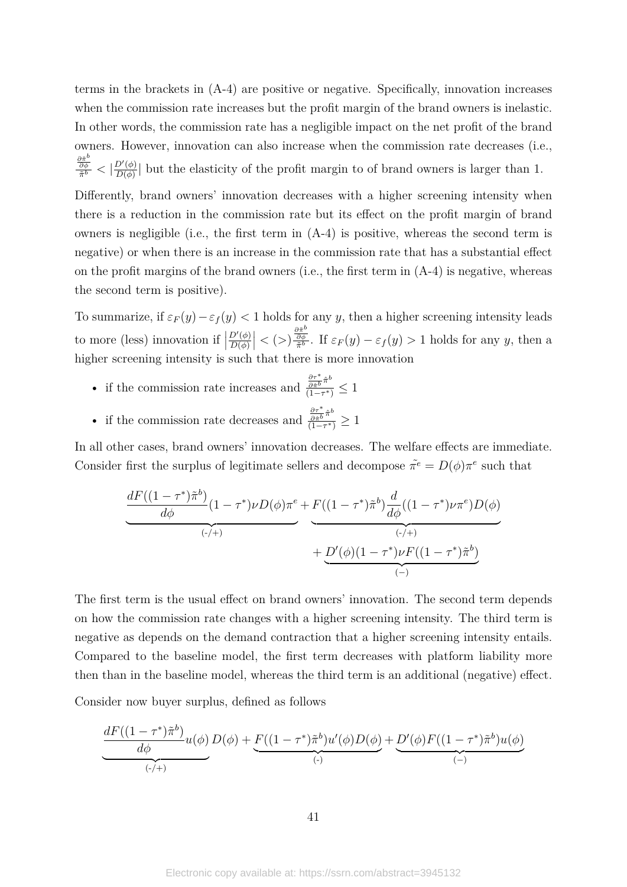terms in the brackets in (A-4) are positive or negative. Specifically, innovation increases when the commission rate increases but the profit margin of the brand owners is inelastic. In other words, the commission rate has a negligible impact on the net profit of the brand owners. However, innovation can also increase when the commission rate decreases (i.e., $\frac{\frac{\partial \tilde{\pi}^b}{\partial \phi}}{\tilde{\pi}^b} < |\frac{D'(\phi)}{D(\phi)}|$ but the elasticity of the profit margin to of brand owners is larger than 1.

Differently, brand owners' innovation decreases with a higher screening intensity when there is a reduction in the commission rate but its effect on the profit margin of brand owners is negligible (i.e., the first term in (A-4) is positive, whereas the second term is negative) or when there is an increase in the commission rate that has a substantial effect on the profit margins of the brand owners (i.e., the first term in (A-4) is negative, whereas the second term is positive).

To summarize, if $\varepsilon_F(y) - \varepsilon_f(y) < 1$ holds for any $y$, then a higher screening intensity leads to more (less) innovation if $\left|\frac{D'(\phi)}{D(\phi)}\right| < (>) \frac{\frac{\partial \tilde{\pi}^b}{\partial \phi}}{\tilde{\pi}^b}$. If $\varepsilon_F(y) - \varepsilon_f(y) > 1$ holds for any $y$, then a higher screening intensity is such that there is more innovation

- if the commission rate increases and $\frac{\frac{\partial \tau^*}{\partial \tilde{\pi}^b}\tilde{\pi}^b}{(1-\tau^*)} \leq 1$
- if the commission rate decreases and $\frac{\frac{\partial \tau^*}{\partial \tilde{\pi}^b}\tilde{\pi}^b}{(1-\tau^*)} \geq 1$

In all other cases, brand owners' innovation decreases. The welfare effects are immediate. Consider first the surplus of legitimate sellers and decompose $\tilde{\pi^e} = D(\phi)\pi^e$ such that

$$\underbrace{\frac{dF((1-\tau^*)\tilde{\pi}^b)}{d\phi}(1-\tau^*)\nu D(\phi)\pi^e}_{(-/+)} + \underbrace{F((1-\tau^*)\tilde{\pi}^b)\frac{d}{d\phi}((1-\tau^*)\nu\pi^e)D(\phi)}_{(-/+)} + \underbrace{D'(\phi)(1-\tau^*)\nu F((1-\tau^*)\tilde{\pi}^b)}_{(-)}$$

The first term is the usual effect on brand owners' innovation. The second term depends on how the commission rate changes with a higher screening intensity. The third term is negative as depends on the demand contraction that a higher screening intensity entails. Compared to the baseline model, the first term decreases with platform liability more then than in the baseline model, whereas the third term is an additional (negative) effect.

Consider now buyer surplus, defined as follows

$$\underbrace{\frac{dF((1-\tau^*)\tilde{\pi}^b)}{d\phi}u(\phi)\,D(\phi)}_{(-/+)} + \underbrace{F((1-\tau^*)\tilde{\pi}^b)u'(\phi)D(\phi)}_{(-)} + \underbrace{D'(\phi)F((1-\tau^*)\tilde{\pi}^b)u(\phi)}_{(-)}$$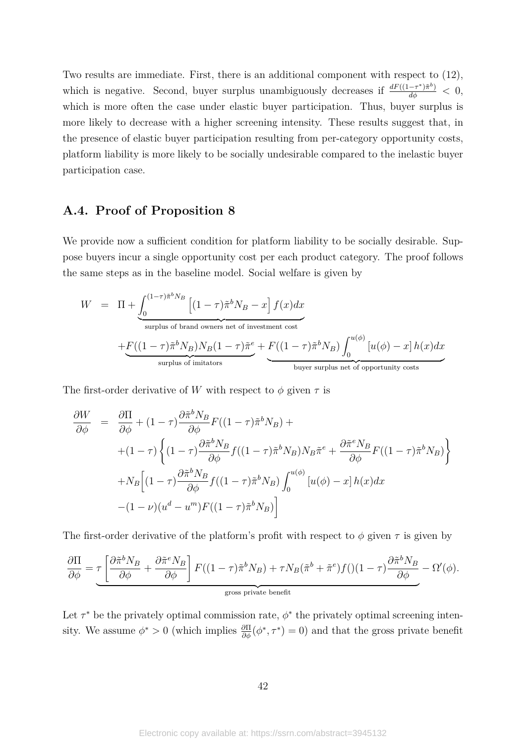Two results are immediate. First, there is an additional component with respect to (12), which is negative. Second, buyer surplus unambiguously decreases if $\frac{dF((1-\tau^*)\tilde{\pi}^b)}{d\phi} < 0$, which is more often the case under elastic buyer participation. Thus, buyer surplus is more likely to decrease with a higher screening intensity. These results suggest that, in the presence of elastic buyer participation resulting from per-category opportunity costs, platform liability is more likely to be socially undesirable compared to the inelastic buyer participation case.

## A.4. Proof of Proposition 8

We provide now a sufficient condition for platform liability to be socially desirable. Suppose buyers incur a single opportunity cost per each product category. The proof follows the same steps as in the baseline model. Social welfare is given by

$$
\begin{aligned}
W &= \Pi + \underbrace{\int_0^{(1-\tau)\tilde{\pi}^b N_B} \left[(1-\tau)\tilde{\pi}^b N_B - x\right] f(x)dx}_{\text{surplus of brand owners net of investment cost}} \\
&\quad + \underbrace{F((1-\tau)\tilde{\pi}^b N_B) N_B (1-\tau)\tilde{\pi}^e}_{\text{surplus of imitators}} + \underbrace{F((1-\tau)\tilde{\pi}^b N_B)\int_0^{u(\phi)} \left[u(\phi) - x\right] h(x)dx}_{\text{buyer surplus net of opportunity costs}}
\end{aligned}
$$

The first-order derivative of $W$ with respect to $\phi$ given $\tau$ is

$$
\begin{aligned}
\frac{\partial W}{\partial \phi} &= \frac{\partial \Pi}{\partial \phi} + (1-\tau)\frac{\partial \tilde{\pi}^b N_B}{\partial \phi} F((1-\tau)\tilde{\pi}^b N_B) + \\
&\quad + (1-\tau)\left\{(1-\tau)\frac{\partial \tilde{\pi}^b N_B}{\partial \phi} f((1-\tau)\tilde{\pi}^b N_B) N_B \tilde{\pi}^e + \frac{\partial \tilde{\pi}^e N_B}{\partial \phi} F((1-\tau)\tilde{\pi}^b N_B)\right\} \\
&\quad + N_B\Big[(1-\tau)\frac{\partial \tilde{\pi}^b N_B}{\partial \phi} f((1-\tau)\tilde{\pi}^b N_B)\int_0^{u(\phi)} \left[u(\phi) - x\right] h(x)dx \\
&\quad - (1-\nu)(u^d - u^m) F((1-\tau)\tilde{\pi}^b N_B)\Big]
\end{aligned}
$$

The first-order derivative of the platform's profit with respect to $\phi$ given $\tau$ is given by

$$
\frac{\partial \Pi}{\partial \phi} = \underbrace{\tau\left[\frac{\partial \tilde{\pi}^b N_B}{\partial \phi} + \frac{\partial \tilde{\pi}^e N_B}{\partial \phi}\right] F((1-\tau)\tilde{\pi}^b N_B) + \tau N_B(\tilde{\pi}^b + \tilde{\pi}^e) f()(1-\tau)\frac{\partial \tilde{\pi}^b N_B}{\partial \phi}}_{\text{gross private benefit}} - \Omega'(\phi).
$$

Let $\tau^*$ be the privately optimal commission rate, $\phi^*$ the privately optimal screening intensity. We assume $\phi^* > 0$ (which implies $\frac{\partial \Pi}{\partial \phi}(\phi^*, \tau^*) = 0$) and that the gross private benefit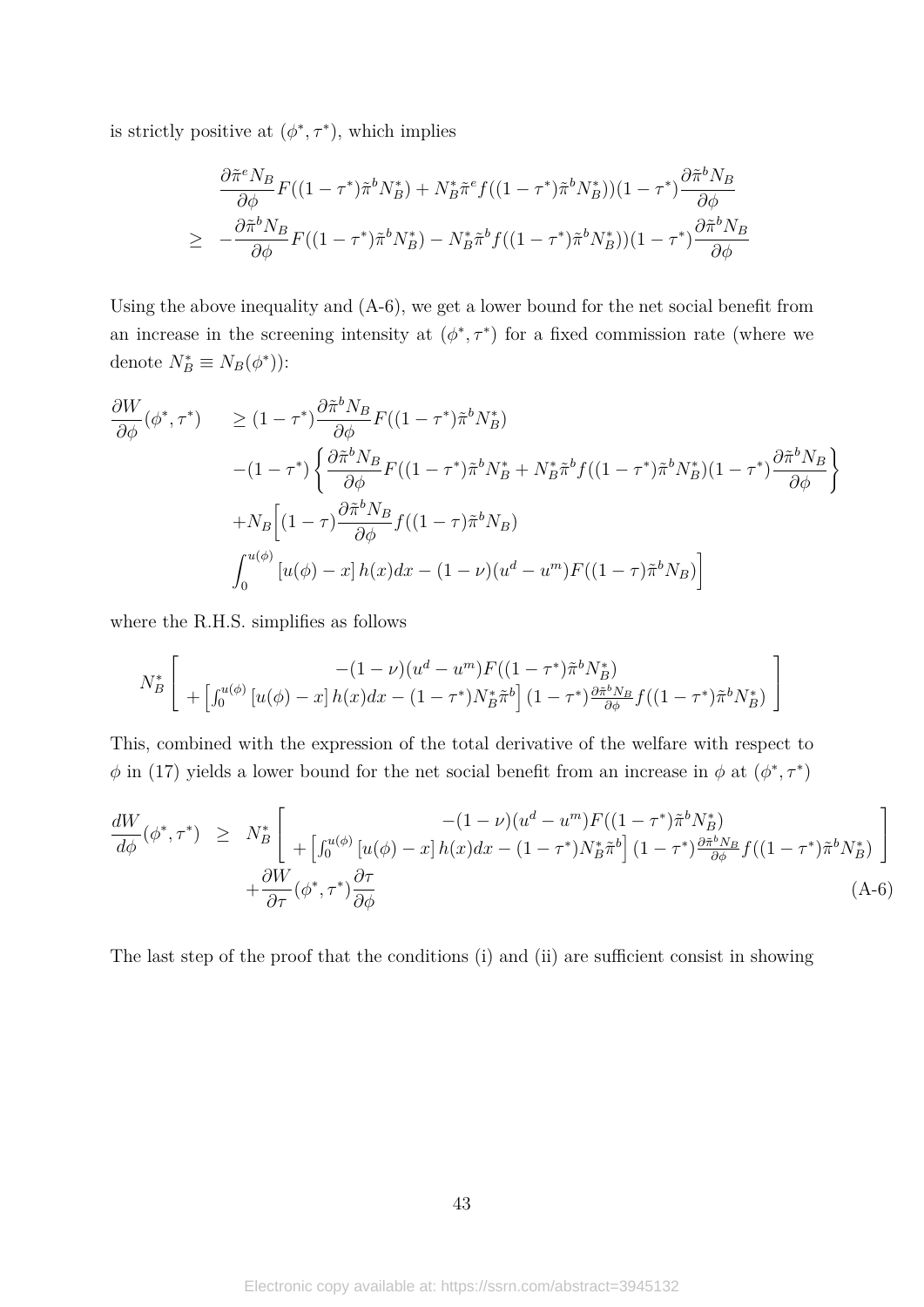is strictly positive at $(\phi^*, \tau^*)$, which implies

$$
\begin{aligned}
& \frac{\partial \tilde{\pi}^e N_B}{\partial \phi} F((1-\tau^*)\tilde{\pi}^b N_B^*) + N_B^* \tilde{\pi}^e f((1-\tau^*)\tilde{\pi}^b N_B^*))(1-\tau^*)\frac{\partial \tilde{\pi}^b N_B}{\partial \phi} \\
\geq \quad & -\frac{\partial \tilde{\pi}^b N_B}{\partial \phi} F((1-\tau^*)\tilde{\pi}^b N_B^*) - N_B^* \tilde{\pi}^b f((1-\tau^*)\tilde{\pi}^b N_B^*))(1-\tau^*)\frac{\partial \tilde{\pi}^b N_B}{\partial \phi}
\end{aligned}
$$

Using the above inequality and (A-6), we get a lower bound for the net social benefit from an increase in the screening intensity at $(\phi^*, \tau^*)$ for a fixed commission rate (where we denote $N_B^* \equiv N_B(\phi^*)$):

$$
\begin{aligned}
\frac{\partial W}{\partial \phi}(\phi^*, \tau^*) \quad & \geq (1-\tau^*)\frac{\partial \tilde{\pi}^b N_B}{\partial \phi} F((1-\tau^*)\tilde{\pi}^b N_B^*) \\
& -(1-\tau^*)\left\{ \frac{\partial \tilde{\pi}^b N_B}{\partial \phi} F((1-\tau^*)\tilde{\pi}^b N_B^* + N_B^* \tilde{\pi}^b f((1-\tau^*)\tilde{\pi}^b N_B^*)(1-\tau^*)\frac{\partial \tilde{\pi}^b N_B}{\partial \phi} \right\} \\
& + N_B \Big[ (1-\tau)\frac{\partial \tilde{\pi}^b N_B}{\partial \phi} f((1-\tau)\tilde{\pi}^b N_B) \\
& \int_0^{u(\phi)} [u(\phi) - x]\, h(x) dx - (1-\nu)(u^d - u^m) F((1-\tau)\tilde{\pi}^b N_B) \Big]
\end{aligned}
$$

where the R.H.S. simplifies as follows

$$
N_B^* \left[ \begin{array}{c} -(1-\nu)(u^d - u^m) F((1-\tau^*)\tilde{\pi}^b N_B^*) \\ + \left[ \int_0^{u(\phi)} [u(\phi) - x]\, h(x) dx - (1-\tau^*) N_B^* \tilde{\pi}^b \right] (1-\tau^*) \frac{\partial \tilde{\pi}^b N_B}{\partial \phi} f((1-\tau^*)\tilde{\pi}^b N_B^*) \end{array} \right]
$$

This, combined with the expression of the total derivative of the welfare with respect to $\phi$ in (17) yields a lower bound for the net social benefit from an increase in $\phi$ at $(\phi^*, \tau^*)$

$$
\begin{aligned}
\frac{dW}{d\phi}(\phi^*, \tau^*) \quad \geq \quad & N_B^* \left[ \begin{array}{c} -(1-\nu)(u^d - u^m) F((1-\tau^*)\tilde{\pi}^b N_B^*) \\ + \left[ \int_0^{u(\phi)} [u(\phi) - x]\, h(x) dx - (1-\tau^*) N_B^* \tilde{\pi}^b \right] (1-\tau^*) \frac{\partial \tilde{\pi}^b N_B}{\partial \phi} f((1-\tau^*)\tilde{\pi}^b N_B^*) \end{array} \right] \\
& + \frac{\partial W}{\partial \tau}(\phi^*, \tau^*) \frac{\partial \tau}{\partial \phi} \qquad \text{(A-6)}
\end{aligned}
$$

The last step of the proof that the conditions (i) and (ii) are sufficient consist in showing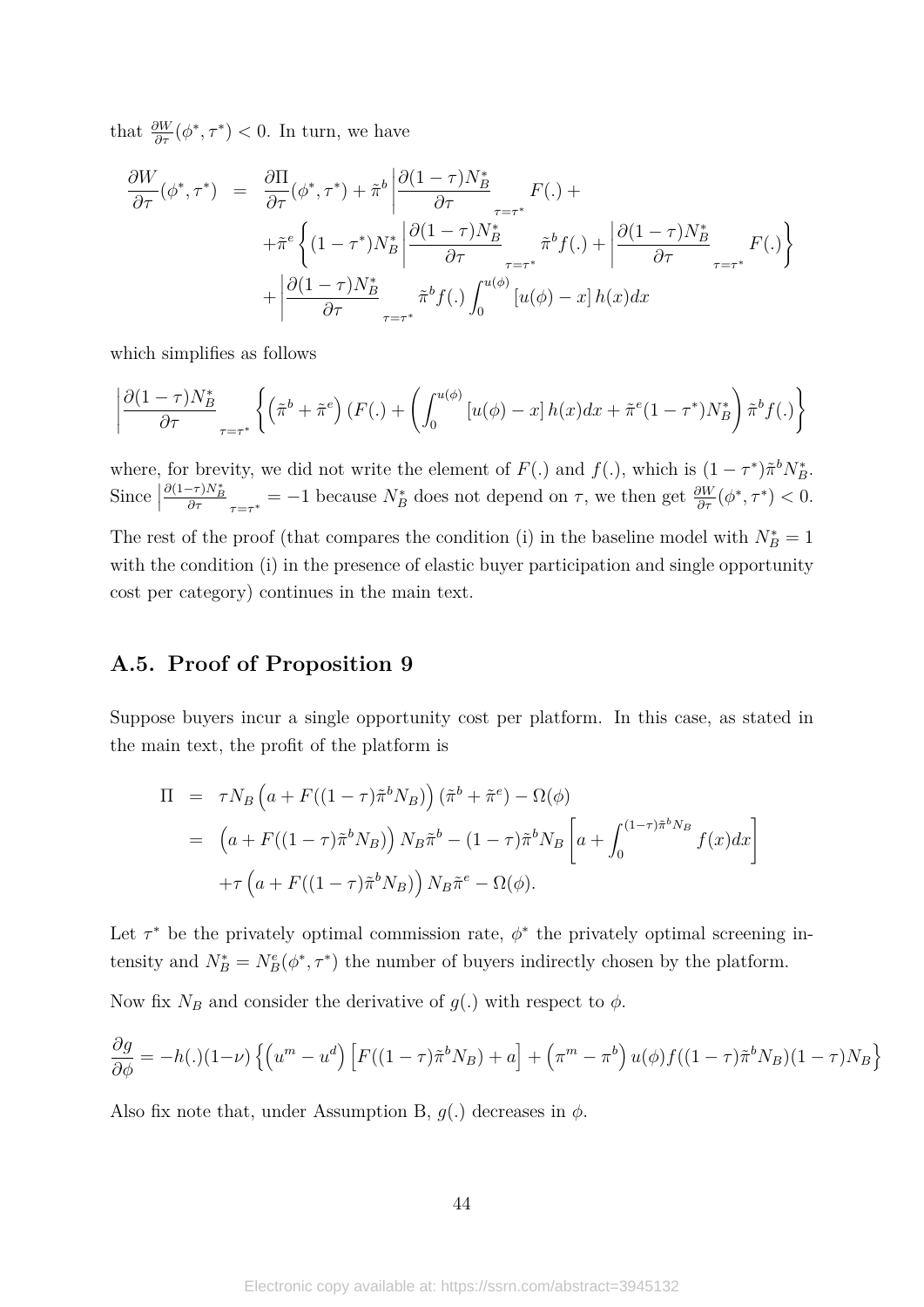that $\frac{\partial W}{\partial \tau}(\phi^*, \tau^*) < 0$. In turn, we have

$$
\begin{aligned}
\frac{\partial W}{\partial \tau}(\phi^*, \tau^*) &= \frac{\partial \Pi}{\partial \tau}(\phi^*, \tau^*) + \tilde{\pi}^b \left| \frac{\partial (1-\tau) N_B^*}{\partial \tau} \right._{\tau=\tau^*} F(.) + \\
&+ \tilde{\pi}^e \left\{ (1-\tau^*) N_B^* \left| \frac{\partial (1-\tau) N_B^*}{\partial \tau} \right._{\tau=\tau^*} \tilde{\pi}^b f(.) + \left| \frac{\partial (1-\tau) N_B^*}{\partial \tau} \right._{\tau=\tau^*} F(.) \right\} \\
&+ \left| \frac{\partial (1-\tau) N_B^*}{\partial \tau} \right._{\tau=\tau^*} \tilde{\pi}^b f(.) \int_0^{u(\phi)} \left[ u(\phi) - x \right] h(x) dx
\end{aligned}
$$

which simplifies as follows

$$
\left| \frac{\partial (1-\tau) N_B^*}{\partial \tau} \right._{\tau=\tau^*} \left\{ \left( \tilde{\pi}^b + \tilde{\pi}^e \right) (F(.) + \left( \int_0^{u(\phi)} \left[ u(\phi) - x \right] h(x) dx + \tilde{\pi}^e (1-\tau^*) N_B^* \right) \tilde{\pi}^b f(.) \right\}
$$

where, for brevity, we did not write the element of $F(.)$ and $f(.)$, which is $(1-\tau^*)\tilde{\pi}^b N_B^*$. Since $\left| \frac{\partial (1-\tau) N_B^*}{\partial \tau} \right._{\tau=\tau^*} = -1$ because $N_B^*$ does not depend on $\tau$, we then get $\frac{\partial W}{\partial \tau}(\phi^*, \tau^*) < 0$.

The rest of the proof (that compares the condition (i) in the baseline model with $N_B^* = 1$ with the condition (i) in the presence of elastic buyer participation and single opportunity cost per category) continues in the main text.

## A.5. Proof of Proposition 9

Suppose buyers incur a single opportunity cost per platform. In this case, as stated in the main text, the profit of the platform is

$$
\begin{aligned}
\Pi &= \tau N_B \left( a + F((1-\tau)\tilde{\pi}^b N_B) \right) (\tilde{\pi}^b + \tilde{\pi}^e) - \Omega(\phi) \\
&= \left( a + F((1-\tau)\tilde{\pi}^b N_B) \right) N_B \tilde{\pi}^b - (1-\tau)\tilde{\pi}^b N_B \left[ a + \int_0^{(1-\tau)\tilde{\pi}^b N_B} f(x) dx \right] \\
&\quad + \tau \left( a + F((1-\tau)\tilde{\pi}^b N_B) \right) N_B \tilde{\pi}^e - \Omega(\phi).
\end{aligned}
$$

Let $\tau^*$ be the privately optimal commission rate, $\phi^*$ the privately optimal screening intensity and $N_B^* = N_B^e(\phi^*, \tau^*)$ the number of buyers indirectly chosen by the platform.

Now fix $N_B$ and consider the derivative of $g(.)$ with respect to $\phi$.

$$
\frac{\partial g}{\partial \phi} = -h(.)(1-\nu) \left\{ \left( u^m - u^d \right) \left[ F((1-\tau)\tilde{\pi}^b N_B) + a \right] + \left( \pi^m - \pi^b \right) u(\phi) f((1-\tau)\tilde{\pi}^b N_B)(1-\tau) N_B \right\}
$$

Also fix note that, under Assumption B, $g(.)$ decreases in $\phi$.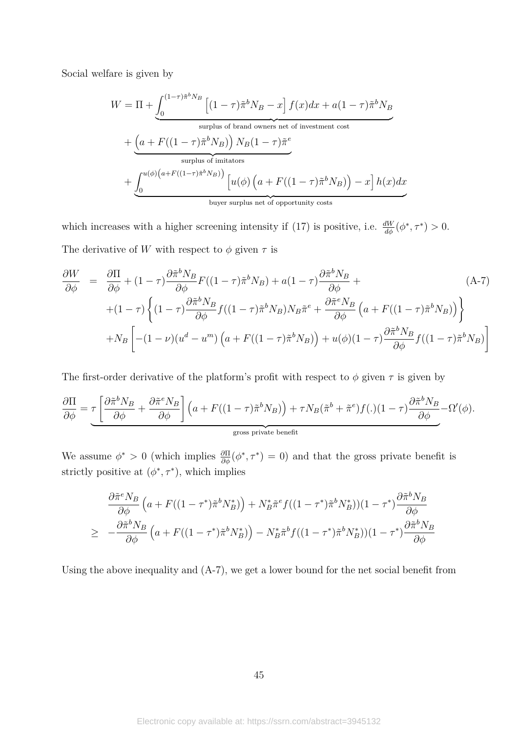Social welfare is given by

$$
\begin{aligned}
W = \Pi &+ \underbrace{\int_0^{(1-\tau)\tilde{\pi}^b N_B} \left[(1-\tau)\tilde{\pi}^b N_B - x\right] f(x)dx + a(1-\tau)\tilde{\pi}^b N_B}_{\text{surplus of brand owners net of investment cost}} \\
&+ \underbrace{\left(a + F((1-\tau)\tilde{\pi}^b N_B)\right) N_B (1-\tau)\tilde{\pi}^e}_{\text{surplus of imitators}} \\
&+ \underbrace{\int_0^{u(\phi)\left(a+F((1-\tau)\tilde{\pi}^b N_B)\right)} \left[u(\phi)\left(a + F((1-\tau)\tilde{\pi}^b N_B)\right) - x\right] h(x)dx}_{\text{buyer surplus net of opportunity costs}}
\end{aligned}
$$

which increases with a higher screening intensity if (17) is positive, i.e. $\frac{dW}{d\phi}(\phi^*, \tau^*) > 0$.

The derivative of $W$ with respect to $\phi$ given $\tau$ is

$$
\begin{aligned}
\frac{\partial W}{\partial \phi} \;=\; & \frac{\partial \Pi}{\partial \phi} + (1-\tau)\frac{\partial \tilde{\pi}^b N_B}{\partial \phi} F((1-\tau)\tilde{\pi}^b N_B) + a(1-\tau)\frac{\partial \tilde{\pi}^b N_B}{\partial \phi} + \\
& + (1-\tau)\left\{(1-\tau)\frac{\partial \tilde{\pi}^b N_B}{\partial \phi} f((1-\tau)\tilde{\pi}^b N_B) N_B \tilde{\pi}^e + \frac{\partial \tilde{\pi}^e N_B}{\partial \phi}\left(a + F((1-\tau)\tilde{\pi}^b N_B)\right)\right\} \\
& + N_B\left[-(1-\nu)(u^d - u^m)\left(a + F((1-\tau)\tilde{\pi}^b N_B)\right) + u(\phi)(1-\tau)\frac{\partial \tilde{\pi}^b N_B}{\partial \phi} f((1-\tau)\tilde{\pi}^b N_B)\right]
\end{aligned} \tag{A-7}
$$

The first-order derivative of the platform's profit with respect to $\phi$ given $\tau$ is given by

$$
\frac{\partial \Pi}{\partial \phi} = \underbrace{\tau\left[\frac{\partial \tilde{\pi}^b N_B}{\partial \phi} + \frac{\partial \tilde{\pi}^e N_B}{\partial \phi}\right]\left(a + F((1-\tau)\tilde{\pi}^b N_B)\right) + \tau N_B(\tilde{\pi}^b + \tilde{\pi}^e) f(.)(1-\tau)\frac{\partial \tilde{\pi}^b N_B}{\partial \phi}}_{\text{gross private benefit}} - \Omega'(\phi).
$$

We assume $\phi^* > 0$ (which implies $\frac{\partial \Pi}{\partial \phi}(\phi^*, \tau^*) = 0$) and that the gross private benefit is strictly positive at $(\phi^*, \tau^*)$, which implies

$$
\begin{aligned}
& \frac{\partial \tilde{\pi}^e N_B}{\partial \phi}\left(a + F((1-\tau^*)\tilde{\pi}^b N_B^*)\right) + N_B^* \tilde{\pi}^e f((1-\tau^*)\tilde{\pi}^b N_B^*))(1-\tau^*)\frac{\partial \tilde{\pi}^b N_B}{\partial \phi} \\
\geq \;\; & -\frac{\partial \tilde{\pi}^b N_B}{\partial \phi}\left(a + F((1-\tau^*)\tilde{\pi}^b N_B^*)\right) - N_B^* \tilde{\pi}^b f((1-\tau^*)\tilde{\pi}^b N_B^*))(1-\tau^*)\frac{\partial \tilde{\pi}^b N_B}{\partial \phi}
\end{aligned}
$$

Using the above inequality and (A-7), we get a lower bound for the net social benefit from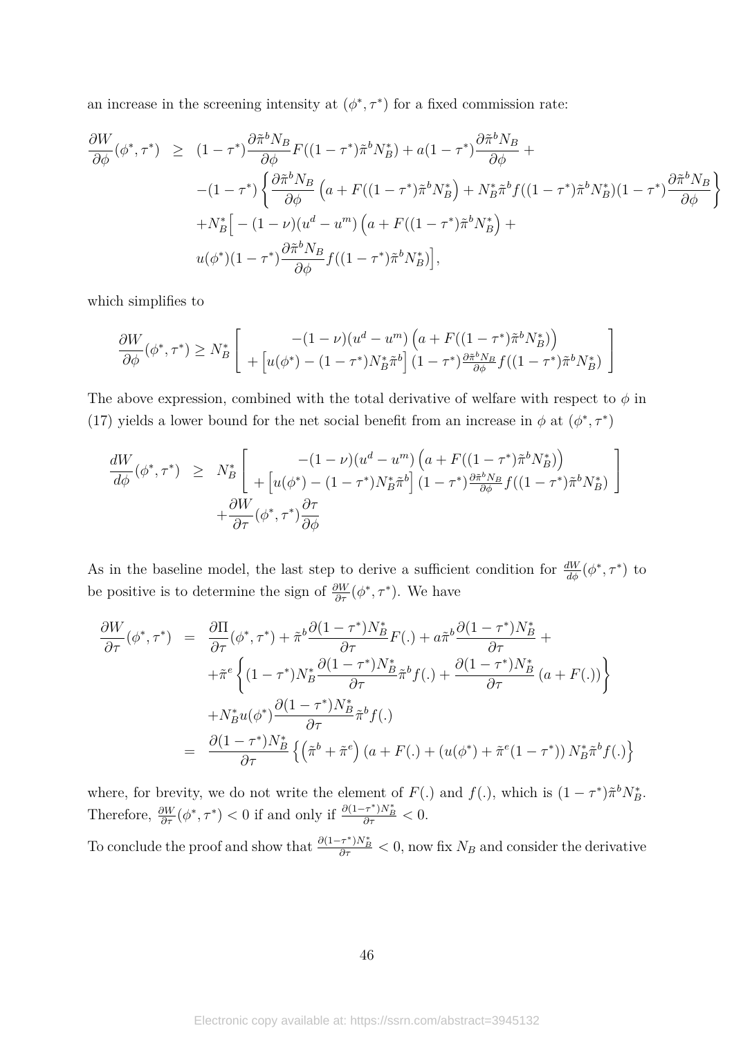an increase in the screening intensity at $(\phi^*, \tau^*)$ for a fixed commission rate:

$$
\begin{aligned}
\frac{\partial W}{\partial \phi}(\phi^*, \tau^*) \;\; &\geq \;\; (1-\tau^*)\frac{\partial \tilde{\pi}^b N_B}{\partial \phi} F((1-\tau^*)\tilde{\pi}^b N_B^*) + a(1-\tau^*)\frac{\partial \tilde{\pi}^b N_B}{\partial \phi} + \\
&\quad -(1-\tau^*)\left\{\frac{\partial \tilde{\pi}^b N_B}{\partial \phi}\left(a + F((1-\tau^*)\tilde{\pi}^b N_B^*\right) + N_B^* \tilde{\pi}^b f((1-\tau^*)\tilde{\pi}^b N_B^*)(1-\tau^*)\frac{\partial \tilde{\pi}^b N_B}{\partial \phi}\right\} \\
&\quad + N_B^* \Big[ -(1-\nu)(u^d - u^m)\left(a + F((1-\tau^*)\tilde{\pi}^b N_B^*\right) + \\
&\quad u(\phi^*)(1-\tau^*)\frac{\partial \tilde{\pi}^b N_B}{\partial \phi} f((1-\tau^*)\tilde{\pi}^b N_B^*)\Big],
\end{aligned}
$$

which simplifies to

$$
\frac{\partial W}{\partial \phi}(\phi^*, \tau^*) \geq N_B^* \left[ \begin{array}{c} -(1-\nu)(u^d - u^m)\left(a + F((1-\tau^*)\tilde{\pi}^b N_B^*)\right) \\ + \left[u(\phi^*) - (1-\tau^*)N_B^* \tilde{\pi}^b\right](1-\tau^*)\frac{\partial \tilde{\pi}^b N_B}{\partial \phi} f((1-\tau^*)\tilde{\pi}^b N_B^*) \end{array} \right]
$$

The above expression, combined with the total derivative of welfare with respect to $\phi$ in (17) yields a lower bound for the net social benefit from an increase in $\phi$ at $(\phi^*, \tau^*)$

$$
\begin{aligned}
\frac{dW}{d\phi}(\phi^*, \tau^*) \;\; &\geq \;\; N_B^* \left[ \begin{array}{c} -(1-\nu)(u^d - u^m)\left(a + F((1-\tau^*)\tilde{\pi}^b N_B^*)\right) \\ + \left[u(\phi^*) - (1-\tau^*)N_B^* \tilde{\pi}^b\right](1-\tau^*)\frac{\partial \tilde{\pi}^b N_B}{\partial \phi} f((1-\tau^*)\tilde{\pi}^b N_B^*) \end{array} \right] \\
&\quad + \frac{\partial W}{\partial \tau}(\phi^*, \tau^*)\frac{\partial \tau}{\partial \phi}
\end{aligned}
$$

As in the baseline model, the last step to derive a sufficient condition for $\frac{dW}{d\phi}(\phi^*, \tau^*)$ to be positive is to determine the sign of $\frac{\partial W}{\partial \tau}(\phi^*, \tau^*)$. We have

$$
\begin{aligned}
\frac{\partial W}{\partial \tau}(\phi^*, \tau^*) \;\; &= \;\; \frac{\partial \Pi}{\partial \tau}(\phi^*, \tau^*) + \tilde{\pi}^b \frac{\partial (1-\tau^*)N_B^*}{\partial \tau} F(.) + a\tilde{\pi}^b \frac{\partial (1-\tau^*)N_B^*}{\partial \tau} + \\
&\quad + \tilde{\pi}^e \left\{(1-\tau^*)N_B^* \frac{\partial (1-\tau^*)N_B^*}{\partial \tau}\tilde{\pi}^b f(.) + \frac{\partial (1-\tau^*)N_B^*}{\partial \tau}(a + F(.))\right\} \\
&\quad + N_B^* u(\phi^*)\frac{\partial (1-\tau^*)N_B^*}{\partial \tau}\tilde{\pi}^b f(.) \\
&= \;\; \frac{\partial (1-\tau^*)N_B^*}{\partial \tau}\left\{\left(\tilde{\pi}^b + \tilde{\pi}^e\right)(a + F(.) + (u(\phi^*) + \tilde{\pi}^e(1-\tau^*))N_B^* \tilde{\pi}^b f(.)\right\}
\end{aligned}
$$

where, for brevity, we do not write the element of $F(.)$ and $f(.)$, which is $(1-\tau^*)\tilde{\pi}^b N_B^*$. Therefore, $\frac{\partial W}{\partial \tau}(\phi^*, \tau^*) < 0$ if and only if $\frac{\partial (1-\tau^*)N_B^*}{\partial \tau} < 0$.

To conclude the proof and show that $\frac{\partial (1-\tau^*)N_B^*}{\partial \tau} < 0$, now fix $N_B$ and consider the derivative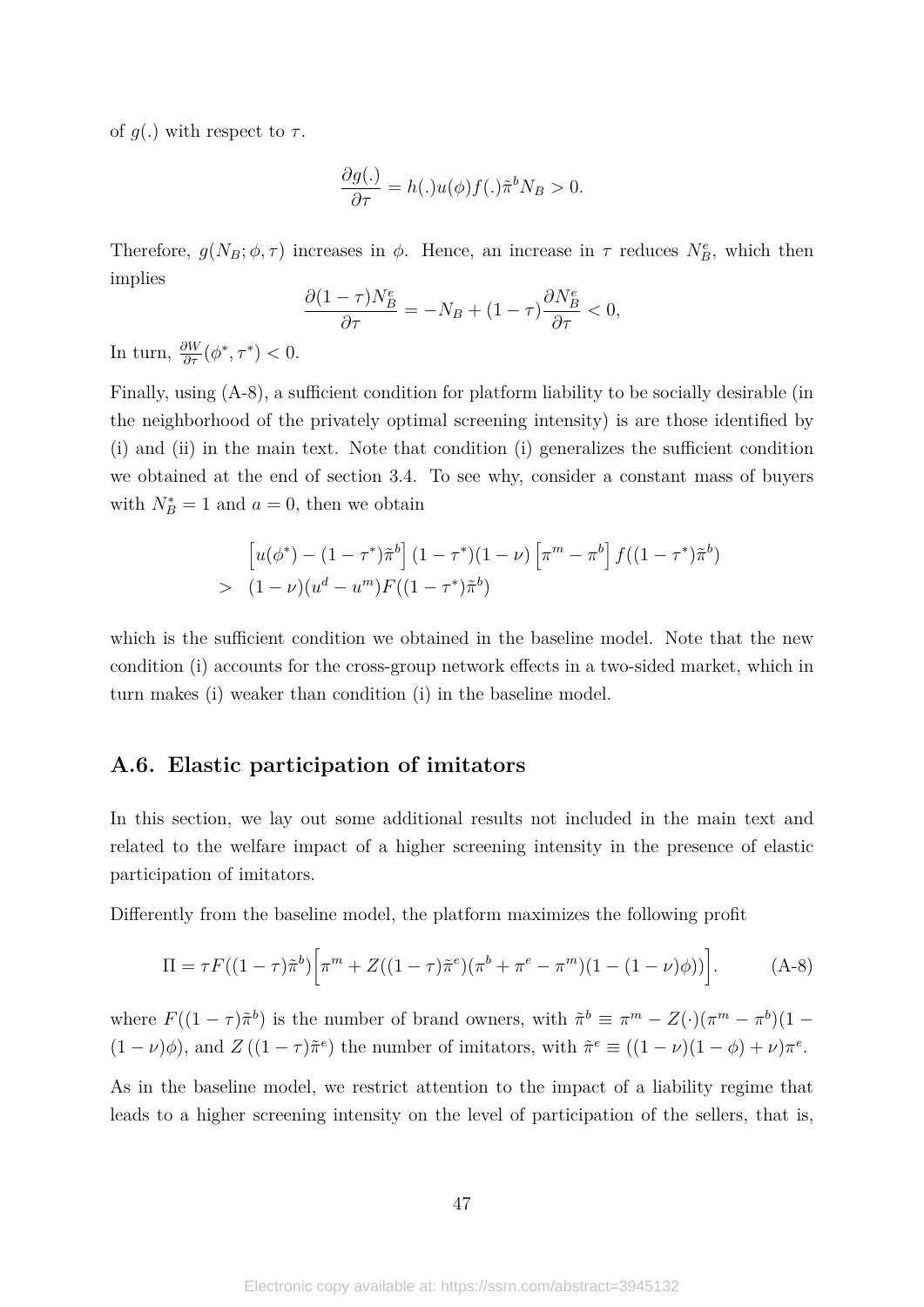of $g(.)$ with respect to $\tau$.

$$\frac{\partial g(.)}{\partial \tau} = h(.)u(\phi)f(.)\tilde{\pi}^b N_B > 0.$$

Therefore, $g(N_B; \phi, \tau)$ increases in $\phi$. Hence, an increase in $\tau$ reduces $N_B^e$, which then implies

$$\frac{\partial (1-\tau)N_B^e}{\partial \tau} = -N_B + (1-\tau)\frac{\partial N_B^e}{\partial \tau} < 0,$$

In turn, $\frac{\partial W}{\partial \tau}(\phi^*, \tau^*) < 0$.

Finally, using (A-8), a sufficient condition for platform liability to be socially desirable (in the neighborhood of the privately optimal screening intensity) is are those identified by (i) and (ii) in the main text. Note that condition (i) generalizes the sufficient condition we obtained at the end of section 3.4. To see why, consider a constant mass of buyers with $N_B^* = 1$ and $a = 0$, then we obtain

$$\begin{aligned} & \left[u(\phi^*) - (1-\tau^*)\tilde{\pi}^b\right](1-\tau^*)(1-\nu)\left[\pi^m - \pi^b\right] f((1-\tau^*)\tilde{\pi}^b) \\ > \; & (1-\nu)(u^d - u^m)F((1-\tau^*)\tilde{\pi}^b) \end{aligned}$$

which is the sufficient condition we obtained in the baseline model. Note that the new condition (i) accounts for the cross-group network effects in a two-sided market, which in turn makes (i) weaker than condition (i) in the baseline model.

## A.6. Elastic participation of imitators

In this section, we lay out some additional results not included in the main text and related to the welfare impact of a higher screening intensity in the presence of elastic participation of imitators.

Differently from the baseline model, the platform maximizes the following profit

$$\Pi = \tau F((1-\tau)\tilde{\pi}^b)\Big[\pi^m + Z((1-\tau)\tilde{\pi}^e)(\pi^b + \pi^e - \pi^m)(1-(1-\nu)\phi)\Big]. \tag{A-8}$$

where $F((1-\tau)\tilde{\pi}^b)$ is the number of brand owners, with $\tilde{\pi}^b \equiv \pi^m - Z(\cdot)(\pi^m - \pi^b)(1 - (1-\nu)\phi)$, and $Z\left((1-\tau)\tilde{\pi}^e\right)$ the number of imitators, with $\tilde{\pi}^e \equiv ((1-\nu)(1-\phi) + \nu)\pi^e$.

As in the baseline model, we restrict attention to the impact of a liability regime that leads to a higher screening intensity on the level of participation of the sellers, that is,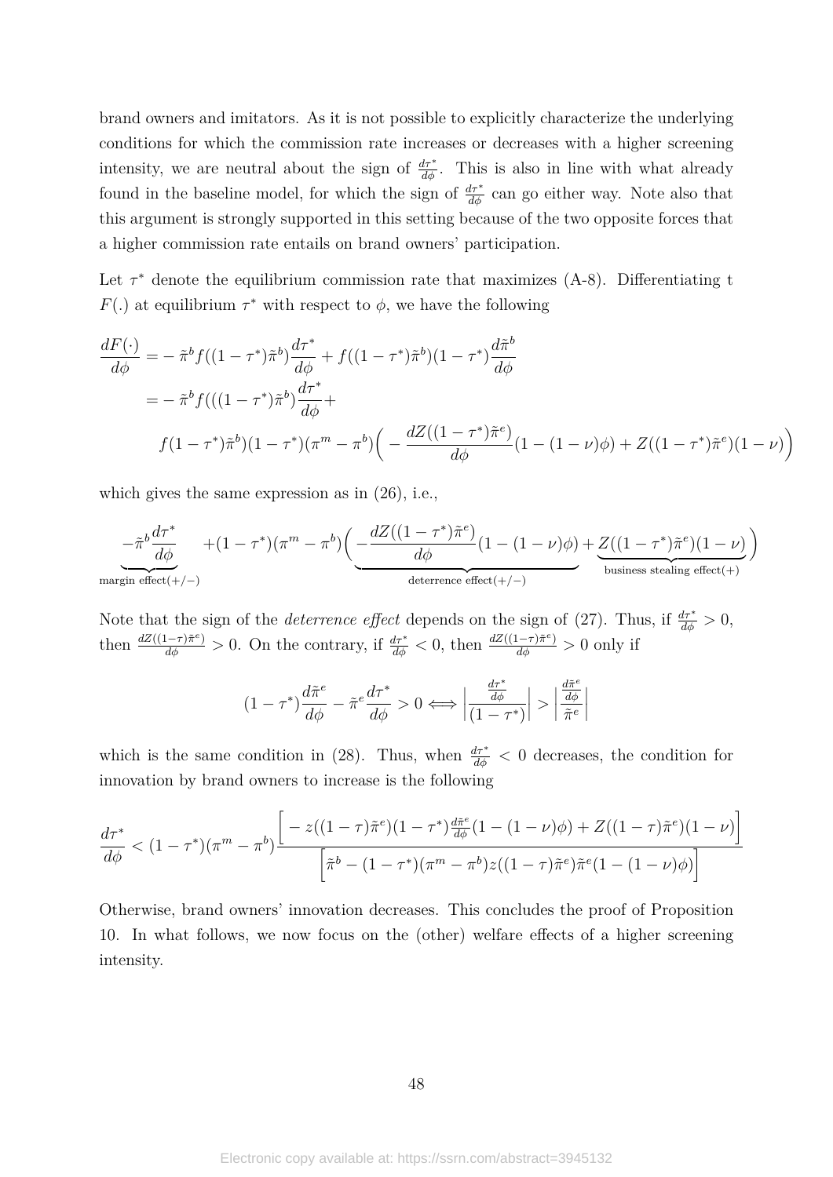brand owners and imitators. As it is not possible to explicitly characterize the underlying conditions for which the commission rate increases or decreases with a higher screening intensity, we are neutral about the sign of $\frac{d\tau^*}{d\phi}$. This is also in line with what already found in the baseline model, for which the sign of $\frac{d\tau^*}{d\phi}$ can go either way. Note also that this argument is strongly supported in this setting because of the two opposite forces that a higher commission rate entails on brand owners' participation.

Let $\tau^*$ denote the equilibrium commission rate that maximizes (A-8). Differentiating t $F(.)$ at equilibrium $\tau^*$ with respect to $\phi$, we have the following

$$
\begin{aligned}
\frac{dF(\cdot)}{d\phi} =& -\tilde{\pi}^b f((1-\tau^*)\tilde{\pi}^b)\frac{d\tau^*}{d\phi} + f((1-\tau^*)\tilde{\pi}^b)(1-\tau^*)\frac{d\tilde{\pi}^b}{d\phi} \\
=& -\tilde{\pi}^b f(((1-\tau^*)\tilde{\pi}^b)\frac{d\tau^*}{d\phi} + \\
& f(1-\tau^*)\tilde{\pi}^b)(1-\tau^*)(\pi^m - \pi^b)\Big( -\frac{dZ((1-\tau^*)\tilde{\pi}^e)}{d\phi}(1-(1-\nu)\phi) + Z((1-\tau^*)\tilde{\pi}^e)(1-\nu)\Big)
\end{aligned}
$$

which gives the same expression as in (26), i.e.,

$$
\underbrace{-\tilde{\pi}^b\frac{d\tau^*}{d\phi}}_{\text{margin effect}(+/-)} + (1-\tau^*)(\pi^m - \pi^b)\Big( \underbrace{-\frac{dZ((1-\tau^*)\tilde{\pi}^e)}{d\phi}(1-(1-\nu)\phi)}_{\text{deterrence effect}(+/-)} + \underbrace{Z((1-\tau^*)\tilde{\pi}^e)(1-\nu)}_{\text{business stealing effect}(+)}\Big)
$$

Note that the sign of the *deterrence effect* depends on the sign of (27). Thus, if $\frac{d\tau^*}{d\phi} > 0$, then $\frac{dZ((1-\tau)\tilde{\pi}^e)}{d\phi} > 0$. On the contrary, if $\frac{d\tau^*}{d\phi} < 0$, then $\frac{dZ((1-\tau)\tilde{\pi}^e)}{d\phi} > 0$ only if

$$
(1-\tau^*)\frac{d\tilde{\pi}^e}{d\phi} - \tilde{\pi}^e\frac{d\tau^*}{d\phi} > 0 \Longleftrightarrow \left|\frac{\frac{d\tau^*}{d\phi}}{(1-\tau^*)}\right| > \left|\frac{\frac{d\tilde{\pi}^e}{d\phi}}{\tilde{\pi}^e}\right|
$$

which is the same condition in (28). Thus, when $\frac{d\tau^*}{d\phi} < 0$ decreases, the condition for innovation by brand owners to increase is the following

$$
\frac{d\tau^*}{d\phi} < (1-\tau^*)(\pi^m - \pi^b)\frac{\Big[ -z((1-\tau)\tilde{\pi}^e)(1-\tau^*)\frac{d\tilde{\pi}^e}{d\phi}(1-(1-\nu)\phi) + Z((1-\tau)\tilde{\pi}^e)(1-\nu)\Big]}{\Big[\tilde{\pi}^b - (1-\tau^*)(\pi^m - \pi^b)z((1-\tau)\tilde{\pi}^e)\tilde{\pi}^e(1-(1-\nu)\phi)\Big]}
$$

Otherwise, brand owners' innovation decreases. This concludes the proof of Proposition 10. In what follows, we now focus on the (other) welfare effects of a higher screening intensity.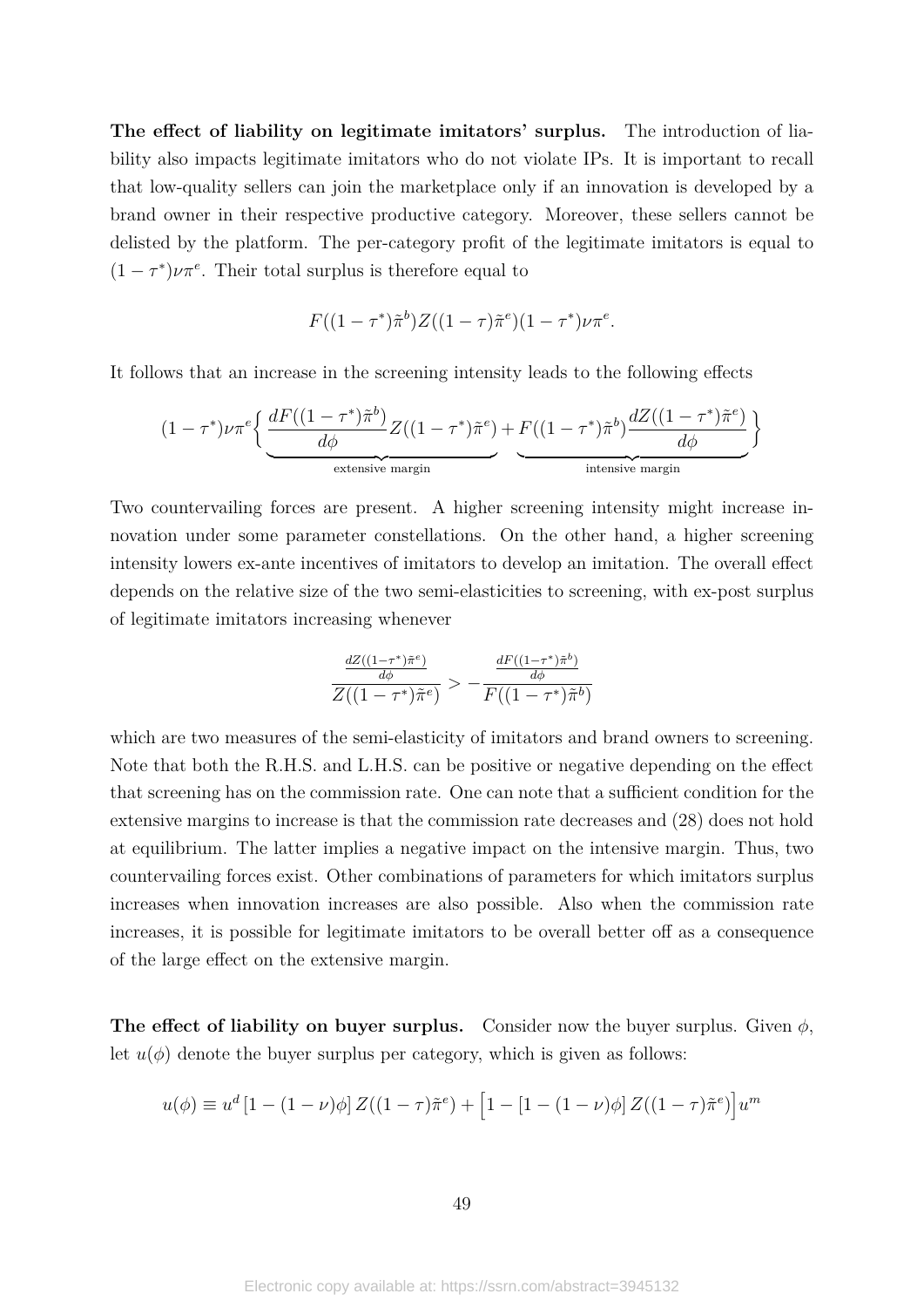**The effect of liability on legitimate imitators' surplus.** The introduction of liability also impacts legitimate imitators who do not violate IPs. It is important to recall that low-quality sellers can join the marketplace only if an innovation is developed by a brand owner in their respective productive category. Moreover, these sellers cannot be delisted by the platform. The per-category profit of the legitimate imitators is equal to $(1-\tau^*)\nu\pi^e$. Their total surplus is therefore equal to

$$F((1-\tau^*)\tilde{\pi}^b)Z((1-\tau)\tilde{\pi}^e)(1-\tau^*)\nu\pi^e.$$

It follows that an increase in the screening intensity leads to the following effects

$$(1-\tau^*)\nu\pi^e\Big\{\underbrace{\frac{dF((1-\tau^*)\tilde{\pi}^b)}{d\phi}Z((1-\tau^*)\tilde{\pi}^e)}_{\text{extensive margin}}+\underbrace{F((1-\tau^*)\tilde{\pi}^b)\frac{dZ((1-\tau^*)\tilde{\pi}^e)}{d\phi}}_{\text{intensive margin}}\Big\}$$

Two countervailing forces are present. A higher screening intensity might increase innovation under some parameter constellations. On the other hand, a higher screening intensity lowers ex-ante incentives of imitators to develop an imitation. The overall effect depends on the relative size of the two semi-elasticities to screening, with ex-post surplus of legitimate imitators increasing whenever

$$\frac{\frac{dZ((1-\tau^*)\tilde{\pi}^e)}{d\phi}}{Z((1-\tau^*)\tilde{\pi}^e)} > -\frac{\frac{dF((1-\tau^*)\tilde{\pi}^b)}{d\phi}}{F((1-\tau^*)\tilde{\pi}^b)}$$

which are two measures of the semi-elasticity of imitators and brand owners to screening. Note that both the R.H.S. and L.H.S. can be positive or negative depending on the effect that screening has on the commission rate. One can note that a sufficient condition for the extensive margins to increase is that the commission rate decreases and (28) does not hold at equilibrium. The latter implies a negative impact on the intensive margin. Thus, two countervailing forces exist. Other combinations of parameters for which imitators surplus increases when innovation increases are also possible. Also when the commission rate increases, it is possible for legitimate imitators to be overall better off as a consequence of the large effect on the extensive margin.

**The effect of liability on buyer surplus.** Consider now the buyer surplus. Given $\phi$, let $u(\phi)$ denote the buyer surplus per category, which is given as follows:

$$u(\phi) \equiv u^d\left[1-(1-\nu)\phi\right]Z((1-\tau)\tilde{\pi}^e) + \Big[1-\left[1-(1-\nu)\phi\right]Z((1-\tau)\tilde{\pi}^e)\Big]u^m$$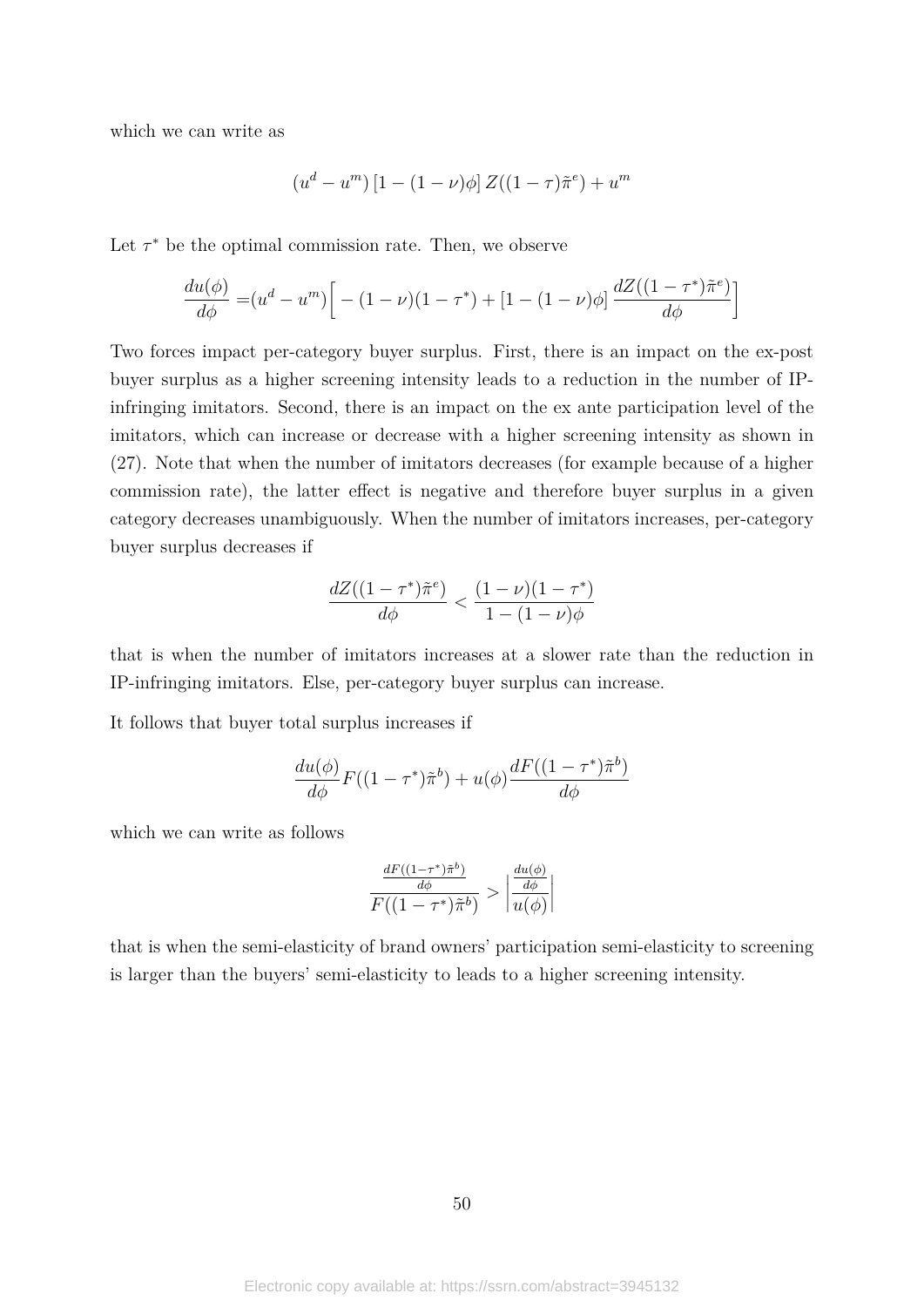which we can write as

$$(u^d - u^m)\,[1 - (1-\nu)\phi]\,Z((1-\tau)\tilde{\pi}^e) + u^m$$

Let $\tau^*$ be the optimal commission rate. Then, we observe

$$\frac{du(\phi)}{d\phi} = (u^d - u^m)\Big[ -(1-\nu)(1-\tau^*) + [1-(1-\nu)\phi]\,\frac{dZ((1-\tau^*)\tilde{\pi}^e)}{d\phi}\Big]$$

Two forces impact per-category buyer surplus. First, there is an impact on the ex-post buyer surplus as a higher screening intensity leads to a reduction in the number of IP-infringing imitators. Second, there is an impact on the ex ante participation level of the imitators, which can increase or decrease with a higher screening intensity as shown in (27). Note that when the number of imitators decreases (for example because of a higher commission rate), the latter effect is negative and therefore buyer surplus in a given category decreases unambiguously. When the number of imitators increases, per-category buyer surplus decreases if

$$\frac{dZ((1-\tau^*)\tilde{\pi}^e)}{d\phi} < \frac{(1-\nu)(1-\tau^*)}{1-(1-\nu)\phi}$$

that is when the number of imitators increases at a slower rate than the reduction in IP-infringing imitators. Else, per-category buyer surplus can increase.

It follows that buyer total surplus increases if

$$\frac{du(\phi)}{d\phi}F((1-\tau^*)\tilde{\pi}^b) + u(\phi)\frac{dF((1-\tau^*)\tilde{\pi}^b)}{d\phi}$$

which we can write as follows

$$\frac{\frac{dF((1-\tau^*)\tilde{\pi}^b)}{d\phi}}{F((1-\tau^*)\tilde{\pi}^b)} > \left|\frac{\frac{du(\phi)}{d\phi}}{u(\phi)}\right|$$

that is when the semi-elasticity of brand owners' participation semi-elasticity to screening is larger than the buyers' semi-elasticity to leads to a higher screening intensity.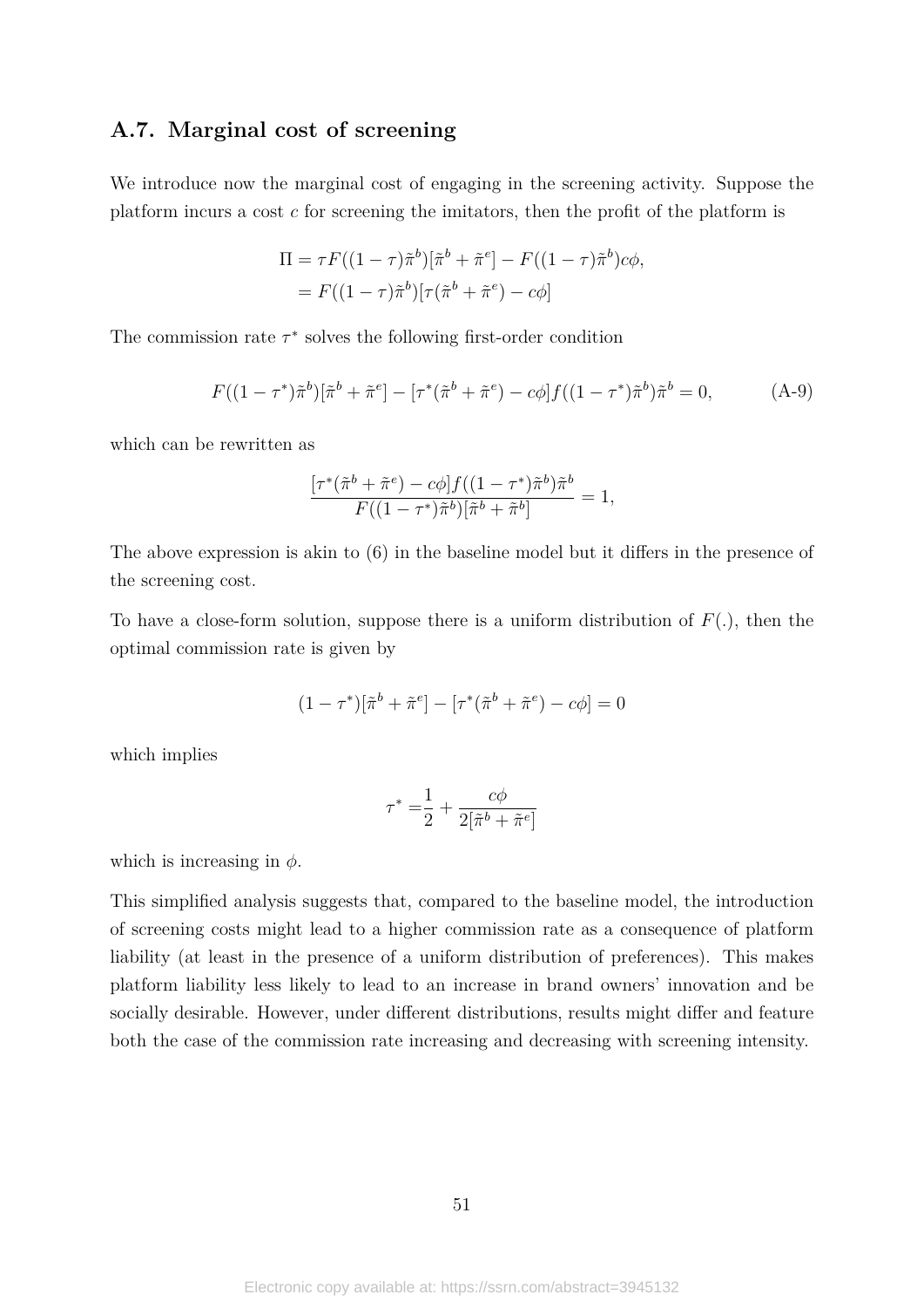## A.7. Marginal cost of screening

We introduce now the marginal cost of engaging in the screening activity. Suppose the platform incurs a cost $c$ for screening the imitators, then the profit of the platform is

$$
\begin{aligned}
\Pi &= \tau F((1-\tau)\tilde{\pi}^b)[\tilde{\pi}^b + \tilde{\pi}^e] - F((1-\tau)\tilde{\pi}^b)c\phi, \\
&= F((1-\tau)\tilde{\pi}^b)[\tau(\tilde{\pi}^b + \tilde{\pi}^e) - c\phi]
\end{aligned}
$$

The commission rate $\tau^*$ solves the following first-order condition

$$
F((1-\tau^*)\tilde{\pi}^b)[\tilde{\pi}^b + \tilde{\pi}^e] - [\tau^*(\tilde{\pi}^b + \tilde{\pi}^e) - c\phi]f((1-\tau^*)\tilde{\pi}^b)\tilde{\pi}^b = 0, \tag{A-9}
$$

which can be rewritten as

$$
\frac{[\tau^*(\tilde{\pi}^b + \tilde{\pi}^e) - c\phi]f((1-\tau^*)\tilde{\pi}^b)\tilde{\pi}^b}{F((1-\tau^*)\tilde{\pi}^b)[\tilde{\pi}^b + \tilde{\pi}^b]} = 1,
$$

The above expression is akin to (6) in the baseline model but it differs in the presence of the screening cost.

To have a close-form solution, suppose there is a uniform distribution of $F(.)$, then the optimal commission rate is given by

$$
(1-\tau^*)[\tilde{\pi}^b + \tilde{\pi}^e] - [\tau^*(\tilde{\pi}^b + \tilde{\pi}^e) - c\phi] = 0
$$

which implies

$$
\tau^* = \frac{1}{2} + \frac{c\phi}{2[\tilde{\pi}^b + \tilde{\pi}^e]}
$$

which is increasing in $\phi$.

This simplified analysis suggests that, compared to the baseline model, the introduction of screening costs might lead to a higher commission rate as a consequence of platform liability (at least in the presence of a uniform distribution of preferences). This makes platform liability less likely to lead to an increase in brand owners' innovation and be socially desirable. However, under different distributions, results might differ and feature both the case of the commission rate increasing and decreasing with screening intensity.